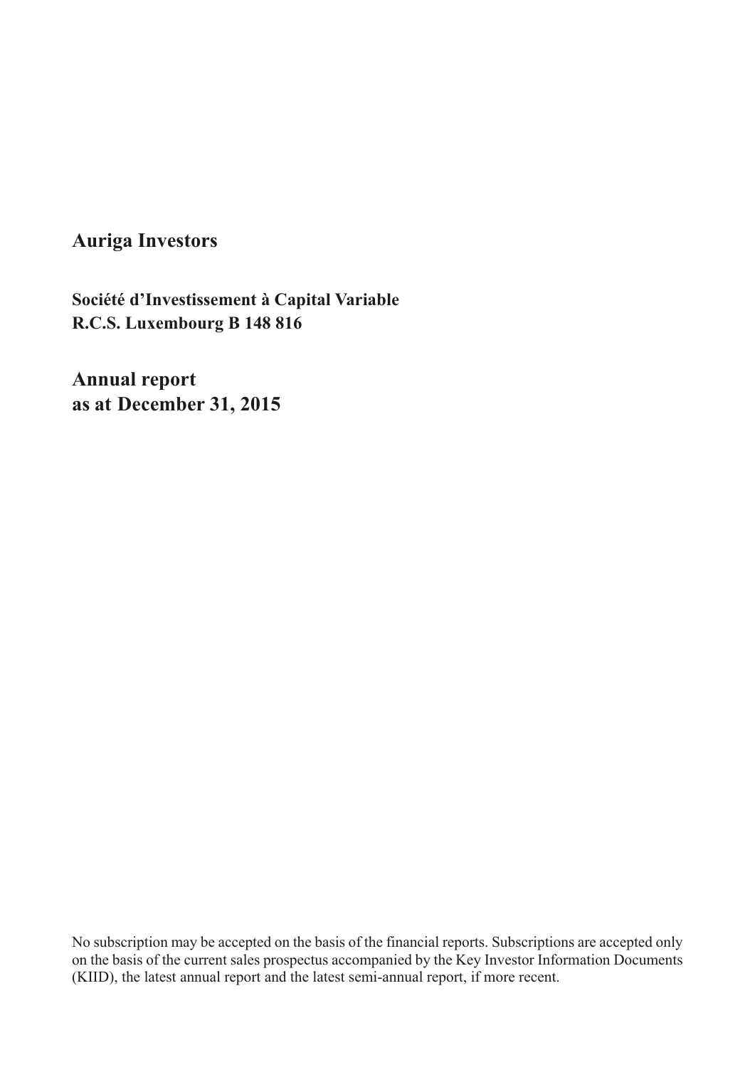# Auriga Investors

**Société d'Investissement à Capital Variable**
**R.C.S. Luxembourg B 148 816**

## Annual report
## as at December 31, 2015

No subscription may be accepted on the basis of the financial reports. Subscriptions are accepted only on the basis of the current sales prospectus accompanied by the Key Investor Information Documents (KIID), the latest annual report and the latest semi-annual report, if more recent.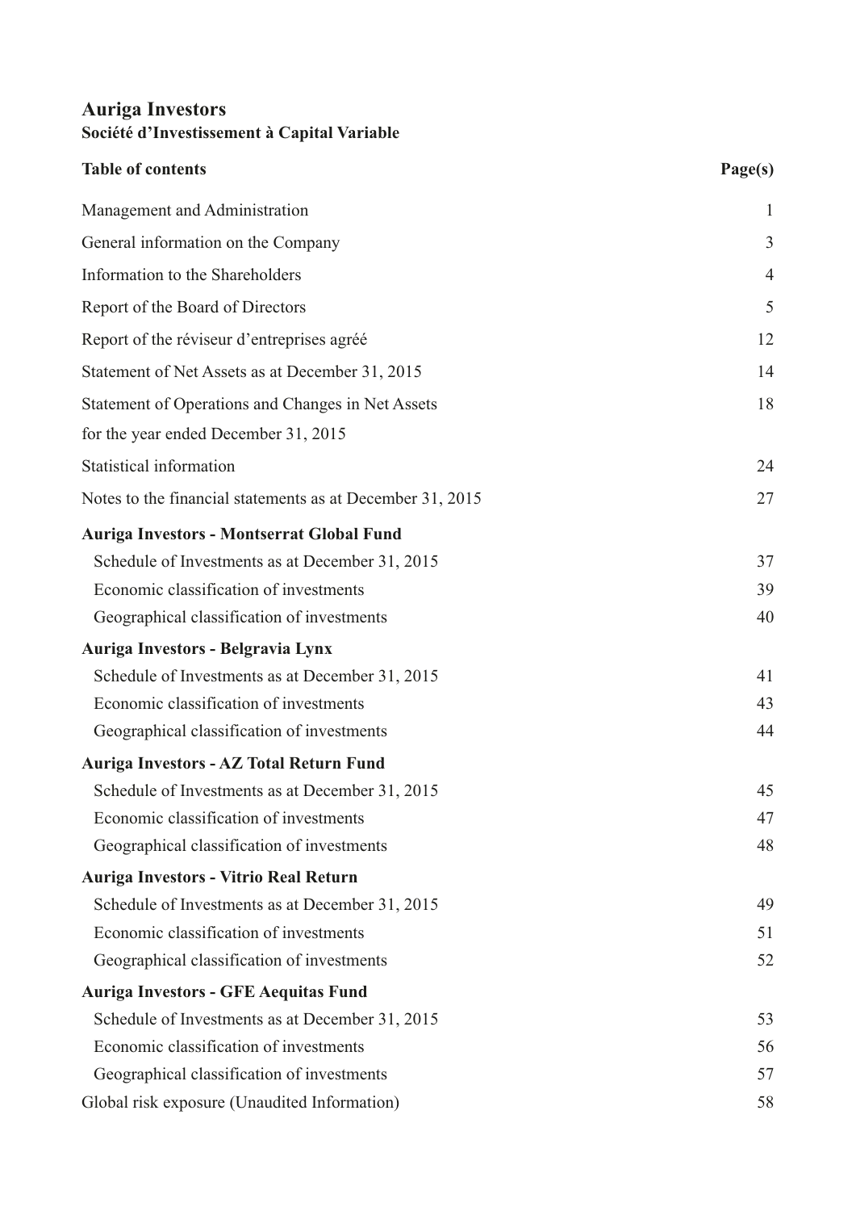# Auriga Investors

## Société d'Investissement à Capital Variable

| Table of contents | Page(s) |
|---|---|
| Management and Administration | 1 |
| General information on the Company | 3 |
| Information to the Shareholders | 4 |
| Report of the Board of Directors | 5 |
| Report of the réviseur d'entreprises agréé | 12 |
| Statement of Net Assets as at December 31, 2015 | 14 |
| Statement of Operations and Changes in Net Assets for the year ended December 31, 2015 | 18 |
| Statistical information | 24 |
| Notes to the financial statements as at December 31, 2015 | 27 |
| **Auriga Investors - Montserrat Global Fund** | |
| Schedule of Investments as at December 31, 2015 | 37 |
| Economic classification of investments | 39 |
| Geographical classification of investments | 40 |
| **Auriga Investors - Belgravia Lynx** | |
| Schedule of Investments as at December 31, 2015 | 41 |
| Economic classification of investments | 43 |
| Geographical classification of investments | 44 |
| **Auriga Investors - AZ Total Return Fund** | |
| Schedule of Investments as at December 31, 2015 | 45 |
| Economic classification of investments | 47 |
| Geographical classification of investments | 48 |
| **Auriga Investors - Vitrio Real Return** | |
| Schedule of Investments as at December 31, 2015 | 49 |
| Economic classification of investments | 51 |
| Geographical classification of investments | 52 |
| **Auriga Investors - GFE Aequitas Fund** | |
| Schedule of Investments as at December 31, 2015 | 53 |
| Economic classification of investments | 56 |
| Geographical classification of investments | 57 |
| Global risk exposure (Unaudited Information) | 58 |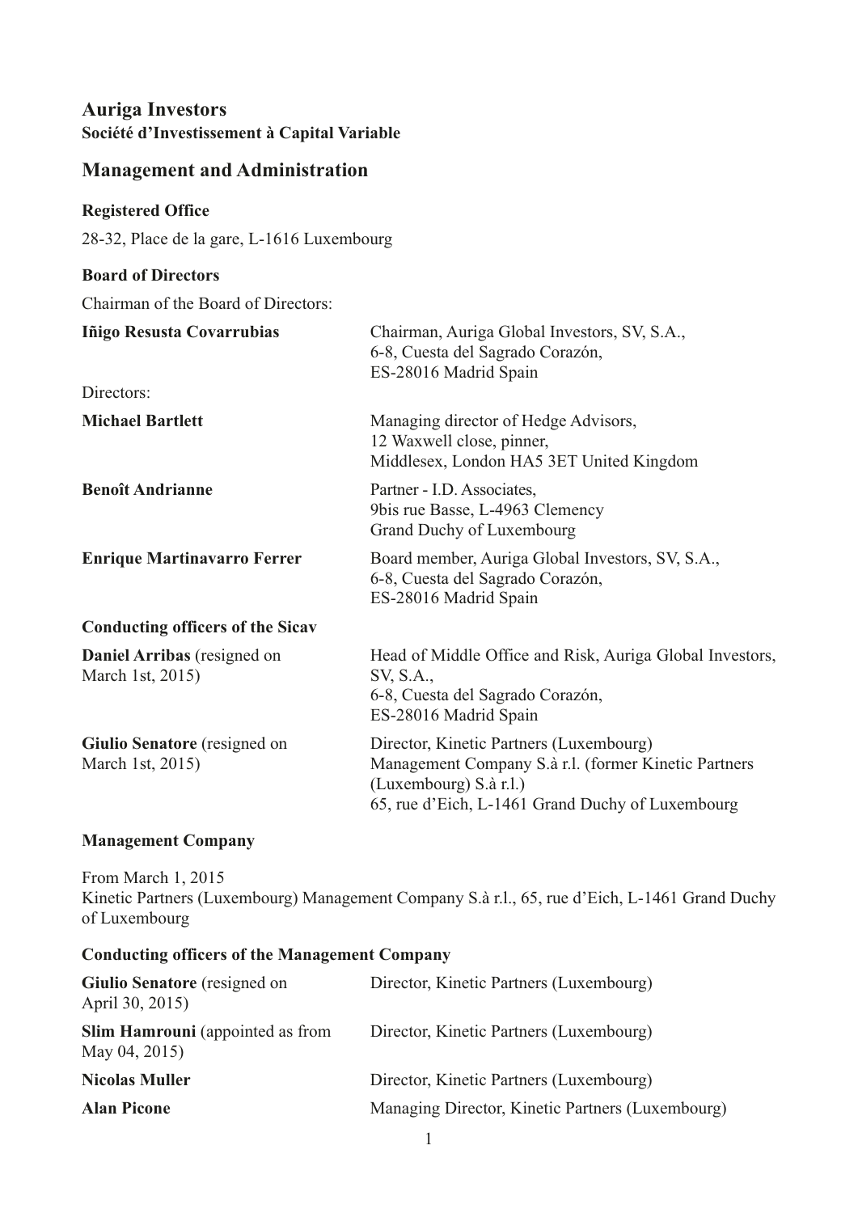# Auriga Investors

**Société d'Investissement à Capital Variable**

## Management and Administration

### Registered Office

28-32, Place de la gare, L-1616 Luxembourg

### Board of Directors

Chairman of the Board of Directors:

| | |
|---|---|
| **Iñigo Resusta Covarrubias** | Chairman, Auriga Global Investors, SV, S.A., 6-8, Cuesta del Sagrado Corazón, ES-28016 Madrid Spain |

Directors:

| | |
|---|---|
| **Michael Bartlett** | Managing director of Hedge Advisors, 12 Waxwell close, pinner, Middlesex, London HA5 3ET United Kingdom |
| **Benoît Andrianne** | Partner - I.D. Associates, 9bis rue Basse, L-4963 Clemency Grand Duchy of Luxembourg |
| **Enrique Martinavarro Ferrer** | Board member, Auriga Global Investors, SV, S.A., 6-8, Cuesta del Sagrado Corazón, ES-28016 Madrid Spain |

### Conducting officers of the Sicav

| | |
|---|---|
| **Daniel Arribas** (resigned on March 1st, 2015) | Head of Middle Office and Risk, Auriga Global Investors, SV, S.A., 6-8, Cuesta del Sagrado Corazón, ES-28016 Madrid Spain |
| **Giulio Senatore** (resigned on March 1st, 2015) | Director, Kinetic Partners (Luxembourg) Management Company S.à r.l. (former Kinetic Partners (Luxembourg) S.à r.l.) 65, rue d'Eich, L-1461 Grand Duchy of Luxembourg |

### Management Company

From March 1, 2015
Kinetic Partners (Luxembourg) Management Company S.à r.l., 65, rue d'Eich, L-1461 Grand Duchy of Luxembourg

### Conducting officers of the Management Company

| | |
|---|---|
| **Giulio Senatore** (resigned on April 30, 2015) | Director, Kinetic Partners (Luxembourg) |
| **Slim Hamrouni** (appointed as from May 04, 2015) | Director, Kinetic Partners (Luxembourg) |
| **Nicolas Muller** | Director, Kinetic Partners (Luxembourg) |
| **Alan Picone** | Managing Director, Kinetic Partners (Luxembourg) |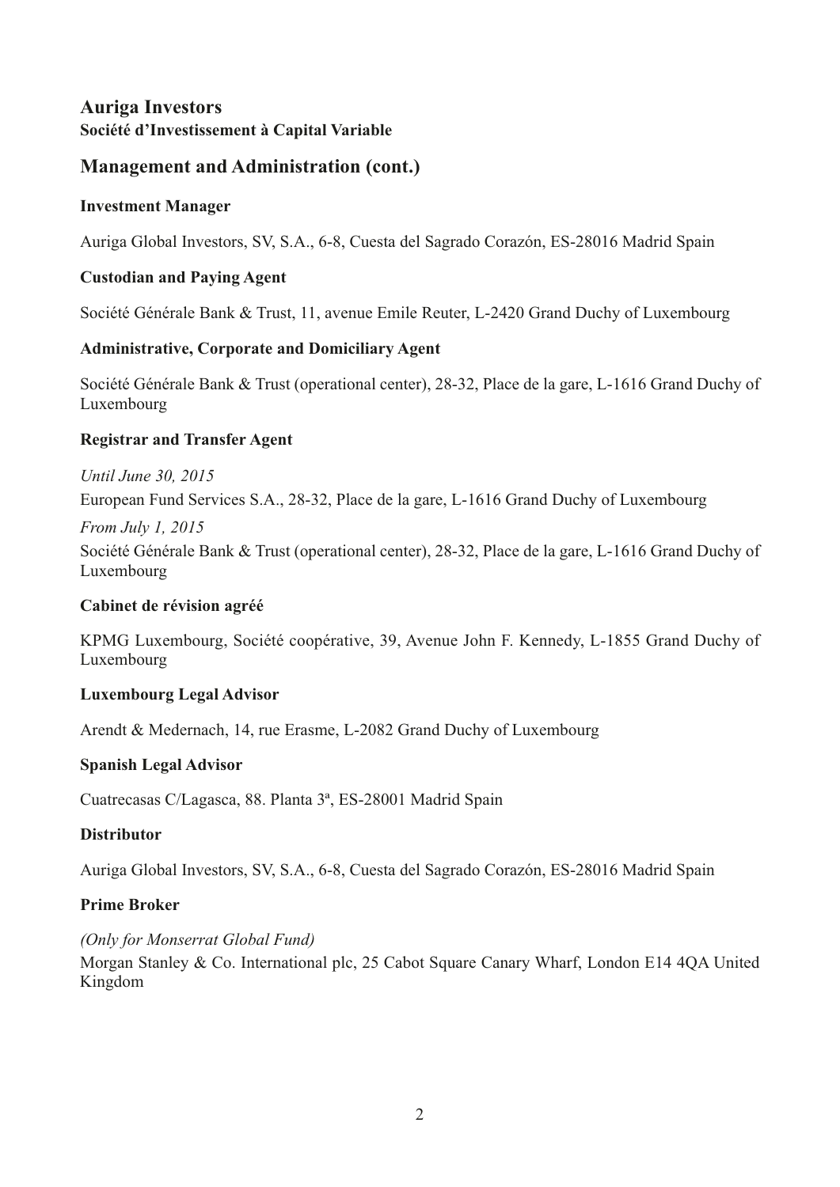# Auriga Investors

**Société d'Investissement à Capital Variable**

## Management and Administration (cont.)

### Investment Manager

Auriga Global Investors, SV, S.A., 6-8, Cuesta del Sagrado Corazón, ES-28016 Madrid Spain

### Custodian and Paying Agent

Société Générale Bank & Trust, 11, avenue Emile Reuter, L-2420 Grand Duchy of Luxembourg

### Administrative, Corporate and Domiciliary Agent

Société Générale Bank & Trust (operational center), 28-32, Place de la gare, L-1616 Grand Duchy of Luxembourg

### Registrar and Transfer Agent

*Until June 30, 2015*

European Fund Services S.A., 28-32, Place de la gare, L-1616 Grand Duchy of Luxembourg

*From July 1, 2015*

Société Générale Bank & Trust (operational center), 28-32, Place de la gare, L-1616 Grand Duchy of Luxembourg

### Cabinet de révision agréé

KPMG Luxembourg, Société coopérative, 39, Avenue John F. Kennedy, L-1855 Grand Duchy of Luxembourg

### Luxembourg Legal Advisor

Arendt & Medernach, 14, rue Erasme, L-2082 Grand Duchy of Luxembourg

### Spanish Legal Advisor

Cuatrecasas C/Lagasca, 88. Planta 3ª, ES-28001 Madrid Spain

### Distributor

Auriga Global Investors, SV, S.A., 6-8, Cuesta del Sagrado Corazón, ES-28016 Madrid Spain

### Prime Broker

*(Only for Monserrat Global Fund)*

Morgan Stanley & Co. International plc, 25 Cabot Square Canary Wharf, London E14 4QA United Kingdom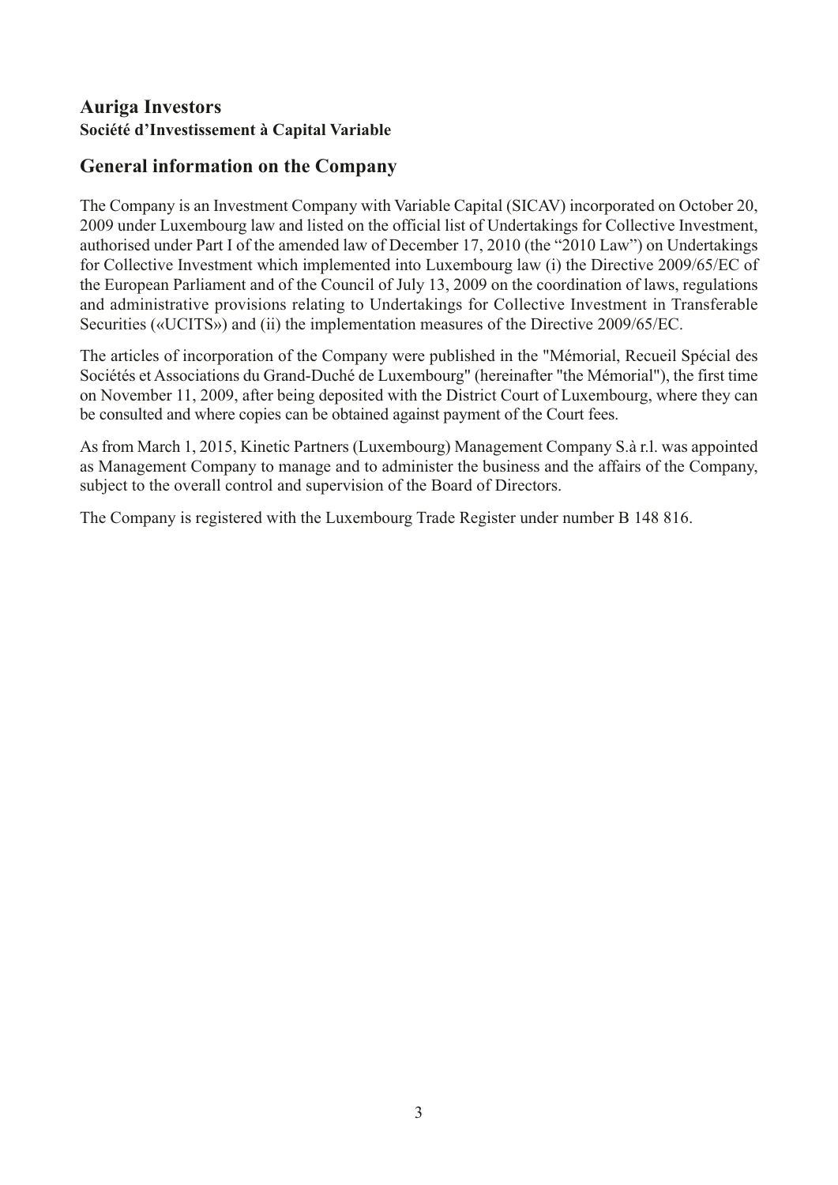## Auriga Investors
**Société d'Investissement à Capital Variable**

## General information on the Company

The Company is an Investment Company with Variable Capital (SICAV) incorporated on October 20, 2009 under Luxembourg law and listed on the official list of Undertakings for Collective Investment, authorised under Part I of the amended law of December 17, 2010 (the "2010 Law") on Undertakings for Collective Investment which implemented into Luxembourg law (i) the Directive 2009/65/EC of the European Parliament and of the Council of July 13, 2009 on the coordination of laws, regulations and administrative provisions relating to Undertakings for Collective Investment in Transferable Securities («UCITS») and (ii) the implementation measures of the Directive 2009/65/EC.

The articles of incorporation of the Company were published in the "Mémorial, Recueil Spécial des Sociétés et Associations du Grand-Duché de Luxembourg" (hereinafter "the Mémorial"), the first time on November 11, 2009, after being deposited with the District Court of Luxembourg, where they can be consulted and where copies can be obtained against payment of the Court fees.

As from March 1, 2015, Kinetic Partners (Luxembourg) Management Company S.à r.l. was appointed as Management Company to manage and to administer the business and the affairs of the Company, subject to the overall control and supervision of the Board of Directors.

The Company is registered with the Luxembourg Trade Register under number B 148 816.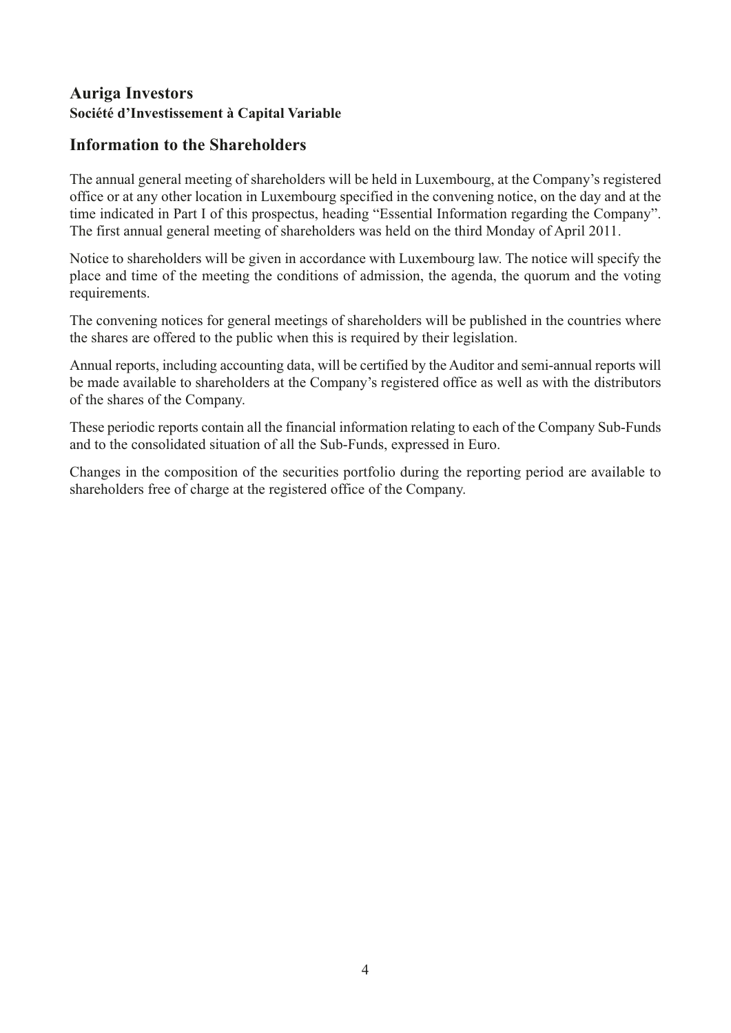## Auriga Investors
**Société d'Investissement à Capital Variable**

## Information to the Shareholders

The annual general meeting of shareholders will be held in Luxembourg, at the Company's registered office or at any other location in Luxembourg specified in the convening notice, on the day and at the time indicated in Part I of this prospectus, heading "Essential Information regarding the Company". The first annual general meeting of shareholders was held on the third Monday of April 2011.

Notice to shareholders will be given in accordance with Luxembourg law. The notice will specify the place and time of the meeting the conditions of admission, the agenda, the quorum and the voting requirements.

The convening notices for general meetings of shareholders will be published in the countries where the shares are offered to the public when this is required by their legislation.

Annual reports, including accounting data, will be certified by the Auditor and semi-annual reports will be made available to shareholders at the Company's registered office as well as with the distributors of the shares of the Company.

These periodic reports contain all the financial information relating to each of the Company Sub-Funds and to the consolidated situation of all the Sub-Funds, expressed in Euro.

Changes in the composition of the securities portfolio during the reporting period are available to shareholders free of charge at the registered office of the Company.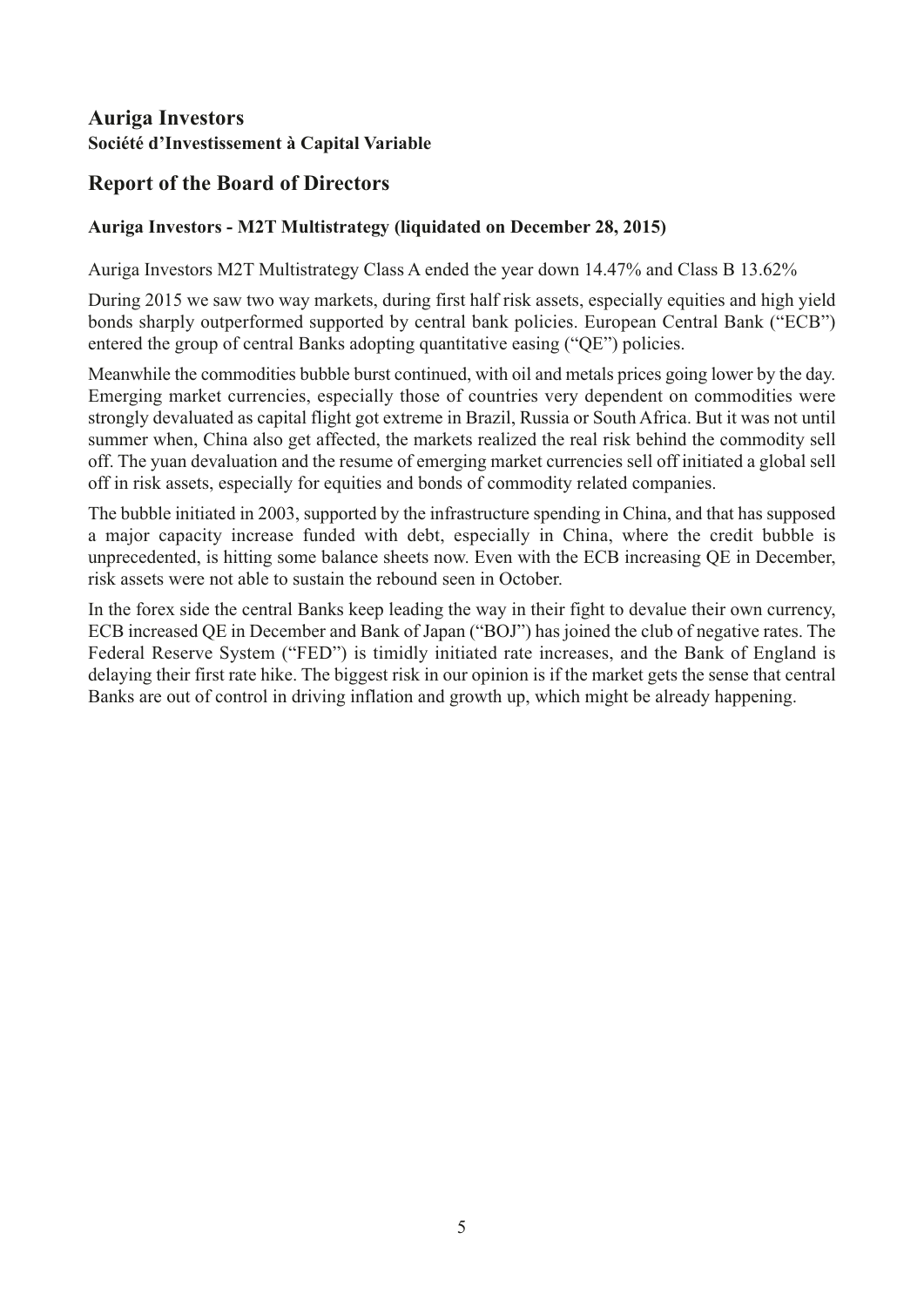# Auriga Investors

**Société d'Investissement à Capital Variable**

## Report of the Board of Directors

### Auriga Investors - M2T Multistrategy (liquidated on December 28, 2015)

Auriga Investors M2T Multistrategy Class A ended the year down 14.47% and Class B 13.62%

During 2015 we saw two way markets, during first half risk assets, especially equities and high yield bonds sharply outperformed supported by central bank policies. European Central Bank ("ECB") entered the group of central Banks adopting quantitative easing ("QE") policies.

Meanwhile the commodities bubble burst continued, with oil and metals prices going lower by the day. Emerging market currencies, especially those of countries very dependent on commodities were strongly devaluated as capital flight got extreme in Brazil, Russia or South Africa. But it was not until summer when, China also get affected, the markets realized the real risk behind the commodity sell off. The yuan devaluation and the resume of emerging market currencies sell off initiated a global sell off in risk assets, especially for equities and bonds of commodity related companies.

The bubble initiated in 2003, supported by the infrastructure spending in China, and that has supposed a major capacity increase funded with debt, especially in China, where the credit bubble is unprecedented, is hitting some balance sheets now. Even with the ECB increasing QE in December, risk assets were not able to sustain the rebound seen in October.

In the forex side the central Banks keep leading the way in their fight to devalue their own currency, ECB increased QE in December and Bank of Japan ("BOJ") has joined the club of negative rates. The Federal Reserve System ("FED") is timidly initiated rate increases, and the Bank of England is delaying their first rate hike. The biggest risk in our opinion is if the market gets the sense that central Banks are out of control in driving inflation and growth up, which might be already happening.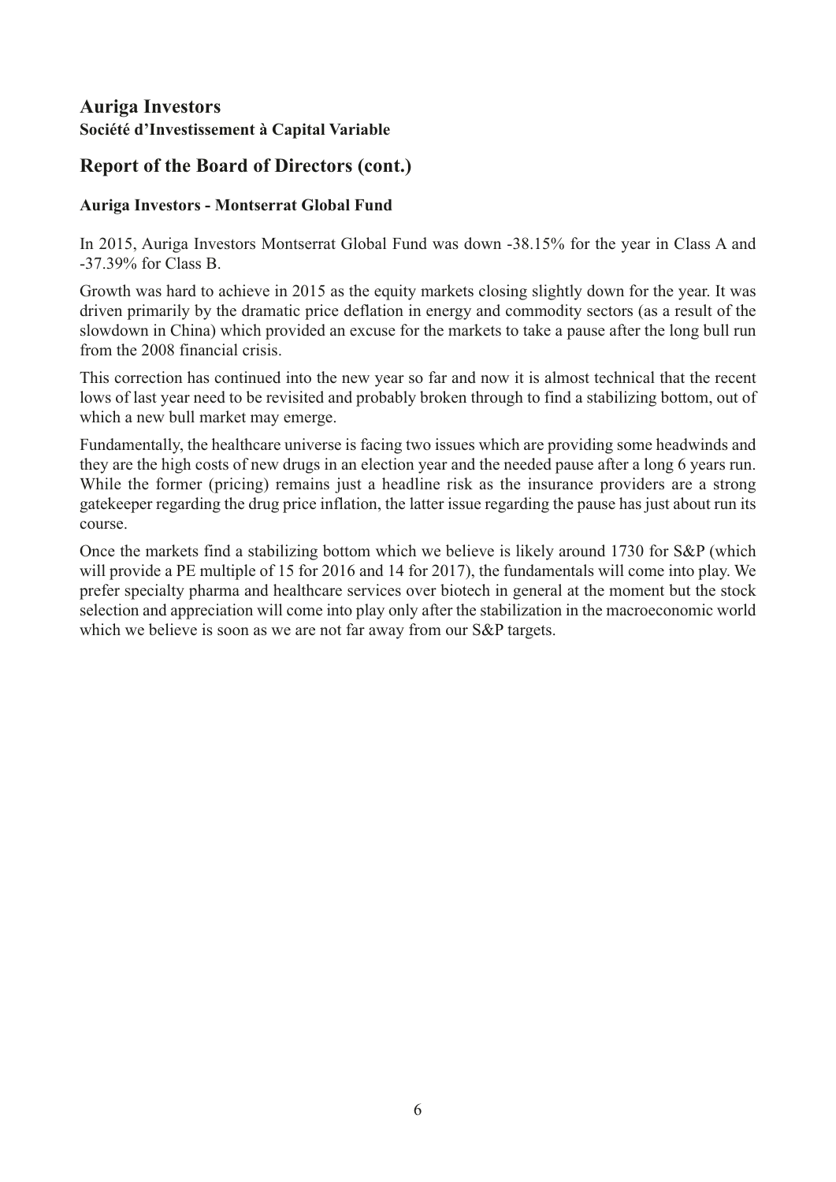# Auriga Investors

**Société d'Investissement à Capital Variable**

## Report of the Board of Directors (cont.)

### Auriga Investors - Montserrat Global Fund

In 2015, Auriga Investors Montserrat Global Fund was down -38.15% for the year in Class A and -37.39% for Class B.

Growth was hard to achieve in 2015 as the equity markets closing slightly down for the year. It was driven primarily by the dramatic price deflation in energy and commodity sectors (as a result of the slowdown in China) which provided an excuse for the markets to take a pause after the long bull run from the 2008 financial crisis.

This correction has continued into the new year so far and now it is almost technical that the recent lows of last year need to be revisited and probably broken through to find a stabilizing bottom, out of which a new bull market may emerge.

Fundamentally, the healthcare universe is facing two issues which are providing some headwinds and they are the high costs of new drugs in an election year and the needed pause after a long 6 years run. While the former (pricing) remains just a headline risk as the insurance providers are a strong gatekeeper regarding the drug price inflation, the latter issue regarding the pause has just about run its course.

Once the markets find a stabilizing bottom which we believe is likely around 1730 for S&P (which will provide a PE multiple of 15 for 2016 and 14 for 2017), the fundamentals will come into play. We prefer specialty pharma and healthcare services over biotech in general at the moment but the stock selection and appreciation will come into play only after the stabilization in the macroeconomic world which we believe is soon as we are not far away from our S&P targets.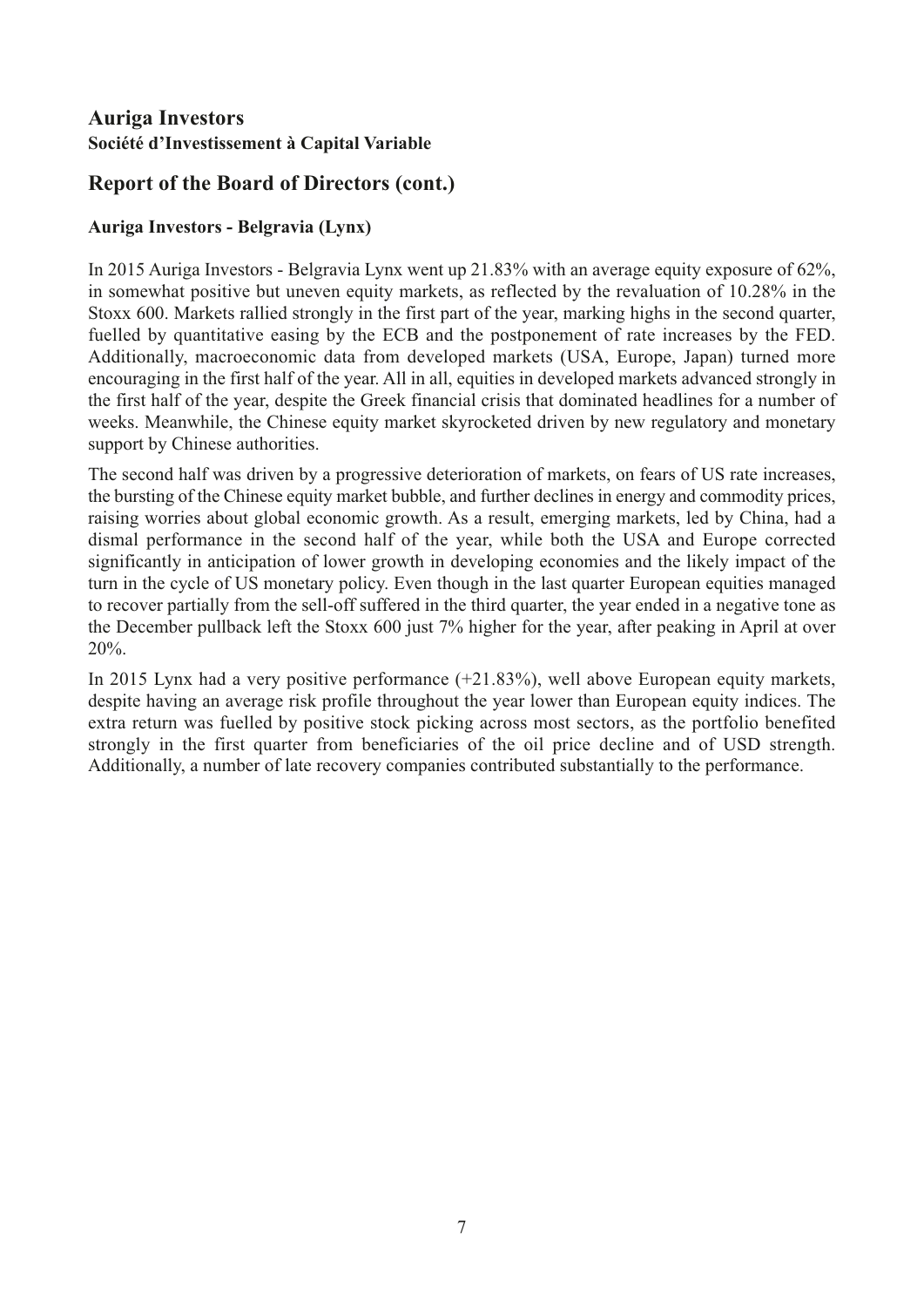## Auriga Investors
### Société d'Investissement à Capital Variable

## Report of the Board of Directors (cont.)

### Auriga Investors - Belgravia (Lynx)

In 2015 Auriga Investors - Belgravia Lynx went up 21.83% with an average equity exposure of 62%, in somewhat positive but uneven equity markets, as reflected by the revaluation of 10.28% in the Stoxx 600. Markets rallied strongly in the first part of the year, marking highs in the second quarter, fuelled by quantitative easing by the ECB and the postponement of rate increases by the FED. Additionally, macroeconomic data from developed markets (USA, Europe, Japan) turned more encouraging in the first half of the year. All in all, equities in developed markets advanced strongly in the first half of the year, despite the Greek financial crisis that dominated headlines for a number of weeks. Meanwhile, the Chinese equity market skyrocketed driven by new regulatory and monetary support by Chinese authorities.

The second half was driven by a progressive deterioration of markets, on fears of US rate increases, the bursting of the Chinese equity market bubble, and further declines in energy and commodity prices, raising worries about global economic growth. As a result, emerging markets, led by China, had a dismal performance in the second half of the year, while both the USA and Europe corrected significantly in anticipation of lower growth in developing economies and the likely impact of the turn in the cycle of US monetary policy. Even though in the last quarter European equities managed to recover partially from the sell-off suffered in the third quarter, the year ended in a negative tone as the December pullback left the Stoxx 600 just 7% higher for the year, after peaking in April at over 20%.

In 2015 Lynx had a very positive performance (+21.83%), well above European equity markets, despite having an average risk profile throughout the year lower than European equity indices. The extra return was fuelled by positive stock picking across most sectors, as the portfolio benefited strongly in the first quarter from beneficiaries of the oil price decline and of USD strength. Additionally, a number of late recovery companies contributed substantially to the performance.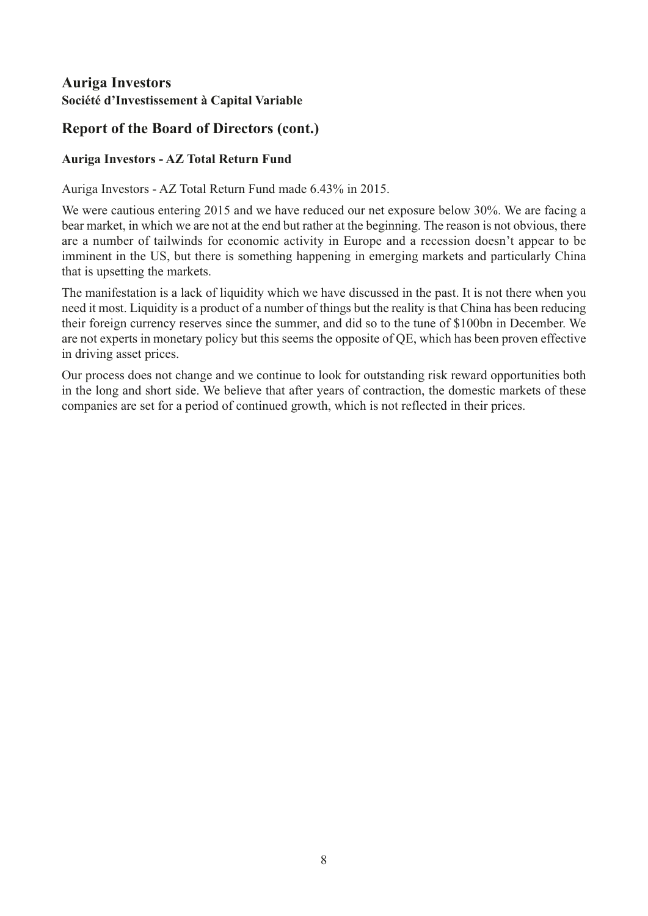# Auriga Investors

**Société d'Investissement à Capital Variable**

## Report of the Board of Directors (cont.)

### Auriga Investors - AZ Total Return Fund

Auriga Investors - AZ Total Return Fund made 6.43% in 2015.

We were cautious entering 2015 and we have reduced our net exposure below 30%. We are facing a bear market, in which we are not at the end but rather at the beginning. The reason is not obvious, there are a number of tailwinds for economic activity in Europe and a recession doesn't appear to be imminent in the US, but there is something happening in emerging markets and particularly China that is upsetting the markets.

The manifestation is a lack of liquidity which we have discussed in the past. It is not there when you need it most. Liquidity is a product of a number of things but the reality is that China has been reducing their foreign currency reserves since the summer, and did so to the tune of $100bn in December. We are not experts in monetary policy but this seems the opposite of QE, which has been proven effective in driving asset prices.

Our process does not change and we continue to look for outstanding risk reward opportunities both in the long and short side. We believe that after years of contraction, the domestic markets of these companies are set for a period of continued growth, which is not reflected in their prices.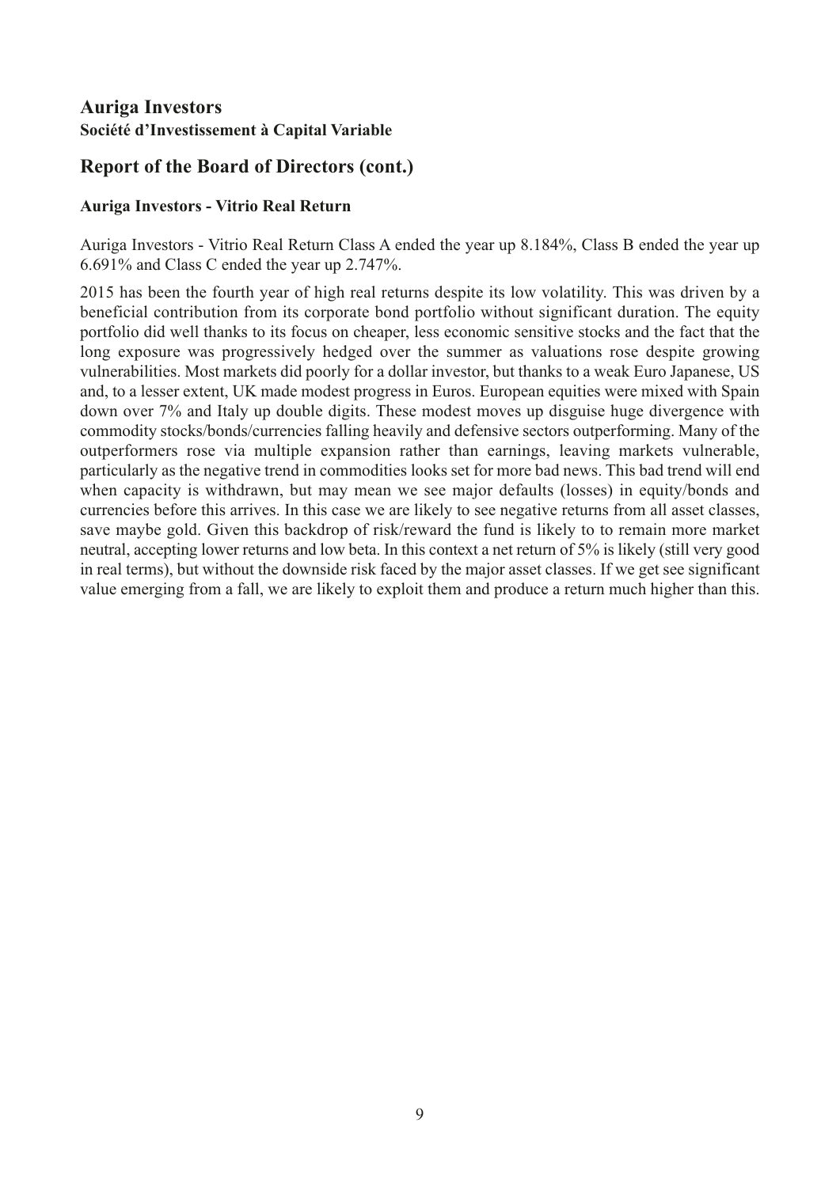# Auriga Investors

**Société d'Investissement à Capital Variable**

## Report of the Board of Directors (cont.)

### Auriga Investors - Vitrio Real Return

Auriga Investors - Vitrio Real Return Class A ended the year up 8.184%, Class B ended the year up 6.691% and Class C ended the year up 2.747%.

2015 has been the fourth year of high real returns despite its low volatility. This was driven by a beneficial contribution from its corporate bond portfolio without significant duration. The equity portfolio did well thanks to its focus on cheaper, less economic sensitive stocks and the fact that the long exposure was progressively hedged over the summer as valuations rose despite growing vulnerabilities. Most markets did poorly for a dollar investor, but thanks to a weak Euro Japanese, US and, to a lesser extent, UK made modest progress in Euros. European equities were mixed with Spain down over 7% and Italy up double digits. These modest moves up disguise huge divergence with commodity stocks/bonds/currencies falling heavily and defensive sectors outperforming. Many of the outperformers rose via multiple expansion rather than earnings, leaving markets vulnerable, particularly as the negative trend in commodities looks set for more bad news. This bad trend will end when capacity is withdrawn, but may mean we see major defaults (losses) in equity/bonds and currencies before this arrives. In this case we are likely to see negative returns from all asset classes, save maybe gold. Given this backdrop of risk/reward the fund is likely to to remain more market neutral, accepting lower returns and low beta. In this context a net return of 5% is likely (still very good in real terms), but without the downside risk faced by the major asset classes. If we get see significant value emerging from a fall, we are likely to exploit them and produce a return much higher than this.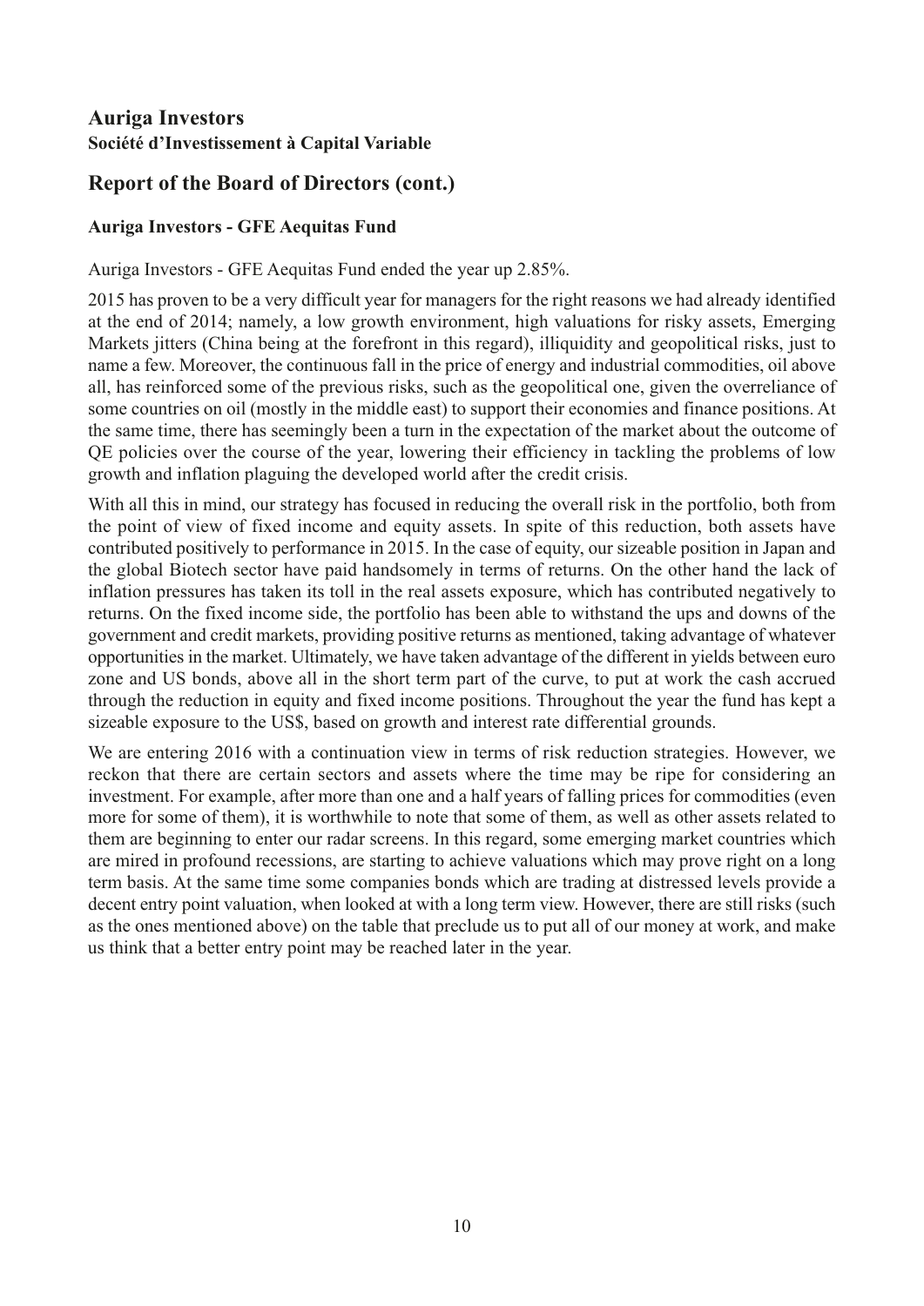## Auriga Investors
**Société d'Investissement à Capital Variable**

## Report of the Board of Directors (cont.)

### Auriga Investors - GFE Aequitas Fund

Auriga Investors - GFE Aequitas Fund ended the year up 2.85%.

2015 has proven to be a very difficult year for managers for the right reasons we had already identified at the end of 2014; namely, a low growth environment, high valuations for risky assets, Emerging Markets jitters (China being at the forefront in this regard), illiquidity and geopolitical risks, just to name a few. Moreover, the continuous fall in the price of energy and industrial commodities, oil above all, has reinforced some of the previous risks, such as the geopolitical one, given the overreliance of some countries on oil (mostly in the middle east) to support their economies and finance positions. At the same time, there has seemingly been a turn in the expectation of the market about the outcome of QE policies over the course of the year, lowering their efficiency in tackling the problems of low growth and inflation plaguing the developed world after the credit crisis.

With all this in mind, our strategy has focused in reducing the overall risk in the portfolio, both from the point of view of fixed income and equity assets. In spite of this reduction, both assets have contributed positively to performance in 2015. In the case of equity, our sizeable position in Japan and the global Biotech sector have paid handsomely in terms of returns. On the other hand the lack of inflation pressures has taken its toll in the real assets exposure, which has contributed negatively to returns. On the fixed income side, the portfolio has been able to withstand the ups and downs of the government and credit markets, providing positive returns as mentioned, taking advantage of whatever opportunities in the market. Ultimately, we have taken advantage of the different in yields between euro zone and US bonds, above all in the short term part of the curve, to put at work the cash accrued through the reduction in equity and fixed income positions. Throughout the year the fund has kept a sizeable exposure to the US$, based on growth and interest rate differential grounds.

We are entering 2016 with a continuation view in terms of risk reduction strategies. However, we reckon that there are certain sectors and assets where the time may be ripe for considering an investment. For example, after more than one and a half years of falling prices for commodities (even more for some of them), it is worthwhile to note that some of them, as well as other assets related to them are beginning to enter our radar screens. In this regard, some emerging market countries which are mired in profound recessions, are starting to achieve valuations which may prove right on a long term basis. At the same time some companies bonds which are trading at distressed levels provide a decent entry point valuation, when looked at with a long term view. However, there are still risks (such as the ones mentioned above) on the table that preclude us to put all of our money at work, and make us think that a better entry point may be reached later in the year.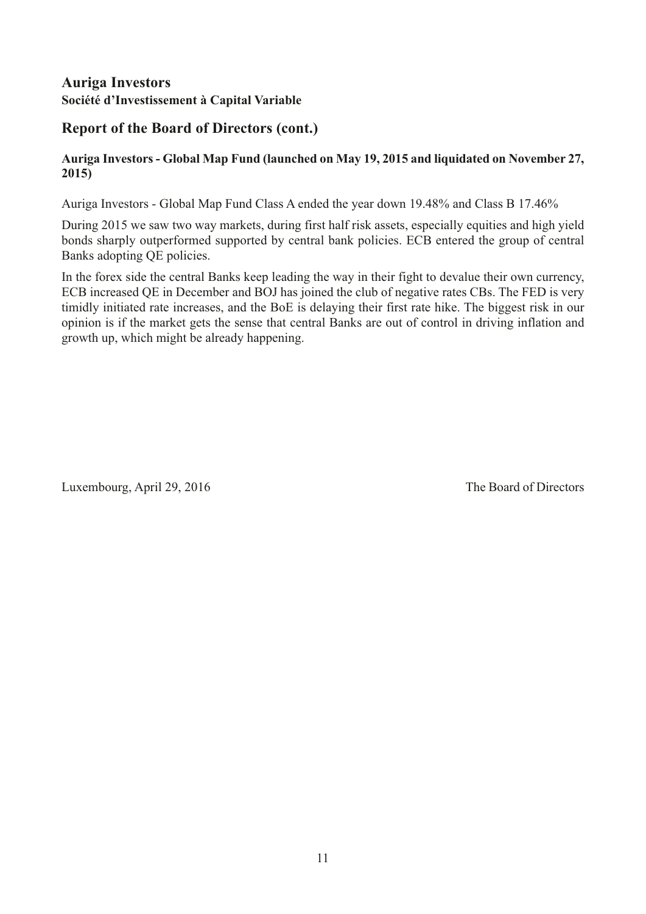# Auriga Investors

**Société d'Investissement à Capital Variable**

## Report of the Board of Directors (cont.)

### Auriga Investors - Global Map Fund (launched on May 19, 2015 and liquidated on November 27, 2015)

Auriga Investors - Global Map Fund Class A ended the year down 19.48% and Class B 17.46%

During 2015 we saw two way markets, during first half risk assets, especially equities and high yield bonds sharply outperformed supported by central bank policies. ECB entered the group of central Banks adopting QE policies.

In the forex side the central Banks keep leading the way in their fight to devalue their own currency, ECB increased QE in December and BOJ has joined the club of negative rates CBs. The FED is very timidly initiated rate increases, and the BoE is delaying their first rate hike. The biggest risk in our opinion is if the market gets the sense that central Banks are out of control in driving inflation and growth up, which might be already happening.

Luxembourg, April 29, 2016

The Board of Directors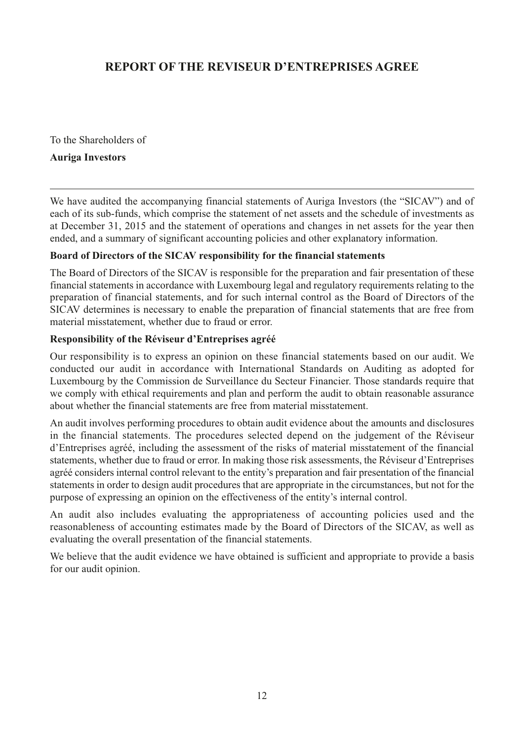# REPORT OF THE REVISEUR D'ENTREPRISES AGREE

To the Shareholders of

**Auriga Investors**

---

We have audited the accompanying financial statements of Auriga Investors (the "SICAV") and of each of its sub-funds, which comprise the statement of net assets and the schedule of investments as at December 31, 2015 and the statement of operations and changes in net assets for the year then ended, and a summary of significant accounting policies and other explanatory information.

**Board of Directors of the SICAV responsibility for the financial statements**

The Board of Directors of the SICAV is responsible for the preparation and fair presentation of these financial statements in accordance with Luxembourg legal and regulatory requirements relating to the preparation of financial statements, and for such internal control as the Board of Directors of the SICAV determines is necessary to enable the preparation of financial statements that are free from material misstatement, whether due to fraud or error.

**Responsibility of the Réviseur d'Entreprises agréé**

Our responsibility is to express an opinion on these financial statements based on our audit. We conducted our audit in accordance with International Standards on Auditing as adopted for Luxembourg by the Commission de Surveillance du Secteur Financier. Those standards require that we comply with ethical requirements and plan and perform the audit to obtain reasonable assurance about whether the financial statements are free from material misstatement.

An audit involves performing procedures to obtain audit evidence about the amounts and disclosures in the financial statements. The procedures selected depend on the judgement of the Réviseur d'Entreprises agréé, including the assessment of the risks of material misstatement of the financial statements, whether due to fraud or error. In making those risk assessments, the Réviseur d'Entreprises agréé considers internal control relevant to the entity's preparation and fair presentation of the financial statements in order to design audit procedures that are appropriate in the circumstances, but not for the purpose of expressing an opinion on the effectiveness of the entity's internal control.

An audit also includes evaluating the appropriateness of accounting policies used and the reasonableness of accounting estimates made by the Board of Directors of the SICAV, as well as evaluating the overall presentation of the financial statements.

We believe that the audit evidence we have obtained is sufficient and appropriate to provide a basis for our audit opinion.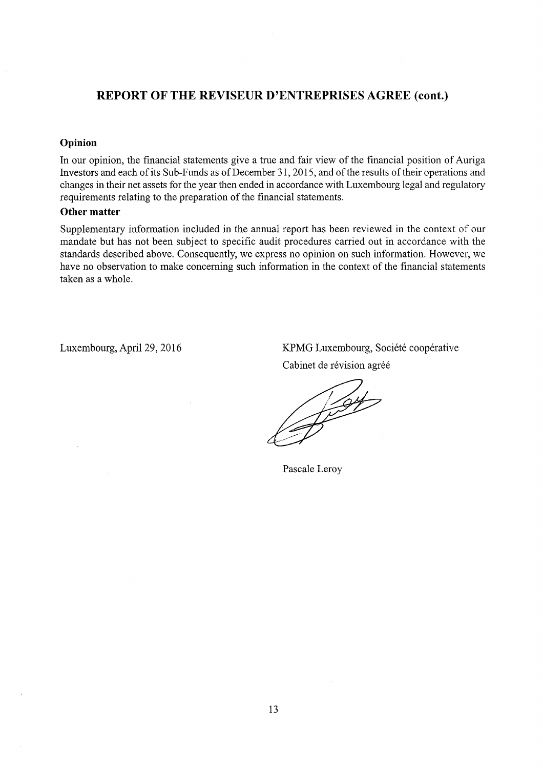## REPORT OF THE REVISEUR D'ENTREPRISES AGREE (cont.)

### Opinion

In our opinion, the financial statements give a true and fair view of the financial position of Auriga Investors and each of its Sub-Funds as of December 31, 2015, and of the results of their operations and changes in their net assets for the year then ended in accordance with Luxembourg legal and regulatory requirements relating to the preparation of the financial statements.

### Other matter

Supplementary information included in the annual report has been reviewed in the context of our mandate but has not been subject to specific audit procedures carried out in accordance with the standards described above. Consequently, we express no opinion on such information. However, we have no observation to make concerning such information in the context of the financial statements taken as a whole.

Luxembourg, April 29, 2016

KPMG Luxembourg, Société coopérative
Cabinet de révision agréé

Pascale Leroy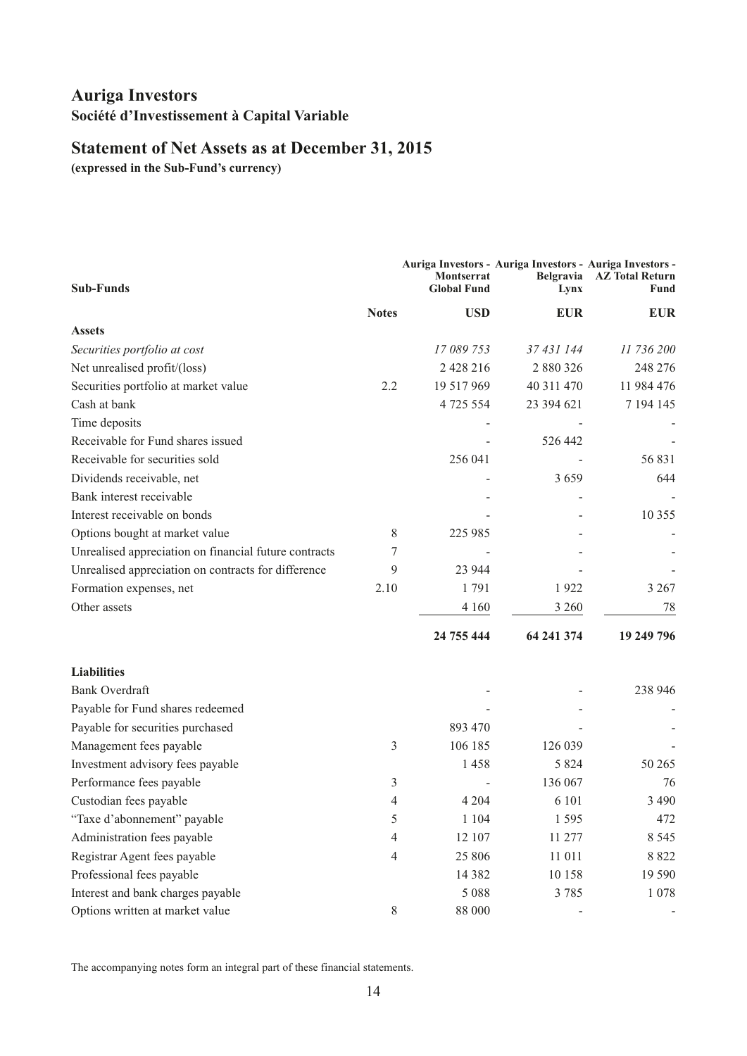# Auriga Investors

**Société d'Investissement à Capital Variable**

## Statement of Net Assets as at December 31, 2015

**(expressed in the Sub-Fund's currency)**

| Sub-Funds | Notes | Auriga Investors - Montserrat Global Fund | Auriga Investors - Belgravia Lynx | Auriga Investors - AZ Total Return Fund |
|---|---|---|---|---|
| | | **USD** | **EUR** | **EUR** |
| **Assets** | | | | |
| *Securities portfolio at cost* | | *17 089 753* | *37 431 144* | *11 736 200* |
| Net unrealised profit/(loss) | | 2 428 216 | 2 880 326 | 248 276 |
| Securities portfolio at market value | 2.2 | 19 517 969 | 40 311 470 | 11 984 476 |
| Cash at bank | | 4 725 554 | 23 394 621 | 7 194 145 |
| Time deposits | | - | - | - |
| Receivable for Fund shares issued | | - | 526 442 | - |
| Receivable for securities sold | | 256 041 | - | 56 831 |
| Dividends receivable, net | | - | 3 659 | 644 |
| Bank interest receivable | | - | - | - |
| Interest receivable on bonds | | - | - | 10 355 |
| Options bought at market value | 8 | 225 985 | - | - |
| Unrealised appreciation on financial future contracts | 7 | - | - | - |
| Unrealised appreciation on contracts for difference | 9 | 23 944 | - | - |
| Formation expenses, net | 2.10 | 1 791 | 1 922 | 3 267 |
| Other assets | | 4 160 | 3 260 | 78 |
| | | **24 755 444** | **64 241 374** | **19 249 796** |
| **Liabilities** | | | | |
| Bank Overdraft | | - | - | 238 946 |
| Payable for Fund shares redeemed | | - | - | - |
| Payable for securities purchased | | 893 470 | - | - |
| Management fees payable | 3 | 106 185 | 126 039 | - |
| Investment advisory fees payable | | 1 458 | 5 824 | 50 265 |
| Performance fees payable | 3 | - | 136 067 | 76 |
| Custodian fees payable | 4 | 4 204 | 6 101 | 3 490 |
| "Taxe d'abonnement" payable | 5 | 1 104 | 1 595 | 472 |
| Administration fees payable | 4 | 12 107 | 11 277 | 8 545 |
| Registrar Agent fees payable | 4 | 25 806 | 11 011 | 8 822 |
| Professional fees payable | | 14 382 | 10 158 | 19 590 |
| Interest and bank charges payable | | 5 088 | 3 785 | 1 078 |
| Options written at market value | 8 | 88 000 | - | - |

The accompanying notes form an integral part of these financial statements.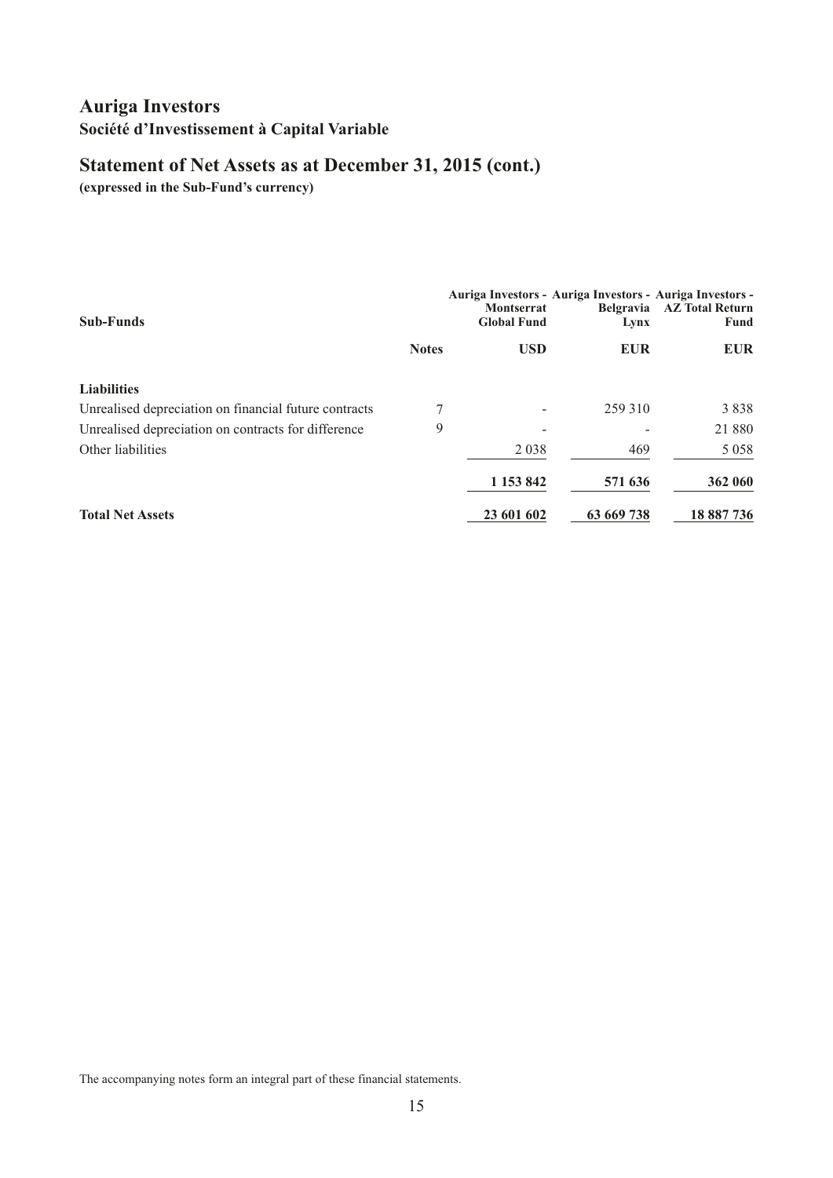# Auriga Investors

## Société d'Investissement à Capital Variable

## Statement of Net Assets as at December 31, 2015 (cont.)

**(expressed in the Sub-Fund's currency)**

| Sub-Funds | | Auriga Investors - Montserrat Global Fund | Auriga Investors - Belgravia Lynx | Auriga Investors - AZ Total Return Fund |
|---|---|---|---|---|
| | **Notes** | **USD** | **EUR** | **EUR** |
| **Liabilities** | | | | |
| Unrealised depreciation on financial future contracts | 7 | - | 259 310 | 3 838 |
| Unrealised depreciation on contracts for difference | 9 | - | - | 21 880 |
| Other liabilities | | 2 038 | 469 | 5 058 |
| | | **1 153 842** | **571 636** | **362 060** |
| **Total Net Assets** | | **23 601 602** | **63 669 738** | **18 887 736** |

The accompanying notes form an integral part of these financial statements.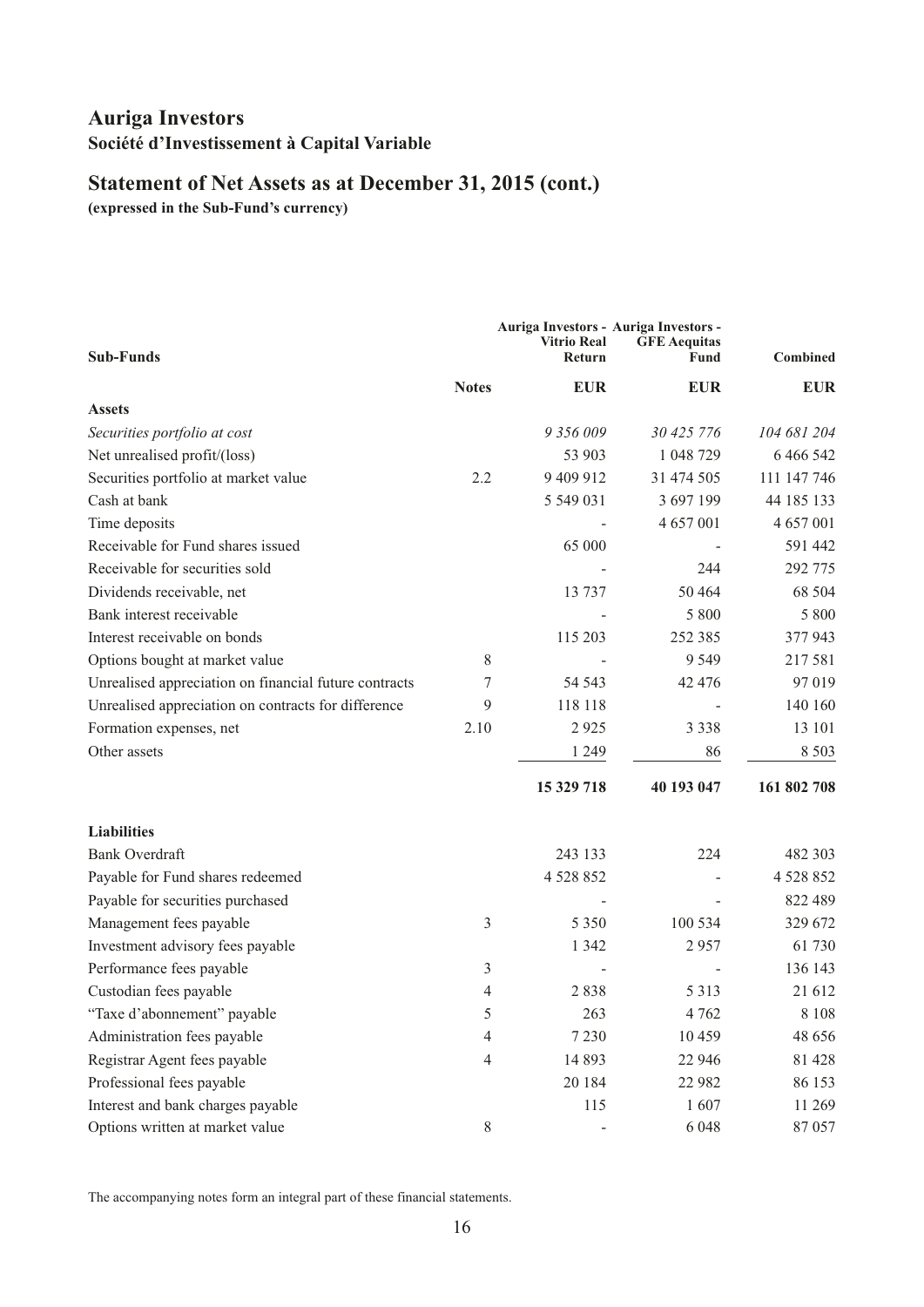# Auriga Investors

**Société d'Investissement à Capital Variable**

## Statement of Net Assets as at December 31, 2015 (cont.)

**(expressed in the Sub-Fund's currency)**

| Sub-Funds | Notes | Auriga Investors - Vitrio Real Return | Auriga Investors - GFE Aequitas Fund | Combined |
|---|---|---|---|---|
| | | **EUR** | **EUR** | **EUR** |
| **Assets** | | | | |
| *Securities portfolio at cost* | | *9 356 009* | *30 425 776* | *104 681 204* |
| Net unrealised profit/(loss) | | 53 903 | 1 048 729 | 6 466 542 |
| Securities portfolio at market value | 2.2 | 9 409 912 | 31 474 505 | 111 147 746 |
| Cash at bank | | 5 549 031 | 3 697 199 | 44 185 133 |
| Time deposits | | - | 4 657 001 | 4 657 001 |
| Receivable for Fund shares issued | | 65 000 | - | 591 442 |
| Receivable for securities sold | | - | 244 | 292 775 |
| Dividends receivable, net | | 13 737 | 50 464 | 68 504 |
| Bank interest receivable | | - | 5 800 | 5 800 |
| Interest receivable on bonds | | 115 203 | 252 385 | 377 943 |
| Options bought at market value | 8 | - | 9 549 | 217 581 |
| Unrealised appreciation on financial future contracts | 7 | 54 543 | 42 476 | 97 019 |
| Unrealised appreciation on contracts for difference | 9 | 118 118 | - | 140 160 |
| Formation expenses, net | 2.10 | 2 925 | 3 338 | 13 101 |
| Other assets | | 1 249 | 86 | 8 503 |
| | | **15 329 718** | **40 193 047** | **161 802 708** |
| **Liabilities** | | | | |
| Bank Overdraft | | 243 133 | 224 | 482 303 |
| Payable for Fund shares redeemed | | 4 528 852 | - | 4 528 852 |
| Payable for securities purchased | | - | - | 822 489 |
| Management fees payable | 3 | 5 350 | 100 534 | 329 672 |
| Investment advisory fees payable | | 1 342 | 2 957 | 61 730 |
| Performance fees payable | 3 | - | - | 136 143 |
| Custodian fees payable | 4 | 2 838 | 5 313 | 21 612 |
| "Taxe d'abonnement" payable | 5 | 263 | 4 762 | 8 108 |
| Administration fees payable | 4 | 7 230 | 10 459 | 48 656 |
| Registrar Agent fees payable | 4 | 14 893 | 22 946 | 81 428 |
| Professional fees payable | | 20 184 | 22 982 | 86 153 |
| Interest and bank charges payable | | 115 | 1 607 | 11 269 |
| Options written at market value | 8 | - | 6 048 | 87 057 |

The accompanying notes form an integral part of these financial statements.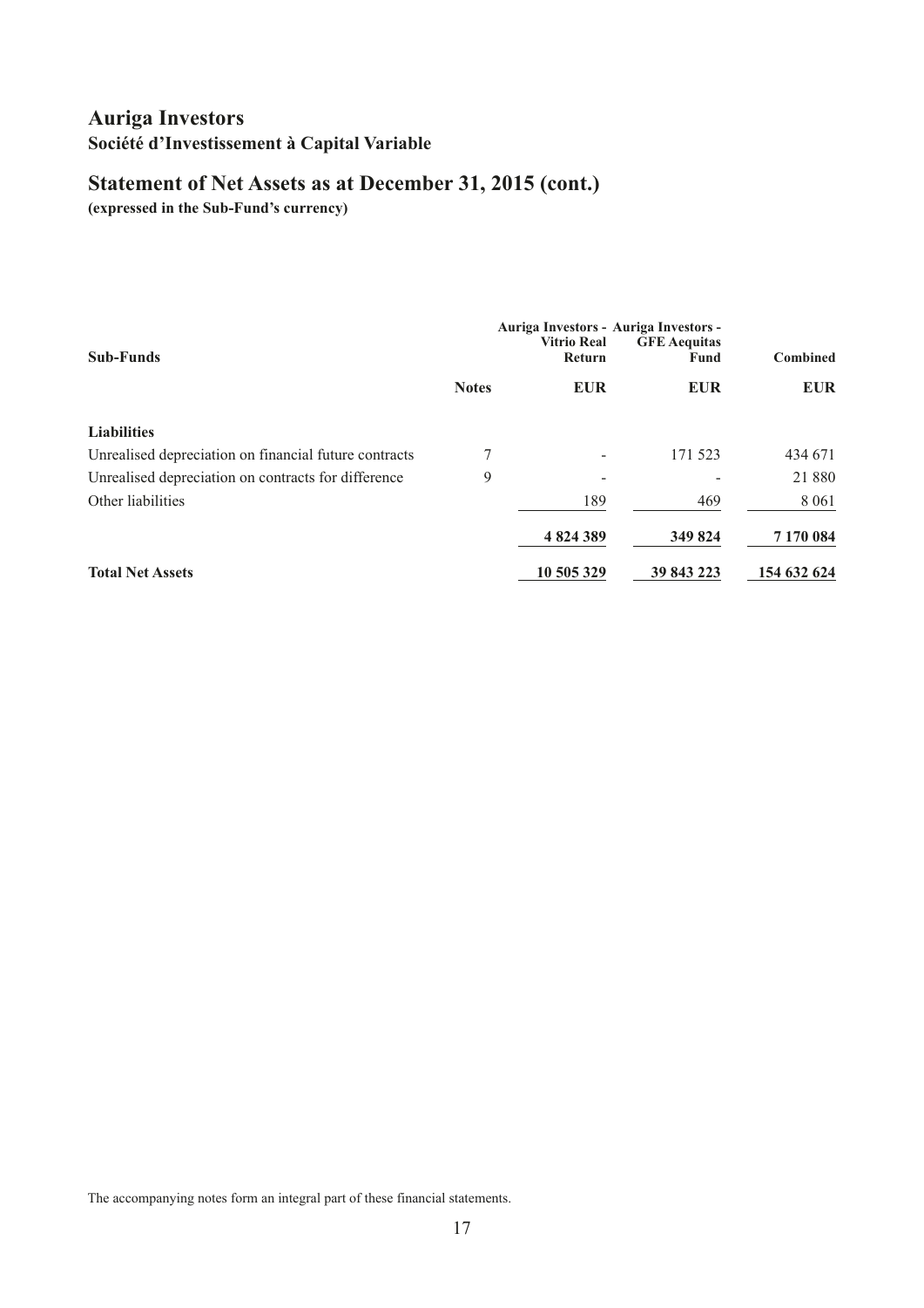# Auriga Investors

## Société d'Investissement à Capital Variable

## Statement of Net Assets as at December 31, 2015 (cont.)

**(expressed in the Sub-Fund's currency)**

| Sub-Funds | | Auriga Investors - Vitrio Real Return | Auriga Investors - GFE Aequitas Fund | Combined |
|---|---|---|---|---|
| | **Notes** | **EUR** | **EUR** | **EUR** |
| **Liabilities** | | | | |
| Unrealised depreciation on financial future contracts | 7 | - | 171 523 | 434 671 |
| Unrealised depreciation on contracts for difference | 9 | - | - | 21 880 |
| Other liabilities | | 189 | 469 | 8 061 |
| | | **4 824 389** | **349 824** | **7 170 084** |
| **Total Net Assets** | | **10 505 329** | **39 843 223** | **154 632 624** |

The accompanying notes form an integral part of these financial statements.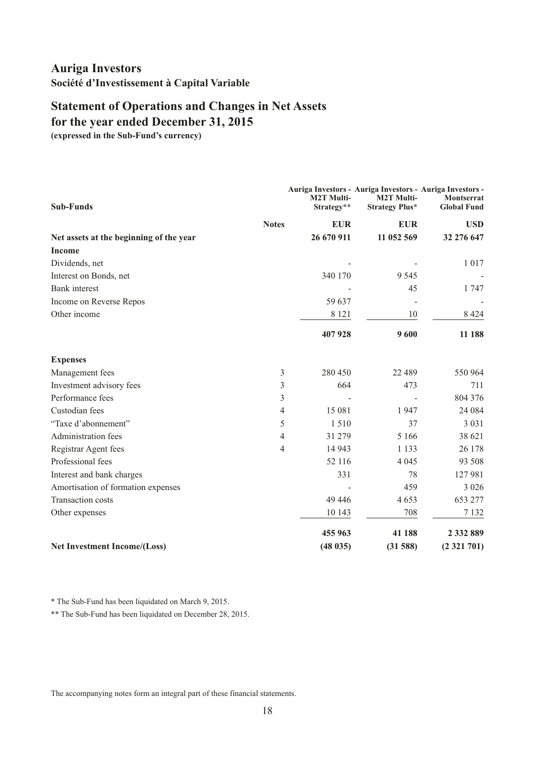# Auriga Investors

**Société d'Investissement à Capital Variable**

## Statement of Operations and Changes in Net Assets for the year ended December 31, 2015

**(expressed in the Sub-Fund's currency)**

| Sub-Funds | Notes | Auriga Investors - M2T Multi-Strategy** | Auriga Investors - M2T Multi-Strategy Plus* | Auriga Investors - Montserrat Global Fund |
|---|---|---|---|---|
| | | **EUR** | **EUR** | **USD** |
| **Net assets at the beginning of the year** | | **26 670 911** | **11 052 569** | **32 276 647** |
| **Income** | | | | |
| Dividends, net | | - | - | 1 017 |
| Interest on Bonds, net | | 340 170 | 9 545 | - |
| Bank interest | | - | 45 | 1 747 |
| Income on Reverse Repos | | 59 637 | - | - |
| Other income | | 8 121 | 10 | 8 424 |
| | | **407 928** | **9 600** | **11 188** |
| **Expenses** | | | | |
| Management fees | 3 | 280 450 | 22 489 | 550 964 |
| Investment advisory fees | 3 | 664 | 473 | 711 |
| Performance fees | 3 | - | - | 804 376 |
| Custodian fees | 4 | 15 081 | 1 947 | 24 084 |
| "Taxe d'abonnement" | 5 | 1 510 | 37 | 3 031 |
| Administration fees | 4 | 31 279 | 5 166 | 38 621 |
| Registrar Agent fees | 4 | 14 943 | 1 133 | 26 178 |
| Professional fees | | 52 116 | 4 045 | 93 508 |
| Interest and bank charges | | 331 | 78 | 127 981 |
| Amortisation of formation expenses | | - | 459 | 3 026 |
| Transaction costs | | 49 446 | 4 653 | 653 277 |
| Other expenses | | 10 143 | 708 | 7 132 |
| | | **455 963** | **41 188** | **2 332 889** |
| **Net Investment Income/(Loss)** | | **(48 035)** | **(31 588)** | **(2 321 701)** |

\* The Sub-Fund has been liquidated on March 9, 2015.

\*\* The Sub-Fund has been liquidated on December 28, 2015.

The accompanying notes form an integral part of these financial statements.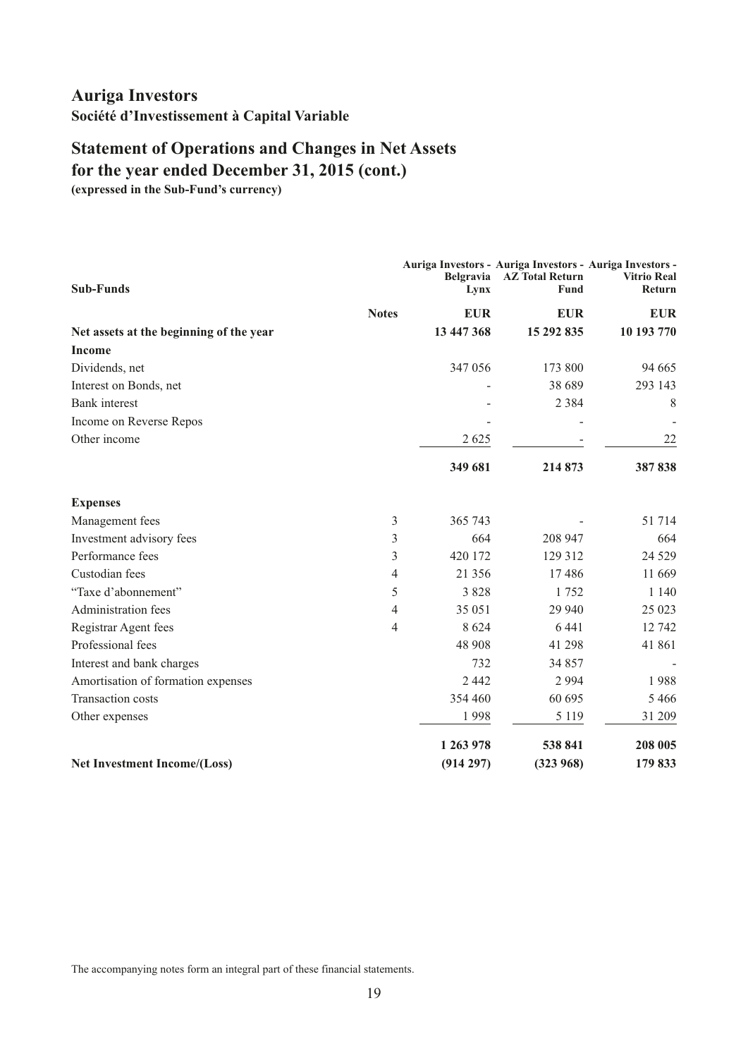# Auriga Investors

## Société d'Investissement à Capital Variable

## Statement of Operations and Changes in Net Assets for the year ended December 31, 2015 (cont.)

**(expressed in the Sub-Fund's currency)**

| Sub-Funds | Notes | Auriga Investors - Belgravia Lynx | Auriga Investors - AZ Total Return Fund | Auriga Investors - Vitrio Real Return |
|---|---|---|---|---|
| | | **EUR** | **EUR** | **EUR** |
| **Net assets at the beginning of the year** | | **13 447 368** | **15 292 835** | **10 193 770** |
| **Income** | | | | |
| Dividends, net | | 347 056 | 173 800 | 94 665 |
| Interest on Bonds, net | | - | 38 689 | 293 143 |
| Bank interest | | - | 2 384 | 8 |
| Income on Reverse Repos | | - | - | - |
| Other income | | 2 625 | - | 22 |
| | | **349 681** | **214 873** | **387 838** |
| **Expenses** | | | | |
| Management fees | 3 | 365 743 | - | 51 714 |
| Investment advisory fees | 3 | 664 | 208 947 | 664 |
| Performance fees | 3 | 420 172 | 129 312 | 24 529 |
| Custodian fees | 4 | 21 356 | 17 486 | 11 669 |
| "Taxe d'abonnement" | 5 | 3 828 | 1 752 | 1 140 |
| Administration fees | 4 | 35 051 | 29 940 | 25 023 |
| Registrar Agent fees | 4 | 8 624 | 6 441 | 12 742 |
| Professional fees | | 48 908 | 41 298 | 41 861 |
| Interest and bank charges | | 732 | 34 857 | - |
| Amortisation of formation expenses | | 2 442 | 2 994 | 1 988 |
| Transaction costs | | 354 460 | 60 695 | 5 466 |
| Other expenses | | 1 998 | 5 119 | 31 209 |
| | | **1 263 978** | **538 841** | **208 005** |
| **Net Investment Income/(Loss)** | | **(914 297)** | **(323 968)** | **179 833** |

The accompanying notes form an integral part of these financial statements.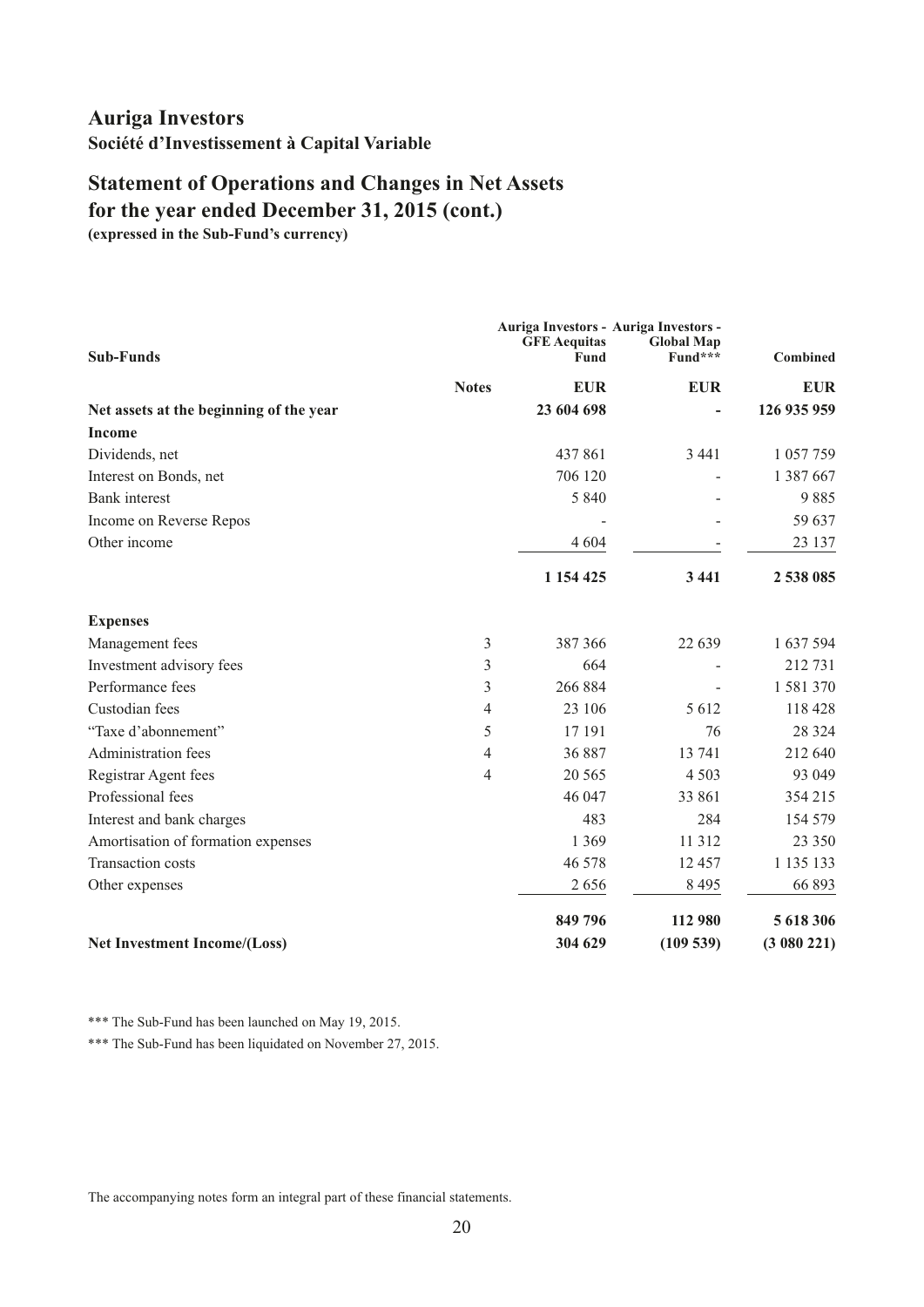# Auriga Investors

**Société d'Investissement à Capital Variable**

## Statement of Operations and Changes in Net Assets for the year ended December 31, 2015 (cont.)

**(expressed in the Sub-Fund's currency)**

| Sub-Funds | Notes | Auriga Investors - GFE Aequitas Fund | Auriga Investors - Global Map Fund*** | Combined |
|---|---|---|---|---|
| | | EUR | EUR | EUR |
| **Net assets at the beginning of the year** | | **23 604 698** | **-** | **126 935 959** |
| **Income** | | | | |
| Dividends, net | | 437 861 | 3 441 | 1 057 759 |
| Interest on Bonds, net | | 706 120 | - | 1 387 667 |
| Bank interest | | 5 840 | - | 9 885 |
| Income on Reverse Repos | | - | - | 59 637 |
| Other income | | 4 604 | - | 23 137 |
| | | **1 154 425** | **3 441** | **2 538 085** |
| **Expenses** | | | | |
| Management fees | 3 | 387 366 | 22 639 | 1 637 594 |
| Investment advisory fees | 3 | 664 | - | 212 731 |
| Performance fees | 3 | 266 884 | - | 1 581 370 |
| Custodian fees | 4 | 23 106 | 5 612 | 118 428 |
| "Taxe d'abonnement" | 5 | 17 191 | 76 | 28 324 |
| Administration fees | 4 | 36 887 | 13 741 | 212 640 |
| Registrar Agent fees | 4 | 20 565 | 4 503 | 93 049 |
| Professional fees | | 46 047 | 33 861 | 354 215 |
| Interest and bank charges | | 483 | 284 | 154 579 |
| Amortisation of formation expenses | | 1 369 | 11 312 | 23 350 |
| Transaction costs | | 46 578 | 12 457 | 1 135 133 |
| Other expenses | | 2 656 | 8 495 | 66 893 |
| | | **849 796** | **112 980** | **5 618 306** |
| **Net Investment Income/(Loss)** | | **304 629** | **(109 539)** | **(3 080 221)** |

\*** The Sub-Fund has been launched on May 19, 2015.

\*** The Sub-Fund has been liquidated on November 27, 2015.

The accompanying notes form an integral part of these financial statements.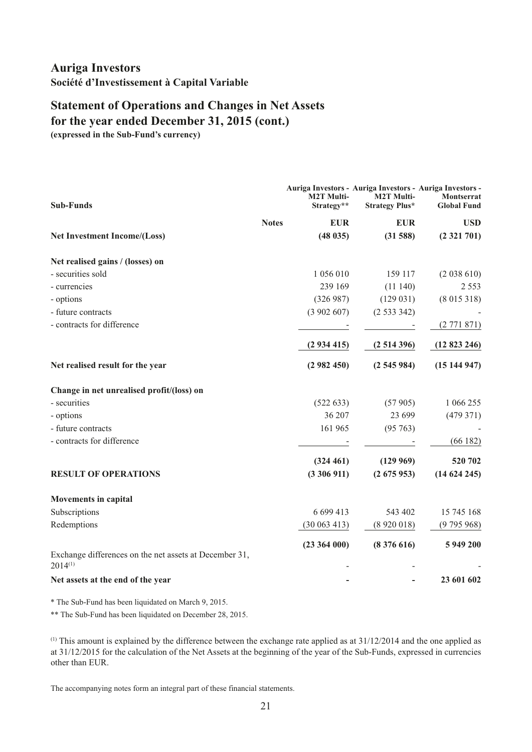# Auriga Investors

**Société d'Investissement à Capital Variable**

## Statement of Operations and Changes in Net Assets for the year ended December 31, 2015 (cont.)

**(expressed in the Sub-Fund's currency)**

| Sub-Funds | Notes | Auriga Investors - M2T Multi-Strategy** | Auriga Investors - M2T Multi-Strategy Plus* | Auriga Investors - Montserrat Global Fund |
|---|---|---|---|---|
| | | **EUR** | **EUR** | **USD** |
| **Net Investment Income/(Loss)** | | **(48 035)** | **(31 588)** | **(2 321 701)** |
| **Net realised gains / (losses) on** | | | | |
| - securities sold | | 1 056 010 | 159 117 | (2 038 610) |
| - currencies | | 239 169 | (11 140) | 2 553 |
| - options | | (326 987) | (129 031) | (8 015 318) |
| - future contracts | | (3 902 607) | (2 533 342) | - |
| - contracts for difference | | - | - | (2 771 871) |
| | | **(2 934 415)** | **(2 514 396)** | **(12 823 246)** |
| **Net realised result for the year** | | **(2 982 450)** | **(2 545 984)** | **(15 144 947)** |
| **Change in net unrealised profit/(loss) on** | | | | |
| - securities | | (522 633) | (57 905) | 1 066 255 |
| - options | | 36 207 | 23 699 | (479 371) |
| - future contracts | | 161 965 | (95 763) | - |
| - contracts for difference | | - | - | (66 182) |
| | | **(324 461)** | **(129 969)** | **520 702** |
| **RESULT OF OPERATIONS** | | **(3 306 911)** | **(2 675 953)** | **(14 624 245)** |
| **Movements in capital** | | | | |
| Subscriptions | | 6 699 413 | 543 402 | 15 745 168 |
| Redemptions | | (30 063 413) | (8 920 018) | (9 795 968) |
| | | **(23 364 000)** | **(8 376 616)** | **5 949 200** |
| Exchange differences on the net assets at December 31, 2014[(1)] | | - | - | - |
| **Net assets at the end of the year** | | **-** | **-** | **23 601 602** |

\* The Sub-Fund has been liquidated on March 9, 2015.

\*\* The Sub-Fund has been liquidated on December 28, 2015.

[(1)] This amount is explained by the difference between the exchange rate applied as at 31/12/2014 and the one applied as at 31/12/2015 for the calculation of the Net Assets at the beginning of the year of the Sub-Funds, expressed in currencies other than EUR.

The accompanying notes form an integral part of these financial statements.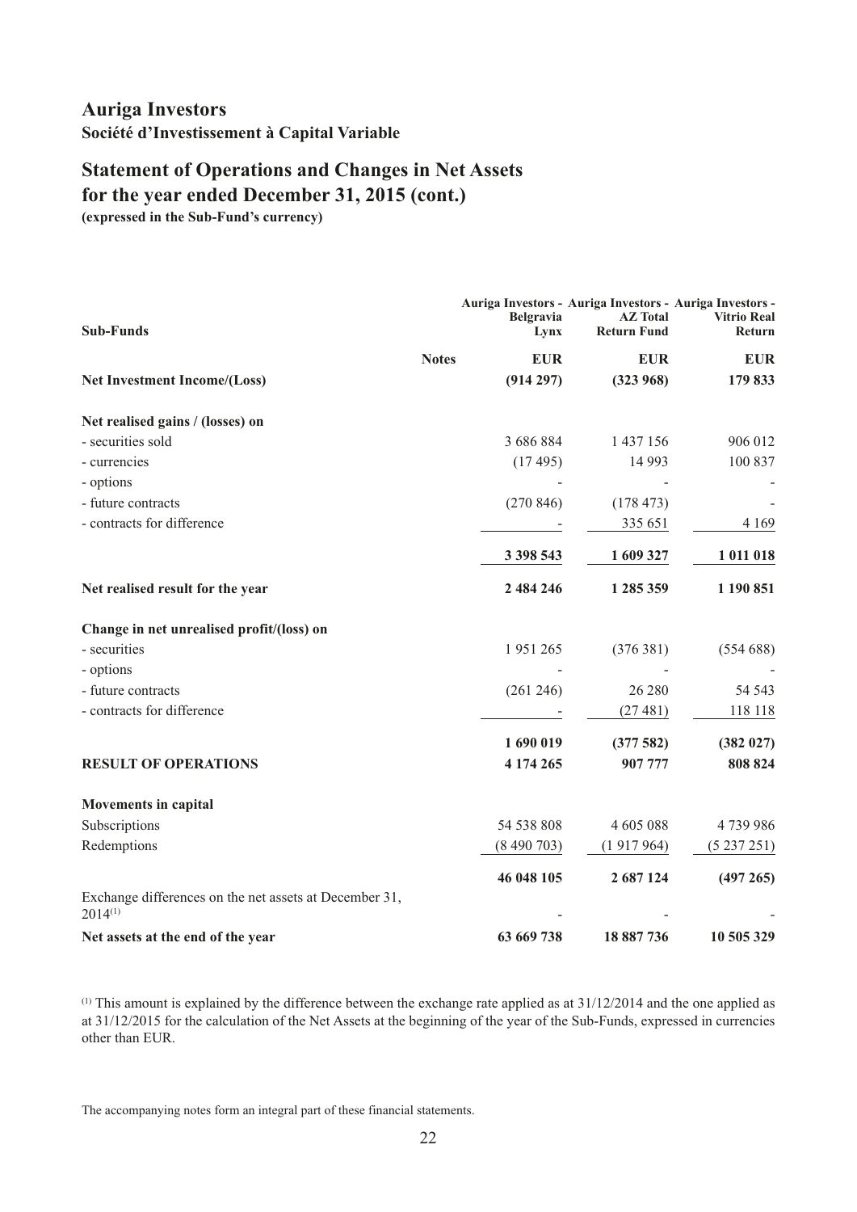# Auriga Investors

**Société d'Investissement à Capital Variable**

## Statement of Operations and Changes in Net Assets for the year ended December 31, 2015 (cont.)

**(expressed in the Sub-Fund's currency)**

| Sub-Funds | | Auriga Investors - Belgravia Lynx | Auriga Investors - AZ Total Return Fund | Auriga Investors - Vitrio Real Return |
|---|---|---|---|---|
| | **Notes** | **EUR** | **EUR** | **EUR** |
| **Net Investment Income/(Loss)** | | **(914 297)** | **(323 968)** | **179 833** |
| **Net realised gains / (losses) on** | | | | |
| - securities sold | | 3 686 884 | 1 437 156 | 906 012 |
| - currencies | | (17 495) | 14 993 | 100 837 |
| - options | | - | - | - |
| - future contracts | | (270 846) | (178 473) | - |
| - contracts for difference | | - | 335 651 | 4 169 |
| | | **3 398 543** | **1 609 327** | **1 011 018** |
| **Net realised result for the year** | | **2 484 246** | **1 285 359** | **1 190 851** |
| **Change in net unrealised profit/(loss) on** | | | | |
| - securities | | 1 951 265 | (376 381) | (554 688) |
| - options | | - | - | - |
| - future contracts | | (261 246) | 26 280 | 54 543 |
| - contracts for difference | | - | (27 481) | 118 118 |
| | | **1 690 019** | **(377 582)** | **(382 027)** |
| **RESULT OF OPERATIONS** | | **4 174 265** | **907 777** | **808 824** |
| **Movements in capital** | | | | |
| Subscriptions | | 54 538 808 | 4 605 088 | 4 739 986 |
| Redemptions | | (8 490 703) | (1 917 964) | (5 237 251) |
| | | **46 048 105** | **2 687 124** | **(497 265)** |
| Exchange differences on the net assets at December 31, 2014[1] | | - | - | - |
| **Net assets at the end of the year** | | **63 669 738** | **18 887 736** | **10 505 329** |

[1] This amount is explained by the difference between the exchange rate applied as at 31/12/2014 and the one applied as at 31/12/2015 for the calculation of the Net Assets at the beginning of the year of the Sub-Funds, expressed in currencies other than EUR.

The accompanying notes form an integral part of these financial statements.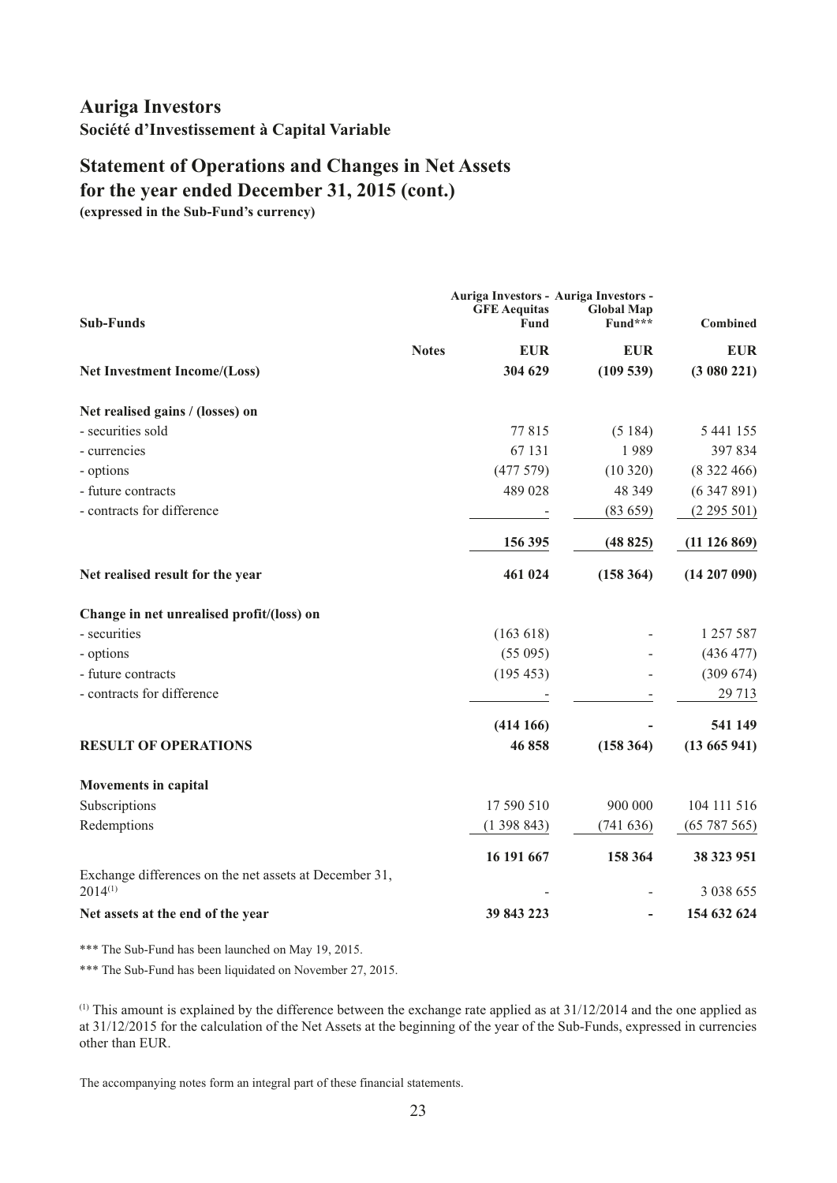# Auriga Investors

**Société d'Investissement à Capital Variable**

## Statement of Operations and Changes in Net Assets for the year ended December 31, 2015 (cont.)

**(expressed in the Sub-Fund's currency)**

| Sub-Funds | Notes | Auriga Investors - GFE Aequitas Fund | Auriga Investors - Global Map Fund*** | Combined |
|---|---|---|---|---|
| | | EUR | EUR | EUR |
| **Net Investment Income/(Loss)** | | **304 629** | **(109 539)** | **(3 080 221)** |
| **Net realised gains / (losses) on** | | | | |
| - securities sold | | 77 815 | (5 184) | 5 441 155 |
| - currencies | | 67 131 | 1 989 | 397 834 |
| - options | | (477 579) | (10 320) | (8 322 466) |
| - future contracts | | 489 028 | 48 349 | (6 347 891) |
| - contracts for difference | | - | (83 659) | (2 295 501) |
| | | **156 395** | **(48 825)** | **(11 126 869)** |
| **Net realised result for the year** | | **461 024** | **(158 364)** | **(14 207 090)** |
| **Change in net unrealised profit/(loss) on** | | | | |
| - securities | | (163 618) | - | 1 257 587 |
| - options | | (55 095) | - | (436 477) |
| - future contracts | | (195 453) | - | (309 674) |
| - contracts for difference | | - | - | 29 713 |
| | | **(414 166)** | **-** | **541 149** |
| **RESULT OF OPERATIONS** | | **46 858** | **(158 364)** | **(13 665 941)** |
| **Movements in capital** | | | | |
| Subscriptions | | 17 590 510 | 900 000 | 104 111 516 |
| Redemptions | | (1 398 843) | (741 636) | (65 787 565) |
| | | **16 191 667** | **158 364** | **38 323 951** |
| Exchange differences on the net assets at December 31, 2014[(1)] | | - | - | 3 038 655 |
| **Net assets at the end of the year** | | **39 843 223** | **-** | **154 632 624** |

*** The Sub-Fund has been launched on May 19, 2015.

*** The Sub-Fund has been liquidated on November 27, 2015.

[(1)] This amount is explained by the difference between the exchange rate applied as at 31/12/2014 and the one applied as at 31/12/2015 for the calculation of the Net Assets at the beginning of the year of the Sub-Funds, expressed in currencies other than EUR.

The accompanying notes form an integral part of these financial statements.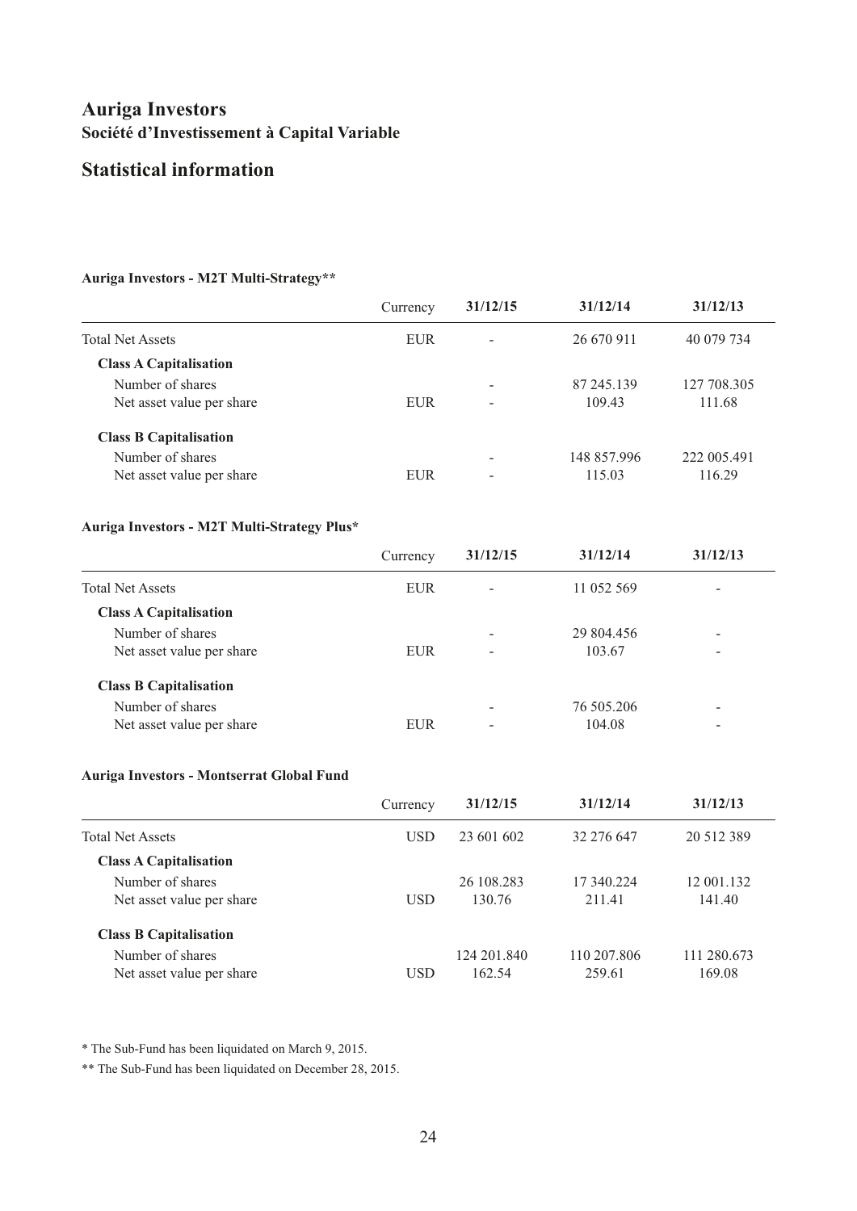# Auriga Investors

**Société d'Investissement à Capital Variable**

## Statistical information

#### Auriga Investors - M2T Multi-Strategy**

| | Currency | 31/12/15 | 31/12/14 | 31/12/13 |
|---|---|---|---|---|
| Total Net Assets | EUR | - | 26 670 911 | 40 079 734 |
| **Class A Capitalisation** | | | | |
| Number of shares | | - | 87 245.139 | 127 708.305 |
| Net asset value per share | EUR | - | 109.43 | 111.68 |
| **Class B Capitalisation** | | | | |
| Number of shares | | - | 148 857.996 | 222 005.491 |
| Net asset value per share | EUR | - | 115.03 | 116.29 |

#### Auriga Investors - M2T Multi-Strategy Plus*

| | Currency | 31/12/15 | 31/12/14 | 31/12/13 |
|---|---|---|---|---|
| Total Net Assets | EUR | - | 11 052 569 | - |
| **Class A Capitalisation** | | | | |
| Number of shares | | - | 29 804.456 | - |
| Net asset value per share | EUR | - | 103.67 | - |
| **Class B Capitalisation** | | | | |
| Number of shares | | - | 76 505.206 | - |
| Net asset value per share | EUR | - | 104.08 | - |

#### Auriga Investors - Montserrat Global Fund

| | Currency | 31/12/15 | 31/12/14 | 31/12/13 |
|---|---|---|---|---|
| Total Net Assets | USD | 23 601 602 | 32 276 647 | 20 512 389 |
| **Class A Capitalisation** | | | | |
| Number of shares | | 26 108.283 | 17 340.224 | 12 001.132 |
| Net asset value per share | USD | 130.76 | 211.41 | 141.40 |
| **Class B Capitalisation** | | | | |
| Number of shares | | 124 201.840 | 110 207.806 | 111 280.673 |
| Net asset value per share | USD | 162.54 | 259.61 | 169.08 |

* The Sub-Fund has been liquidated on March 9, 2015.

** The Sub-Fund has been liquidated on December 28, 2015.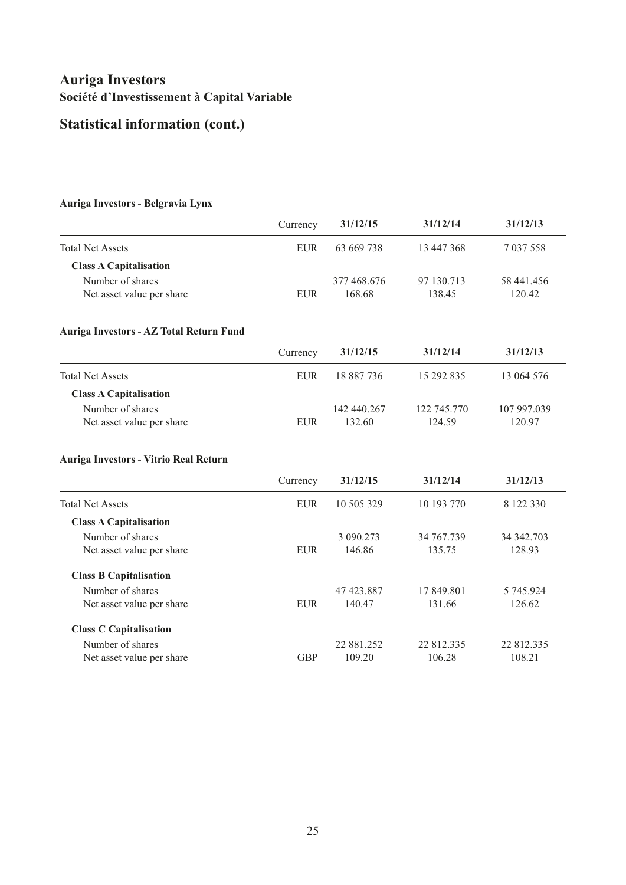# Auriga Investors

## Société d'Investissement à Capital Variable

## Statistical information (cont.)

### Auriga Investors - Belgravia Lynx

| | Currency | 31/12/15 | 31/12/14 | 31/12/13 |
|---|---|---|---|---|
| Total Net Assets | EUR | 63 669 738 | 13 447 368 | 7 037 558 |
| **Class A Capitalisation** | | | | |
| Number of shares | | 377 468.676 | 97 130.713 | 58 441.456 |
| Net asset value per share | EUR | 168.68 | 138.45 | 120.42 |

### Auriga Investors - AZ Total Return Fund

| | Currency | 31/12/15 | 31/12/14 | 31/12/13 |
|---|---|---|---|---|
| Total Net Assets | EUR | 18 887 736 | 15 292 835 | 13 064 576 |
| **Class A Capitalisation** | | | | |
| Number of shares | | 142 440.267 | 122 745.770 | 107 997.039 |
| Net asset value per share | EUR | 132.60 | 124.59 | 120.97 |

### Auriga Investors - Vitrio Real Return

| | Currency | 31/12/15 | 31/12/14 | 31/12/13 |
|---|---|---|---|---|
| Total Net Assets | EUR | 10 505 329 | 10 193 770 | 8 122 330 |
| **Class A Capitalisation** | | | | |
| Number of shares | | 3 090.273 | 34 767.739 | 34 342.703 |
| Net asset value per share | EUR | 146.86 | 135.75 | 128.93 |
| **Class B Capitalisation** | | | | |
| Number of shares | | 47 423.887 | 17 849.801 | 5 745.924 |
| Net asset value per share | EUR | 140.47 | 131.66 | 126.62 |
| **Class C Capitalisation** | | | | |
| Number of shares | | 22 881.252 | 22 812.335 | 22 812.335 |
| Net asset value per share | GBP | 109.20 | 106.28 | 108.21 |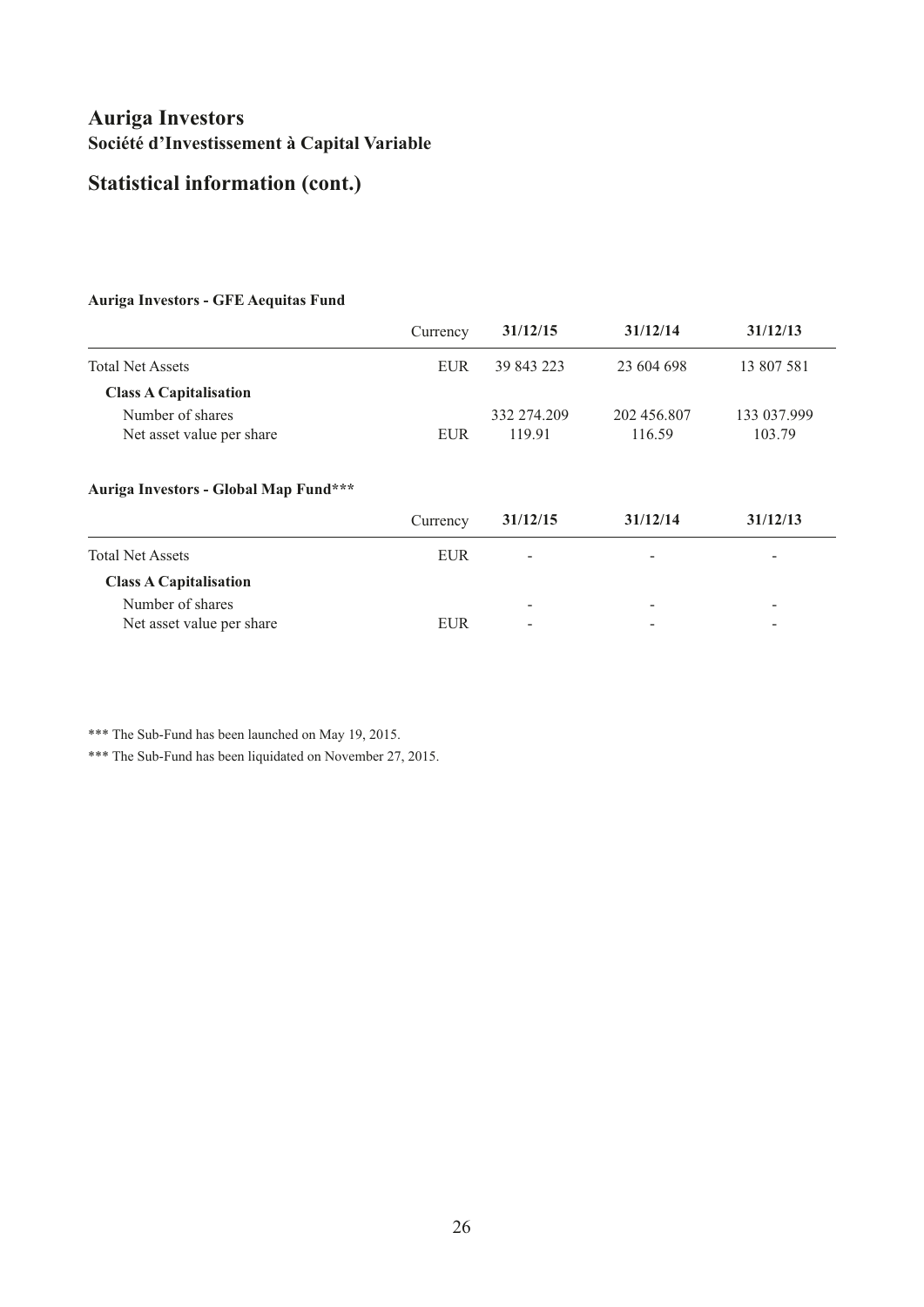# Auriga Investors

**Société d'Investissement à Capital Variable**

## Statistical information (cont.)

**Auriga Investors - GFE Aequitas Fund**

| | Currency | 31/12/15 | 31/12/14 | 31/12/13 |
|---|---|---|---|---|
| Total Net Assets | EUR | 39 843 223 | 23 604 698 | 13 807 581 |
| **Class A Capitalisation** | | | | |
| Number of shares | | 332 274.209 | 202 456.807 | 133 037.999 |
| Net asset value per share | EUR | 119.91 | 116.59 | 103.79 |

**Auriga Investors - Global Map Fund*****

| | Currency | 31/12/15 | 31/12/14 | 31/12/13 |
|---|---|---|---|---|
| Total Net Assets | EUR | - | - | - |
| **Class A Capitalisation** | | | | |
| Number of shares | | - | - | - |
| Net asset value per share | EUR | - | - | - |

*** The Sub-Fund has been launched on May 19, 2015.

*** The Sub-Fund has been liquidated on November 27, 2015.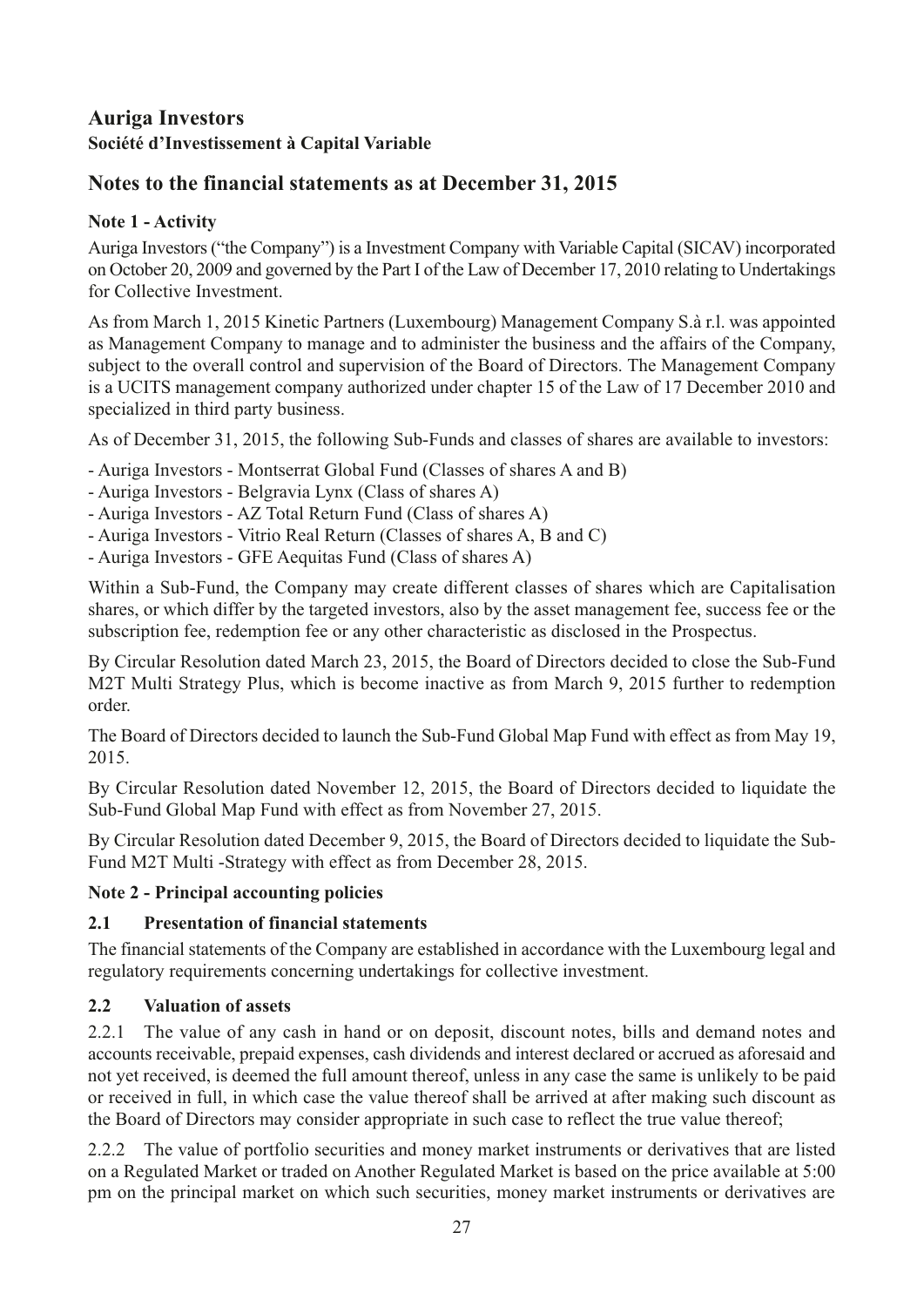# Auriga Investors

**Société d'Investissement à Capital Variable**

## Notes to the financial statements as at December 31, 2015

### Note 1 - Activity

Auriga Investors ("the Company") is a Investment Company with Variable Capital (SICAV) incorporated on October 20, 2009 and governed by the Part I of the Law of December 17, 2010 relating to Undertakings for Collective Investment.

As from March 1, 2015 Kinetic Partners (Luxembourg) Management Company S.à r.l. was appointed as Management Company to manage and to administer the business and the affairs of the Company, subject to the overall control and supervision of the Board of Directors. The Management Company is a UCITS management company authorized under chapter 15 of the Law of 17 December 2010 and specialized in third party business.

As of December 31, 2015, the following Sub-Funds and classes of shares are available to investors:

- Auriga Investors - Montserrat Global Fund (Classes of shares A and B)
- Auriga Investors - Belgravia Lynx (Class of shares A)
- Auriga Investors - AZ Total Return Fund (Class of shares A)
- Auriga Investors - Vitrio Real Return (Classes of shares A, B and C)
- Auriga Investors - GFE Aequitas Fund (Class of shares A)

Within a Sub-Fund, the Company may create different classes of shares which are Capitalisation shares, or which differ by the targeted investors, also by the asset management fee, success fee or the subscription fee, redemption fee or any other characteristic as disclosed in the Prospectus.

By Circular Resolution dated March 23, 2015, the Board of Directors decided to close the Sub-Fund M2T Multi Strategy Plus, which is become inactive as from March 9, 2015 further to redemption order.

The Board of Directors decided to launch the Sub-Fund Global Map Fund with effect as from May 19, 2015.

By Circular Resolution dated November 12, 2015, the Board of Directors decided to liquidate the Sub-Fund Global Map Fund with effect as from November 27, 2015.

By Circular Resolution dated December 9, 2015, the Board of Directors decided to liquidate the Sub-Fund M2T Multi -Strategy with effect as from December 28, 2015.

### Note 2 - Principal accounting policies

#### 2.1 Presentation of financial statements

The financial statements of the Company are established in accordance with the Luxembourg legal and regulatory requirements concerning undertakings for collective investment.

#### 2.2 Valuation of assets

2.2.1 The value of any cash in hand or on deposit, discount notes, bills and demand notes and accounts receivable, prepaid expenses, cash dividends and interest declared or accrued as aforesaid and not yet received, is deemed the full amount thereof, unless in any case the same is unlikely to be paid or received in full, in which case the value thereof shall be arrived at after making such discount as the Board of Directors may consider appropriate in such case to reflect the true value thereof;

2.2.2 The value of portfolio securities and money market instruments or derivatives that are listed on a Regulated Market or traded on Another Regulated Market is based on the price available at 5:00 pm on the principal market on which such securities, money market instruments or derivatives are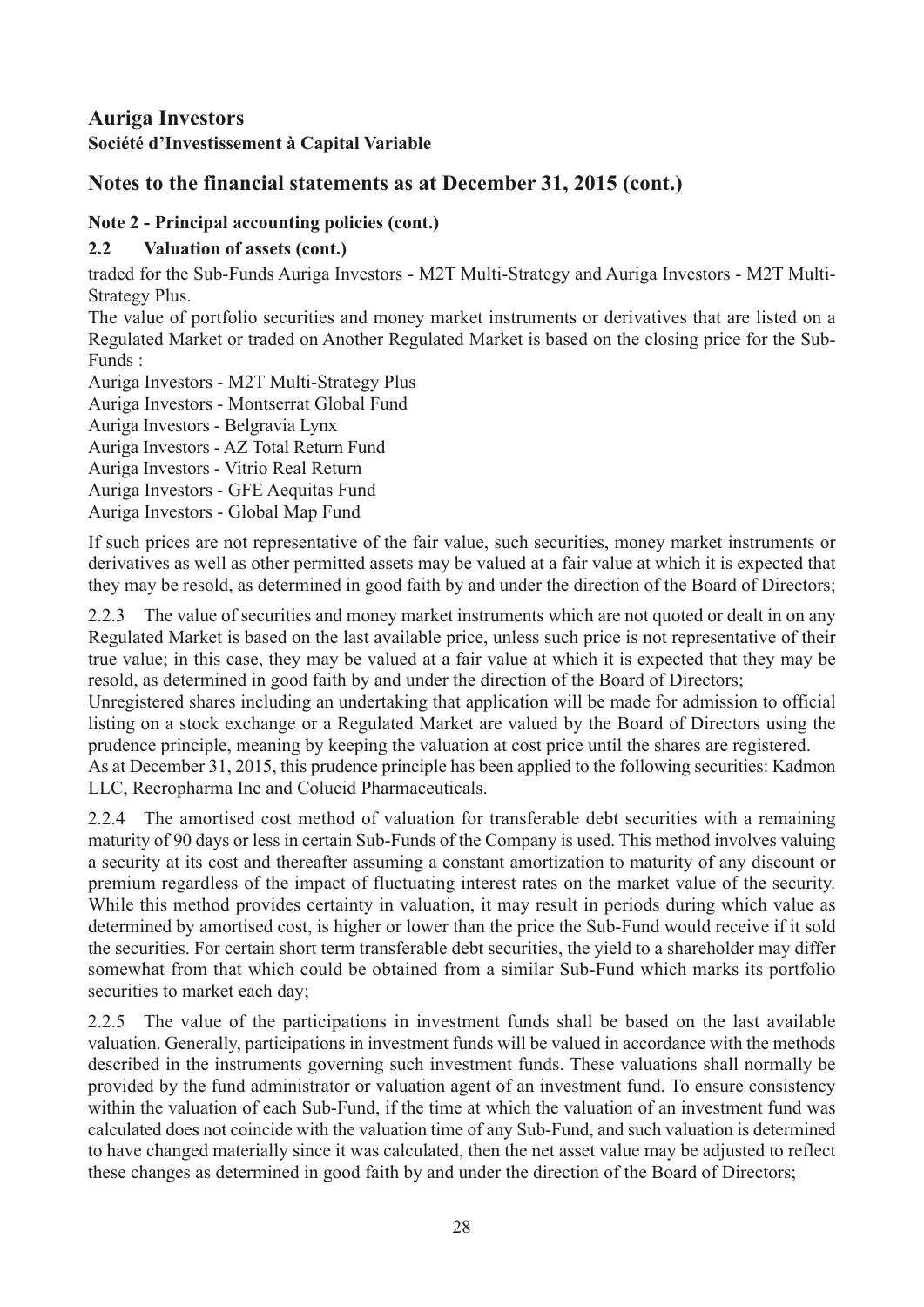# Auriga Investors

**Société d'Investissement à Capital Variable**

## Notes to the financial statements as at December 31, 2015 (cont.)

### Note 2 - Principal accounting policies (cont.)

### 2.2 Valuation of assets (cont.)

traded for the Sub-Funds Auriga Investors - M2T Multi-Strategy and Auriga Investors - M2T Multi-Strategy Plus.

The value of portfolio securities and money market instruments or derivatives that are listed on a Regulated Market or traded on Another Regulated Market is based on the closing price for the Sub-Funds :

Auriga Investors - M2T Multi-Strategy Plus
Auriga Investors - Montserrat Global Fund
Auriga Investors - Belgravia Lynx
Auriga Investors - AZ Total Return Fund
Auriga Investors - Vitrio Real Return
Auriga Investors - GFE Aequitas Fund
Auriga Investors - Global Map Fund

If such prices are not representative of the fair value, such securities, money market instruments or derivatives as well as other permitted assets may be valued at a fair value at which it is expected that they may be resold, as determined in good faith by and under the direction of the Board of Directors;

2.2.3 The value of securities and money market instruments which are not quoted or dealt in on any Regulated Market is based on the last available price, unless such price is not representative of their true value; in this case, they may be valued at a fair value at which it is expected that they may be resold, as determined in good faith by and under the direction of the Board of Directors;

Unregistered shares including an undertaking that application will be made for admission to official listing on a stock exchange or a Regulated Market are valued by the Board of Directors using the prudence principle, meaning by keeping the valuation at cost price until the shares are registered.

As at December 31, 2015, this prudence principle has been applied to the following securities: Kadmon LLC, Recropharma Inc and Colucid Pharmaceuticals.

2.2.4 The amortised cost method of valuation for transferable debt securities with a remaining maturity of 90 days or less in certain Sub-Funds of the Company is used. This method involves valuing a security at its cost and thereafter assuming a constant amortization to maturity of any discount or premium regardless of the impact of fluctuating interest rates on the market value of the security. While this method provides certainty in valuation, it may result in periods during which value as determined by amortised cost, is higher or lower than the price the Sub-Fund would receive if it sold the securities. For certain short term transferable debt securities, the yield to a shareholder may differ somewhat from that which could be obtained from a similar Sub-Fund which marks its portfolio securities to market each day;

2.2.5 The value of the participations in investment funds shall be based on the last available valuation. Generally, participations in investment funds will be valued in accordance with the methods described in the instruments governing such investment funds. These valuations shall normally be provided by the fund administrator or valuation agent of an investment fund. To ensure consistency within the valuation of each Sub-Fund, if the time at which the valuation of an investment fund was calculated does not coincide with the valuation time of any Sub-Fund, and such valuation is determined to have changed materially since it was calculated, then the net asset value may be adjusted to reflect these changes as determined in good faith by and under the direction of the Board of Directors;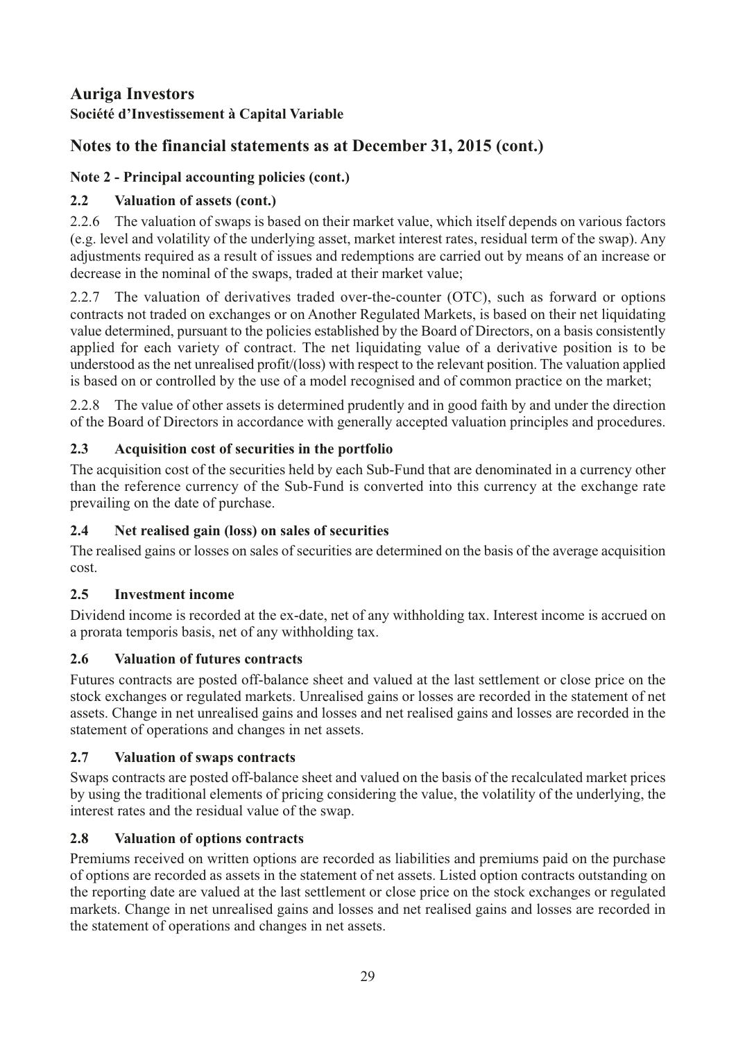# Auriga Investors

**Société d'Investissement à Capital Variable**

## Notes to the financial statements as at December 31, 2015 (cont.)

### Note 2 - Principal accounting policies (cont.)

#### 2.2 Valuation of assets (cont.)

2.2.6 The valuation of swaps is based on their market value, which itself depends on various factors (e.g. level and volatility of the underlying asset, market interest rates, residual term of the swap). Any adjustments required as a result of issues and redemptions are carried out by means of an increase or decrease in the nominal of the swaps, traded at their market value;

2.2.7 The valuation of derivatives traded over-the-counter (OTC), such as forward or options contracts not traded on exchanges or on Another Regulated Markets, is based on their net liquidating value determined, pursuant to the policies established by the Board of Directors, on a basis consistently applied for each variety of contract. The net liquidating value of a derivative position is to be understood as the net unrealised profit/(loss) with respect to the relevant position. The valuation applied is based on or controlled by the use of a model recognised and of common practice on the market;

2.2.8 The value of other assets is determined prudently and in good faith by and under the direction of the Board of Directors in accordance with generally accepted valuation principles and procedures.

#### 2.3 Acquisition cost of securities in the portfolio

The acquisition cost of the securities held by each Sub-Fund that are denominated in a currency other than the reference currency of the Sub-Fund is converted into this currency at the exchange rate prevailing on the date of purchase.

#### 2.4 Net realised gain (loss) on sales of securities

The realised gains or losses on sales of securities are determined on the basis of the average acquisition cost.

#### 2.5 Investment income

Dividend income is recorded at the ex-date, net of any withholding tax. Interest income is accrued on a prorata temporis basis, net of any withholding tax.

#### 2.6 Valuation of futures contracts

Futures contracts are posted off-balance sheet and valued at the last settlement or close price on the stock exchanges or regulated markets. Unrealised gains or losses are recorded in the statement of net assets. Change in net unrealised gains and losses and net realised gains and losses are recorded in the statement of operations and changes in net assets.

#### 2.7 Valuation of swaps contracts

Swaps contracts are posted off-balance sheet and valued on the basis of the recalculated market prices by using the traditional elements of pricing considering the value, the volatility of the underlying, the interest rates and the residual value of the swap.

#### 2.8 Valuation of options contracts

Premiums received on written options are recorded as liabilities and premiums paid on the purchase of options are recorded as assets in the statement of net assets. Listed option contracts outstanding on the reporting date are valued at the last settlement or close price on the stock exchanges or regulated markets. Change in net unrealised gains and losses and net realised gains and losses are recorded in the statement of operations and changes in net assets.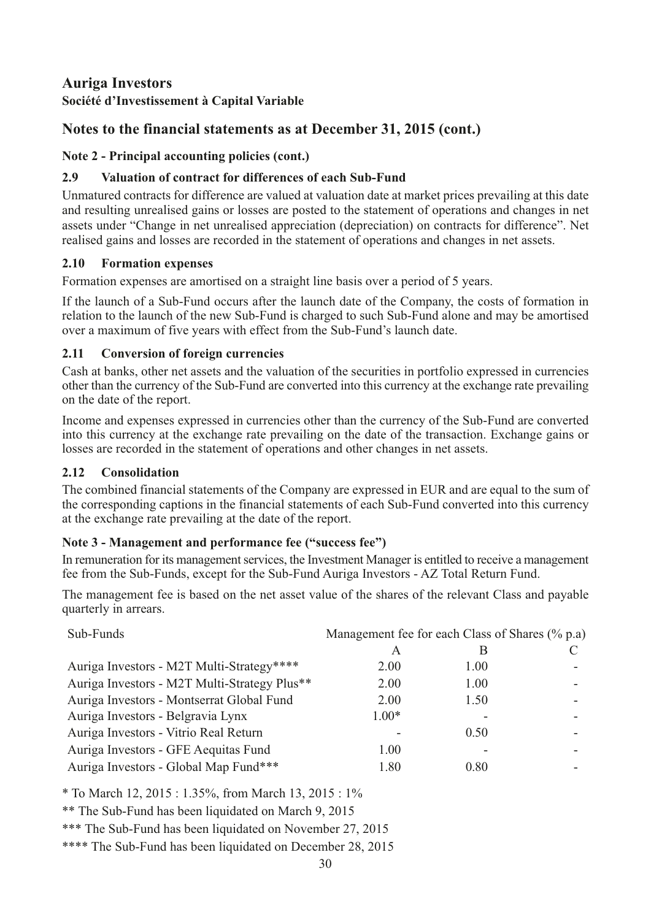# Auriga Investors

**Société d'Investissement à Capital Variable**

## Notes to the financial statements as at December 31, 2015 (cont.)

### Note 2 - Principal accounting policies (cont.)

#### 2.9 Valuation of contract for differences of each Sub-Fund

Unmatured contracts for difference are valued at valuation date at market prices prevailing at this date and resulting unrealised gains or losses are posted to the statement of operations and changes in net assets under "Change in net unrealised appreciation (depreciation) on contracts for difference". Net realised gains and losses are recorded in the statement of operations and changes in net assets.

#### 2.10 Formation expenses

Formation expenses are amortised on a straight line basis over a period of 5 years.

If the launch of a Sub-Fund occurs after the launch date of the Company, the costs of formation in relation to the launch of the new Sub-Fund is charged to such Sub-Fund alone and may be amortised over a maximum of five years with effect from the Sub-Fund's launch date.

#### 2.11 Conversion of foreign currencies

Cash at banks, other net assets and the valuation of the securities in portfolio expressed in currencies other than the currency of the Sub-Fund are converted into this currency at the exchange rate prevailing on the date of the report.

Income and expenses expressed in currencies other than the currency of the Sub-Fund are converted into this currency at the exchange rate prevailing on the date of the transaction. Exchange gains or losses are recorded in the statement of operations and other changes in net assets.

#### 2.12 Consolidation

The combined financial statements of the Company are expressed in EUR and are equal to the sum of the corresponding captions in the financial statements of each Sub-Fund converted into this currency at the exchange rate prevailing at the date of the report.

### Note 3 - Management and performance fee ("success fee")

In remuneration for its management services, the Investment Manager is entitled to receive a management fee from the Sub-Funds, except for the Sub-Fund Auriga Investors - AZ Total Return Fund.

The management fee is based on the net asset value of the shares of the relevant Class and payable quarterly in arrears.

| Sub-Funds | Management fee for each Class of Shares (% p.a) | | |
|---|---|---|---|
| | A | B | C |
| Auriga Investors - M2T Multi-Strategy**** | 2.00 | 1.00 | - |
| Auriga Investors - M2T Multi-Strategy Plus** | 2.00 | 1.00 | - |
| Auriga Investors - Montserrat Global Fund | 2.00 | 1.50 | - |
| Auriga Investors - Belgravia Lynx | 1.00* | - | - |
| Auriga Investors - Vitrio Real Return | - | 0.50 | - |
| Auriga Investors - GFE Aequitas Fund | 1.00 | - | - |
| Auriga Investors - Global Map Fund*** | 1.80 | 0.80 | - |

* To March 12, 2015 : 1.35%, from March 13, 2015 : 1%

** The Sub-Fund has been liquidated on March 9, 2015

*** The Sub-Fund has been liquidated on November 27, 2015

**** The Sub-Fund has been liquidated on December 28, 2015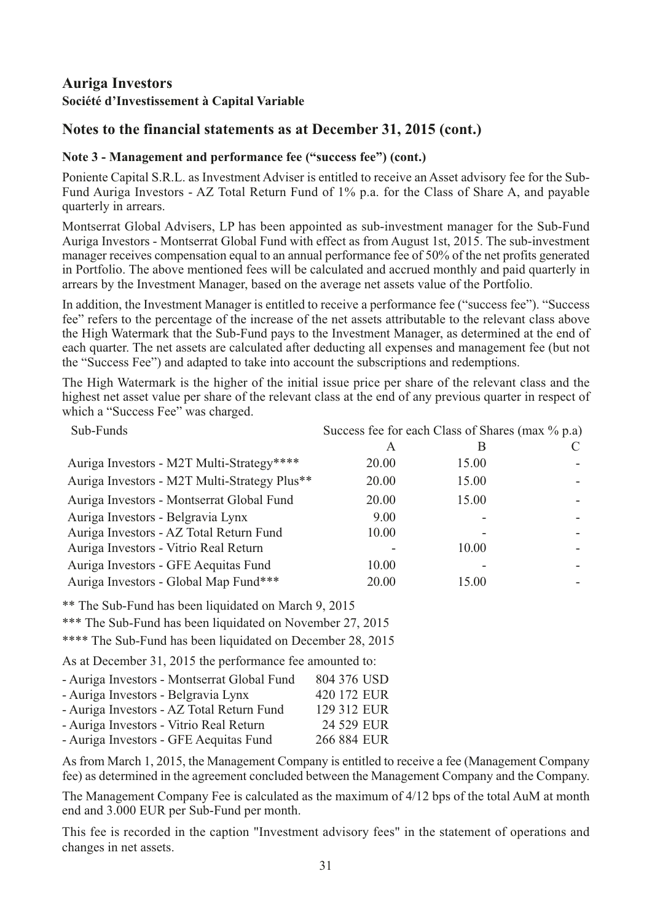# Auriga Investors
**Société d'Investissement à Capital Variable**

## Notes to the financial statements as at December 31, 2015 (cont.)

### Note 3 - Management and performance fee ("success fee") (cont.)

Poniente Capital S.R.L. as Investment Adviser is entitled to receive an Asset advisory fee for the Sub-Fund Auriga Investors - AZ Total Return Fund of 1% p.a. for the Class of Share A, and payable quarterly in arrears.

Montserrat Global Advisers, LP has been appointed as sub-investment manager for the Sub-Fund Auriga Investors - Montserrat Global Fund with effect as from August 1st, 2015. The sub-investment manager receives compensation equal to an annual performance fee of 50% of the net profits generated in Portfolio. The above mentioned fees will be calculated and accrued monthly and paid quarterly in arrears by the Investment Manager, based on the average net assets value of the Portfolio.

In addition, the Investment Manager is entitled to receive a performance fee ("success fee"). "Success fee" refers to the percentage of the increase of the net assets attributable to the relevant class above the High Watermark that the Sub-Fund pays to the Investment Manager, as determined at the end of each quarter. The net assets are calculated after deducting all expenses and management fee (but not the "Success Fee") and adapted to take into account the subscriptions and redemptions.

The High Watermark is the higher of the initial issue price per share of the relevant class and the highest net asset value per share of the relevant class at the end of any previous quarter in respect of which a "Success Fee" was charged.

| Sub-Funds | Success fee for each Class of Shares (max % p.a) | | |
|---|---|---|---|
| | A | B | C |
| Auriga Investors - M2T Multi-Strategy**** | 20.00 | 15.00 | - |
| Auriga Investors - M2T Multi-Strategy Plus** | 20.00 | 15.00 | - |
| Auriga Investors - Montserrat Global Fund | 20.00 | 15.00 | - |
| Auriga Investors - Belgravia Lynx | 9.00 | - | - |
| Auriga Investors - AZ Total Return Fund | 10.00 | - | - |
| Auriga Investors - Vitrio Real Return | - | 10.00 | - |
| Auriga Investors - GFE Aequitas Fund | 10.00 | - | - |
| Auriga Investors - Global Map Fund*** | 20.00 | 15.00 | - |

** The Sub-Fund has been liquidated on March 9, 2015

*** The Sub-Fund has been liquidated on November 27, 2015

**** The Sub-Fund has been liquidated on December 28, 2015

As at December 31, 2015 the performance fee amounted to:

| | |
|---|---|
| - Auriga Investors - Montserrat Global Fund | 804 376 USD |
| - Auriga Investors - Belgravia Lynx | 420 172 EUR |
| - Auriga Investors - AZ Total Return Fund | 129 312 EUR |
| - Auriga Investors - Vitrio Real Return | 24 529 EUR |
| - Auriga Investors - GFE Aequitas Fund | 266 884 EUR |

As from March 1, 2015, the Management Company is entitled to receive a fee (Management Company fee) as determined in the agreement concluded between the Management Company and the Company.

The Management Company Fee is calculated as the maximum of 4/12 bps of the total AuM at month end and 3.000 EUR per Sub-Fund per month.

This fee is recorded in the caption "Investment advisory fees" in the statement of operations and changes in net assets.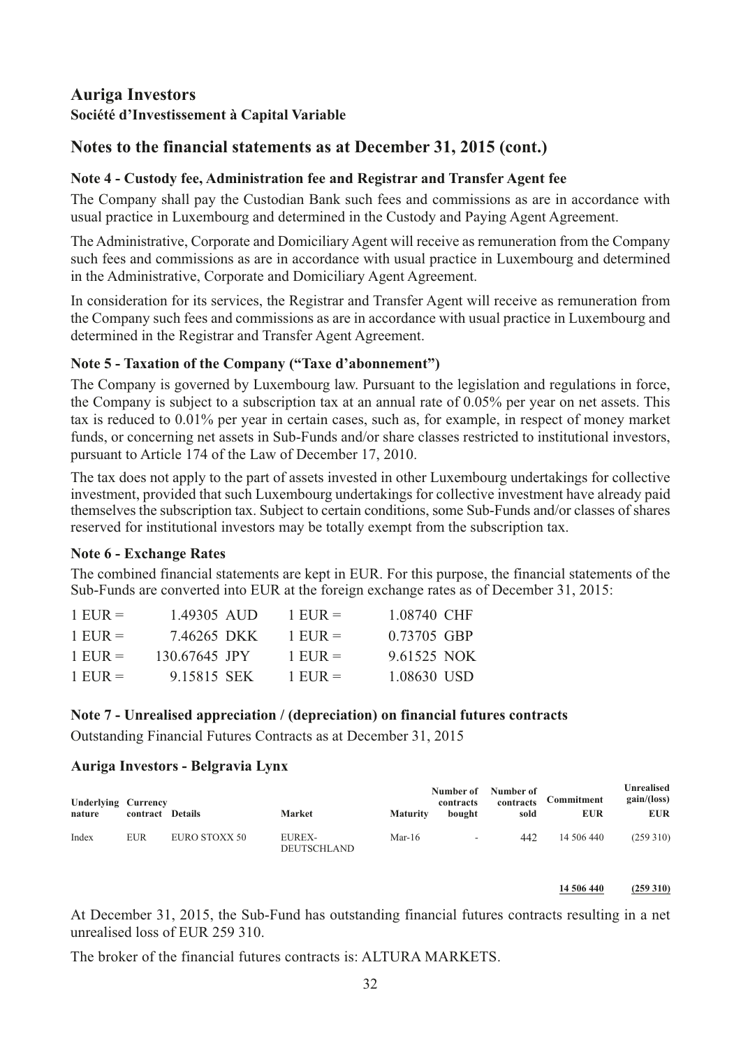# Auriga Investors

**Société d'Investissement à Capital Variable**

## Notes to the financial statements as at December 31, 2015 (cont.)

### Note 4 - Custody fee, Administration fee and Registrar and Transfer Agent fee

The Company shall pay the Custodian Bank such fees and commissions as are in accordance with usual practice in Luxembourg and determined in the Custody and Paying Agent Agreement.

The Administrative, Corporate and Domiciliary Agent will receive as remuneration from the Company such fees and commissions as are in accordance with usual practice in Luxembourg and determined in the Administrative, Corporate and Domiciliary Agent Agreement.

In consideration for its services, the Registrar and Transfer Agent will receive as remuneration from the Company such fees and commissions as are in accordance with usual practice in Luxembourg and determined in the Registrar and Transfer Agent Agreement.

### Note 5 - Taxation of the Company ("Taxe d'abonnement")

The Company is governed by Luxembourg law. Pursuant to the legislation and regulations in force, the Company is subject to a subscription tax at an annual rate of 0.05% per year on net assets. This tax is reduced to 0.01% per year in certain cases, such as, for example, in respect of money market funds, or concerning net assets in Sub-Funds and/or share classes restricted to institutional investors, pursuant to Article 174 of the Law of December 17, 2010.

The tax does not apply to the part of assets invested in other Luxembourg undertakings for collective investment, provided that such Luxembourg undertakings for collective investment have already paid themselves the subscription tax. Subject to certain conditions, some Sub-Funds and/or classes of shares reserved for institutional investors may be totally exempt from the subscription tax.

### Note 6 - Exchange Rates

The combined financial statements are kept in EUR. For this purpose, the financial statements of the Sub-Funds are converted into EUR at the foreign exchange rates as of December 31, 2015:

| | | | |
|---|---|---|---|
| 1 EUR = | 1.49305 AUD | 1 EUR = | 1.08740 CHF |
| 1 EUR = | 7.46265 DKK | 1 EUR = | 0.73705 GBP |
| 1 EUR = | 130.67645 JPY | 1 EUR = | 9.61525 NOK |
| 1 EUR = | 9.15815 SEK | 1 EUR = | 1.08630 USD |

### Note 7 - Unrealised appreciation / (depreciation) on financial futures contracts

Outstanding Financial Futures Contracts as at December 31, 2015

#### Auriga Investors - Belgravia Lynx

| Underlying nature | Currency contract | Details | Market | Maturity | Number of contracts bought | Number of contracts sold | Commitment EUR | Unrealised gain/(loss) EUR |
|---|---|---|---|---|---|---|---|---|
| Index | EUR | EURO STOXX 50 | EUREX-DEUTSCHLAND | Mar-16 | - | 442 | 14 506 440 | (259 310) |
| | | | | | | | **14 506 440** | **(259 310)** |

At December 31, 2015, the Sub-Fund has outstanding financial futures contracts resulting in a net unrealised loss of EUR 259 310.

The broker of the financial futures contracts is: ALTURA MARKETS.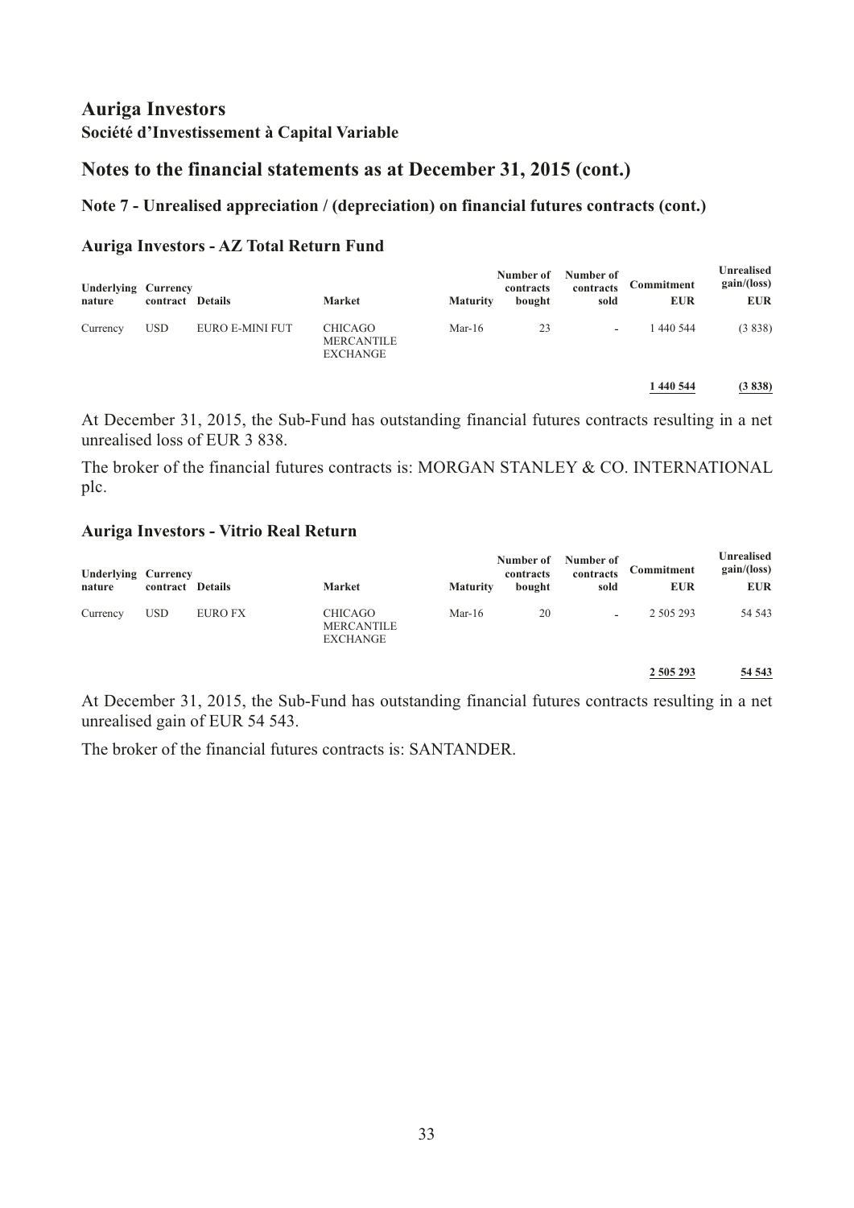# Auriga Investors

**Société d'Investissement à Capital Variable**

## Notes to the financial statements as at December 31, 2015 (cont.)

### Note 7 - Unrealised appreciation / (depreciation) on financial futures contracts (cont.)

### Auriga Investors - AZ Total Return Fund

| Underlying nature | Currency contract | Details | Market | Maturity | Number of contracts bought | Number of contracts sold | Commitment EUR | Unrealised gain/(loss) EUR |
|---|---|---|---|---|---|---|---|---|
| Currency | USD | EURO E-MINI FUT | CHICAGO MERCANTILE EXCHANGE | Mar-16 | 23 | - | 1 440 544 | (3 838) |
| | | | | | | | **1 440 544** | **(3 838)** |

At December 31, 2015, the Sub-Fund has outstanding financial futures contracts resulting in a net unrealised loss of EUR 3 838.

The broker of the financial futures contracts is: MORGAN STANLEY & CO. INTERNATIONAL plc.

### Auriga Investors - Vitrio Real Return

| Underlying nature | Currency contract | Details | Market | Maturity | Number of contracts bought | Number of contracts sold | Commitment EUR | Unrealised gain/(loss) EUR |
|---|---|---|---|---|---|---|---|---|
| Currency | USD | EURO FX | CHICAGO MERCANTILE EXCHANGE | Mar-16 | 20 | - | 2 505 293 | 54 543 |
| | | | | | | | **2 505 293** | **54 543** |

At December 31, 2015, the Sub-Fund has outstanding financial futures contracts resulting in a net unrealised gain of EUR 54 543.

The broker of the financial futures contracts is: SANTANDER.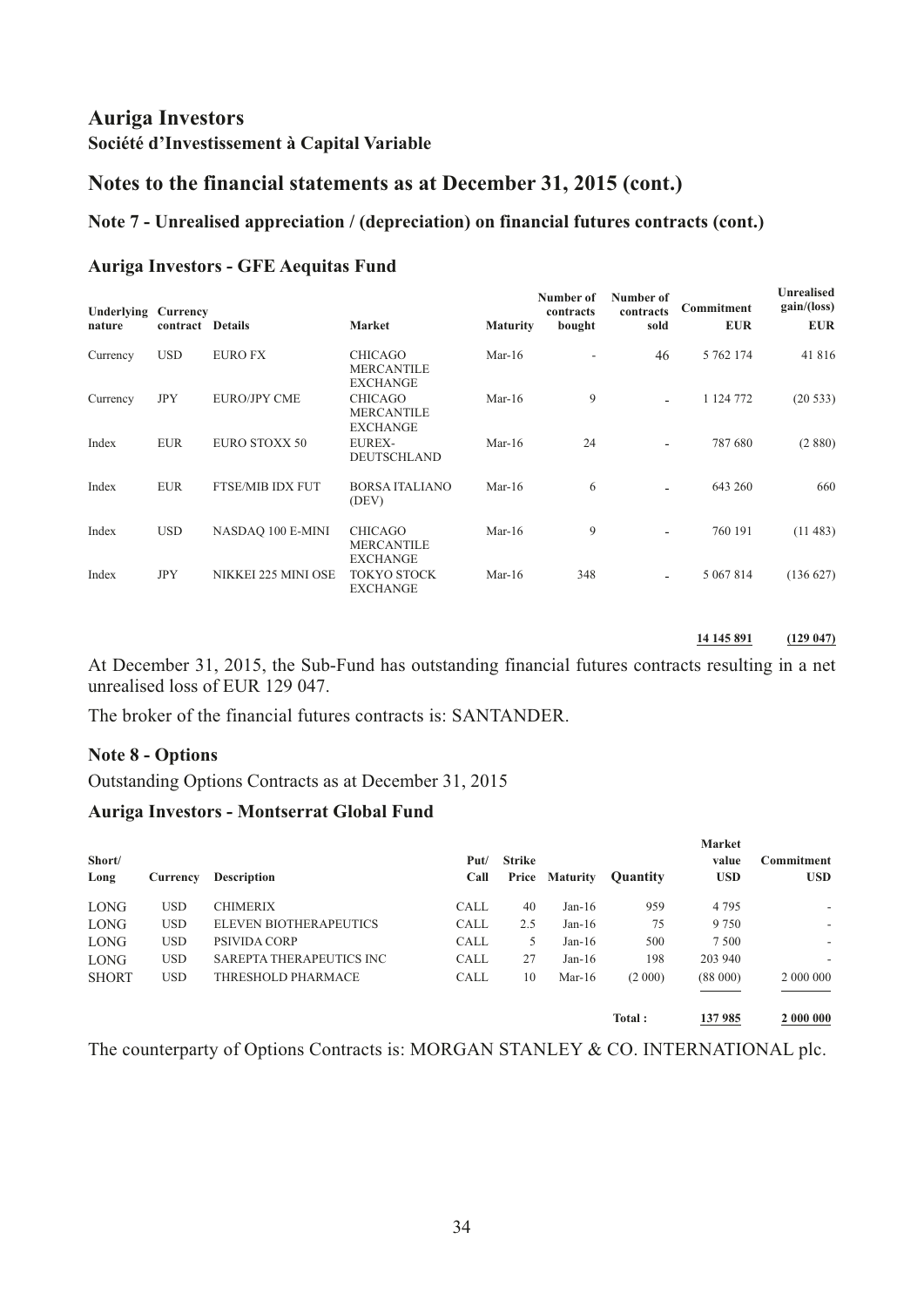# Auriga Investors

**Société d'Investissement à Capital Variable**

## Notes to the financial statements as at December 31, 2015 (cont.)

### Note 7 - Unrealised appreciation / (depreciation) on financial futures contracts (cont.)

### Auriga Investors - GFE Aequitas Fund

| Underlying nature | Currency contract | Details | Market | Maturity | Number of contracts bought | Number of contracts sold | Commitment EUR | Unrealised gain/(loss) EUR |
|---|---|---|---|---|---|---|---|---|
| Currency | USD | EURO FX | CHICAGO MERCANTILE EXCHANGE | Mar-16 | - | 46 | 5 762 174 | 41 816 |
| Currency | JPY | EURO/JPY CME | CHICAGO MERCANTILE EXCHANGE | Mar-16 | 9 | - | 1 124 772 | (20 533) |
| Index | EUR | EURO STOXX 50 | EUREX-DEUTSCHLAND | Mar-16 | 24 | - | 787 680 | (2 880) |
| Index | EUR | FTSE/MIB IDX FUT | BORSA ITALIANO (DEV) | Mar-16 | 6 | - | 643 260 | 660 |
| Index | USD | NASDAQ 100 E-MINI | CHICAGO MERCANTILE EXCHANGE | Mar-16 | 9 | - | 760 191 | (11 483) |
| Index | JPY | NIKKEI 225 MINI OSE | TOKYO STOCK EXCHANGE | Mar-16 | 348 | - | 5 067 814 | (136 627) |
| | | | | | | | **14 145 891** | **(129 047)** |

At December 31, 2015, the Sub-Fund has outstanding financial futures contracts resulting in a net unrealised loss of EUR 129 047.

The broker of the financial futures contracts is: SANTANDER.

### Note 8 - Options

Outstanding Options Contracts as at December 31, 2015

### Auriga Investors - Montserrat Global Fund

| Short/ Long | Currency | Description | Put/ Call | Strike Price | Maturity | Quantity | Market value USD | Commitment USD |
|---|---|---|---|---|---|---|---|---|
| LONG | USD | CHIMERIX | CALL | 40 | Jan-16 | 959 | 4 795 | - |
| LONG | USD | ELEVEN BIOTHERAPEUTICS | CALL | 2.5 | Jan-16 | 75 | 9 750 | - |
| LONG | USD | PSIVIDA CORP | CALL | 5 | Jan-16 | 500 | 7 500 | - |
| LONG | USD | SAREPTA THERAPEUTICS INC | CALL | 27 | Jan-16 | 198 | 203 940 | - |
| SHORT | USD | THRESHOLD PHARMACE | CALL | 10 | Mar-16 | (2 000) | (88 000) | 2 000 000 |
| | | | | | | **Total :** | **137 985** | **2 000 000** |

The counterparty of Options Contracts is: MORGAN STANLEY & CO. INTERNATIONAL plc.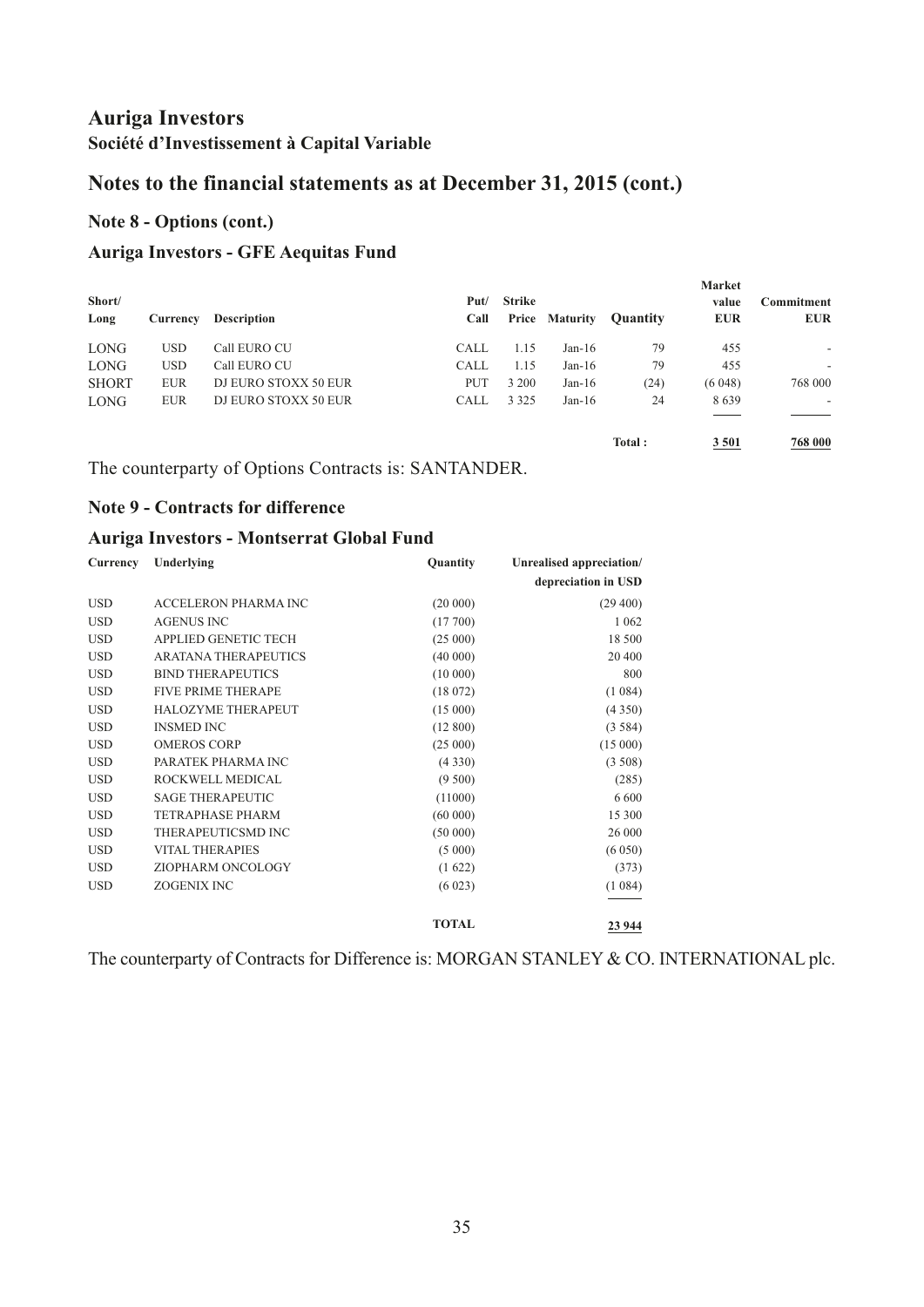# Auriga Investors

**Société d'Investissement à Capital Variable**

## Notes to the financial statements as at December 31, 2015 (cont.)

### Note 8 - Options (cont.)

### Auriga Investors - GFE Aequitas Fund

| Short/ Long | Currency | Description | Put/ Call | Strike Price | Maturity | Quantity | Market value EUR | Commitment EUR |
|---|---|---|---|---|---|---|---|---|
| LONG | USD | Call EURO CU | CALL | 1.15 | Jan-16 | 79 | 455 | - |
| LONG | USD | Call EURO CU | CALL | 1.15 | Jan-16 | 79 | 455 | - |
| SHORT | EUR | DJ EURO STOXX 50 EUR | PUT | 3 200 | Jan-16 | (24) | (6 048) | 768 000 |
| LONG | EUR | DJ EURO STOXX 50 EUR | CALL | 3 325 | Jan-16 | 24 | 8 639 | - |
| | | | | | | **Total :** | **3 501** | **768 000** |

The counterparty of Options Contracts is: SANTANDER.

### Note 9 - Contracts for difference

### Auriga Investors - Montserrat Global Fund

| Currency | Underlying | Quantity | Unrealised appreciation/ depreciation in USD |
|---|---|---|---|
| USD | ACCELERON PHARMA INC | (20 000) | (29 400) |
| USD | AGENUS INC | (17 700) | 1 062 |
| USD | APPLIED GENETIC TECH | (25 000) | 18 500 |
| USD | ARATANA THERAPEUTICS | (40 000) | 20 400 |
| USD | BIND THERAPEUTICS | (10 000) | 800 |
| USD | FIVE PRIME THERAPE | (18 072) | (1 084) |
| USD | HALOZYME THERAPEUT | (15 000) | (4 350) |
| USD | INSMED INC | (12 800) | (3 584) |
| USD | OMEROS CORP | (25 000) | (15 000) |
| USD | PARATEK PHARMA INC | (4 330) | (3 508) |
| USD | ROCKWELL MEDICAL | (9 500) | (285) |
| USD | SAGE THERAPEUTIC | (11000) | 6 600 |
| USD | TETRAPHASE PHARM | (60 000) | 15 300 |
| USD | THERAPEUTICSMD INC | (50 000) | 26 000 |
| USD | VITAL THERAPIES | (5 000) | (6 050) |
| USD | ZIOPHARM ONCOLOGY | (1 622) | (373) |
| USD | ZOGENIX INC | (6 023) | (1 084) |
| | | **TOTAL** | **23 944** |

The counterparty of Contracts for Difference is: MORGAN STANLEY & CO. INTERNATIONAL plc.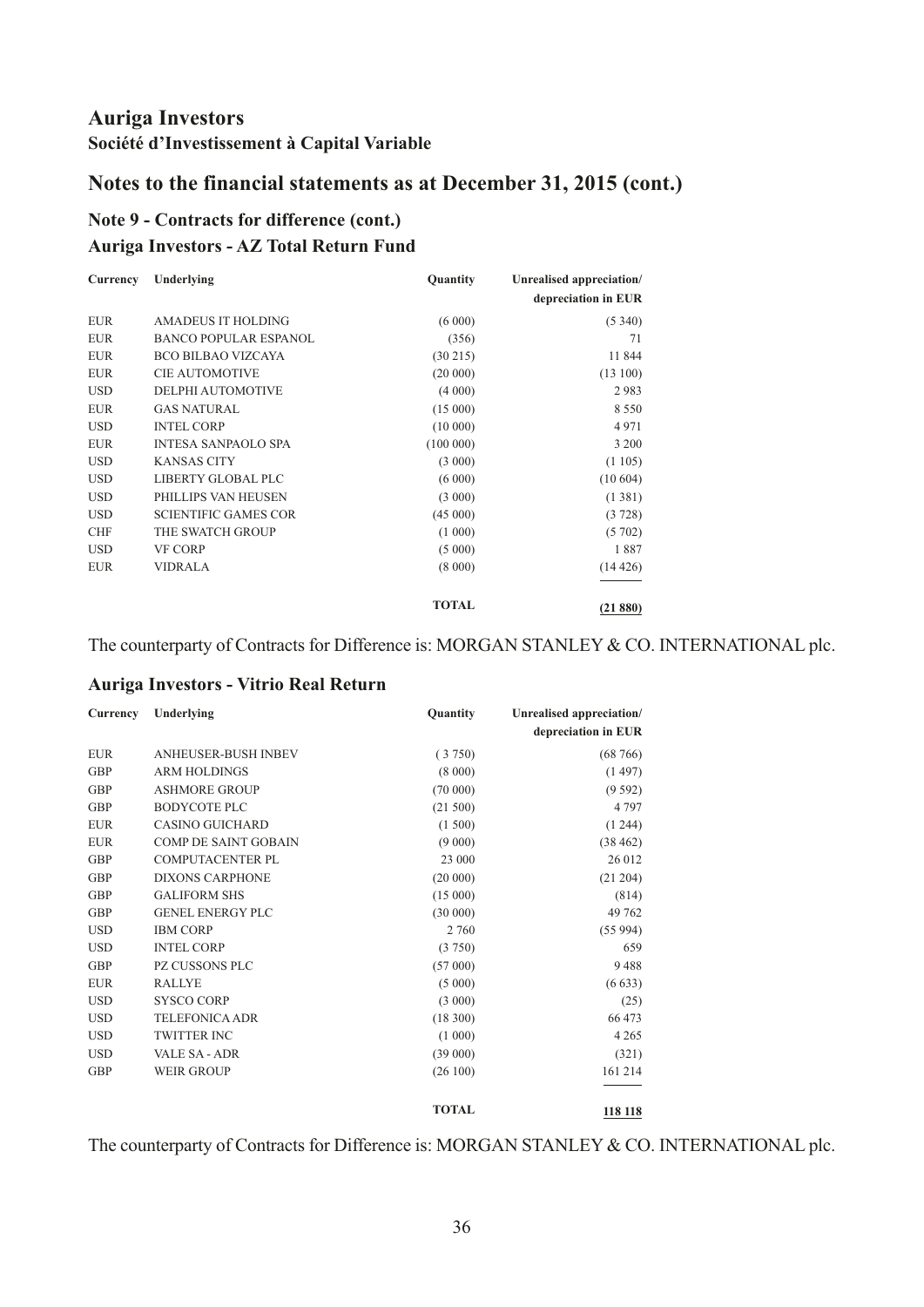# Auriga Investors

**Société d'Investissement à Capital Variable**

## Notes to the financial statements as at December 31, 2015 (cont.)

### Note 9 - Contracts for difference (cont.)

### Auriga Investors - AZ Total Return Fund

| Currency | Underlying | Quantity | Unrealised appreciation/ depreciation in EUR |
|---|---|---|---|
| EUR | AMADEUS IT HOLDING | (6 000) | (5 340) |
| EUR | BANCO POPULAR ESPANOL | (356) | 71 |
| EUR | BCO BILBAO VIZCAYA | (30 215) | 11 844 |
| EUR | CIE AUTOMOTIVE | (20 000) | (13 100) |
| USD | DELPHI AUTOMOTIVE | (4 000) | 2 983 |
| EUR | GAS NATURAL | (15 000) | 8 550 |
| USD | INTEL CORP | (10 000) | 4 971 |
| EUR | INTESA SANPAOLO SPA | (100 000) | 3 200 |
| USD | KANSAS CITY | (3 000) | (1 105) |
| USD | LIBERTY GLOBAL PLC | (6 000) | (10 604) |
| USD | PHILLIPS VAN HEUSEN | (3 000) | (1 381) |
| USD | SCIENTIFIC GAMES COR | (45 000) | (3 728) |
| CHF | THE SWATCH GROUP | (1 000) | (5 702) |
| USD | VF CORP | (5 000) | 1 887 |
| EUR | VIDRALA | (8 000) | (14 426) |
| | | **TOTAL** | **(21 880)** |

The counterparty of Contracts for Difference is: MORGAN STANLEY & CO. INTERNATIONAL plc.

### Auriga Investors - Vitrio Real Return

| Currency | Underlying | Quantity | Unrealised appreciation/ depreciation in EUR |
|---|---|---|---|
| EUR | ANHEUSER-BUSH INBEV | ( 3 750) | (68 766) |
| GBP | ARM HOLDINGS | (8 000) | (1 497) |
| GBP | ASHMORE GROUP | (70 000) | (9 592) |
| GBP | BODYCOTE PLC | (21 500) | 4 797 |
| EUR | CASINO GUICHARD | (1 500) | (1 244) |
| EUR | COMP DE SAINT GOBAIN | (9 000) | (38 462) |
| GBP | COMPUTACENTER PL | 23 000 | 26 012 |
| GBP | DIXONS CARPHONE | (20 000) | (21 204) |
| GBP | GALIFORM SHS | (15 000) | (814) |
| GBP | GENEL ENERGY PLC | (30 000) | 49 762 |
| USD | IBM CORP | 2 760 | (55 994) |
| USD | INTEL CORP | (3 750) | 659 |
| GBP | PZ CUSSONS PLC | (57 000) | 9 488 |
| EUR | RALLYE | (5 000) | (6 633) |
| USD | SYSCO CORP | (3 000) | (25) |
| USD | TELEFONICA ADR | (18 300) | 66 473 |
| USD | TWITTER INC | (1 000) | 4 265 |
| USD | VALE SA - ADR | (39 000) | (321) |
| GBP | WEIR GROUP | (26 100) | 161 214 |
| | | **TOTAL** | **118 118** |

The counterparty of Contracts for Difference is: MORGAN STANLEY & CO. INTERNATIONAL plc.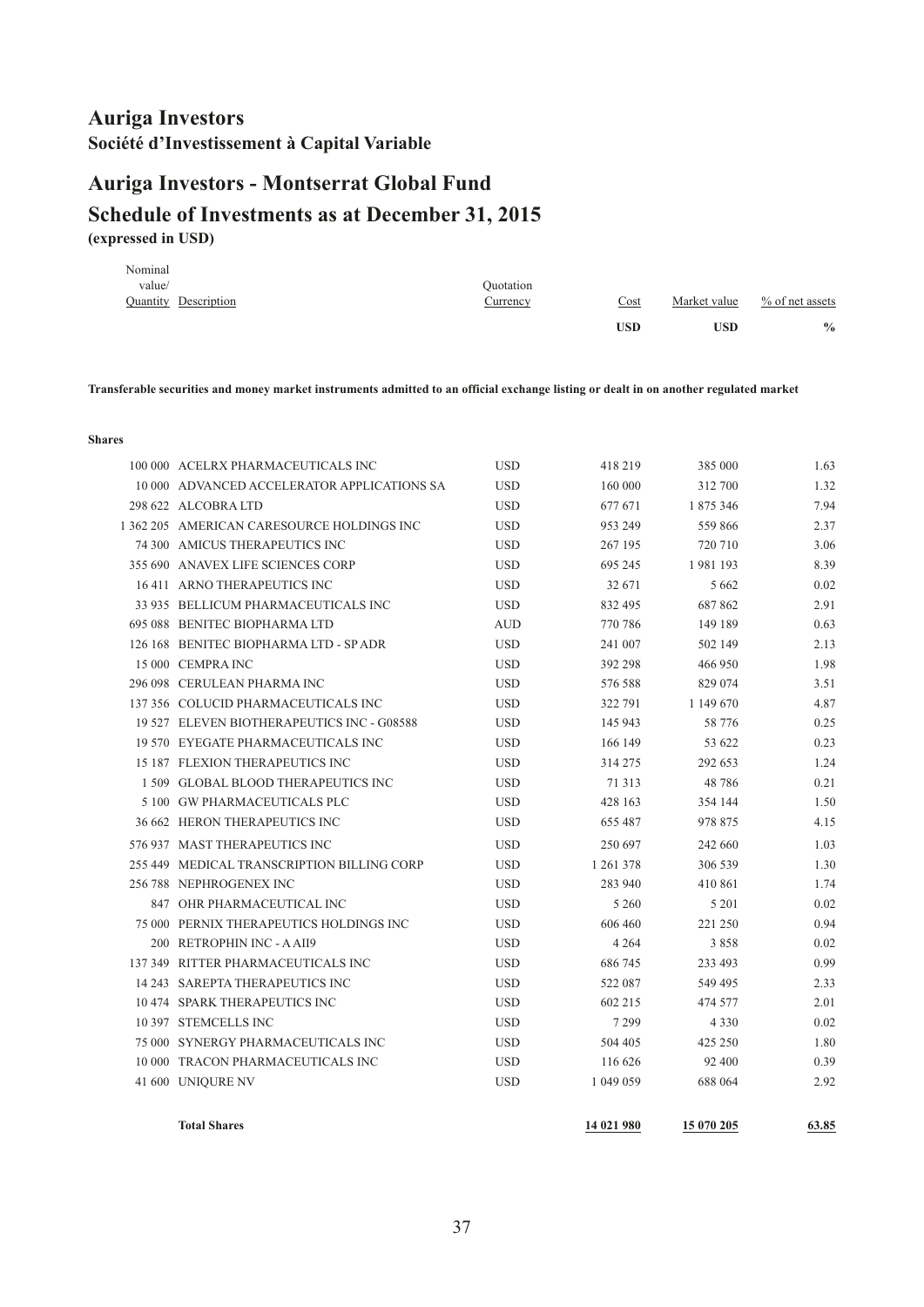# Auriga Investors

**Société d'Investissement à Capital Variable**

## Auriga Investors - Montserrat Global Fund

## Schedule of Investments as at December 31, 2015

**(expressed in USD)**

| Nominal value/ Quantity | Description | Quotation Currency | Cost USD | Market value USD | % of net assets % |
|---|---|---|---|---|---|
| | **Transferable securities and money market instruments admitted to an official exchange listing or dealt in on another regulated market** | | | | |
| | **Shares** | | | | |
| 100 000 | ACELRX PHARMACEUTICALS INC | USD | 418 219 | 385 000 | 1.63 |
| 10 000 | ADVANCED ACCELERATOR APPLICATIONS SA | USD | 160 000 | 312 700 | 1.32 |
| 298 622 | ALCOBRA LTD | USD | 677 671 | 1 875 346 | 7.94 |
| 1 362 205 | AMERICAN CARESOURCE HOLDINGS INC | USD | 953 249 | 559 866 | 2.37 |
| 74 300 | AMICUS THERAPEUTICS INC | USD | 267 195 | 720 710 | 3.06 |
| 355 690 | ANAVEX LIFE SCIENCES CORP | USD | 695 245 | 1 981 193 | 8.39 |
| 16 411 | ARNO THERAPEUTICS INC | USD | 32 671 | 5 662 | 0.02 |
| 33 935 | BELLICUM PHARMACEUTICALS INC | USD | 832 495 | 687 862 | 2.91 |
| 695 088 | BENITEC BIOPHARMA LTD | AUD | 770 786 | 149 189 | 0.63 |
| 126 168 | BENITEC BIOPHARMA LTD - SP ADR | USD | 241 007 | 502 149 | 2.13 |
| 15 000 | CEMPRA INC | USD | 392 298 | 466 950 | 1.98 |
| 296 098 | CERULEAN PHARMA INC | USD | 576 588 | 829 074 | 3.51 |
| 137 356 | COLUCID PHARMACEUTICALS INC | USD | 322 791 | 1 149 670 | 4.87 |
| 19 527 | ELEVEN BIOTHERAPEUTICS INC - G08588 | USD | 145 943 | 58 776 | 0.25 |
| 19 570 | EYEGATE PHARMACEUTICALS INC | USD | 166 149 | 53 622 | 0.23 |
| 15 187 | FLEXION THERAPEUTICS INC | USD | 314 275 | 292 653 | 1.24 |
| 1 509 | GLOBAL BLOOD THERAPEUTICS INC | USD | 71 313 | 48 786 | 0.21 |
| 5 100 | GW PHARMACEUTICALS PLC | USD | 428 163 | 354 144 | 1.50 |
| 36 662 | HERON THERAPEUTICS INC | USD | 655 487 | 978 875 | 4.15 |
| 576 937 | MAST THERAPEUTICS INC | USD | 250 697 | 242 660 | 1.03 |
| 255 449 | MEDICAL TRANSCRIPTION BILLING CORP | USD | 1 261 378 | 306 539 | 1.30 |
| 256 788 | NEPHROGENEX INC | USD | 283 940 | 410 861 | 1.74 |
| 847 | OHR PHARMACEUTICAL INC | USD | 5 260 | 5 201 | 0.02 |
| 75 000 | PERNIX THERAPEUTICS HOLDINGS INC | USD | 606 460 | 221 250 | 0.94 |
| 200 | RETROPHIN INC - A AII9 | USD | 4 264 | 3 858 | 0.02 |
| 137 349 | RITTER PHARMACEUTICALS INC | USD | 686 745 | 233 493 | 0.99 |
| 14 243 | SAREPTA THERAPEUTICS INC | USD | 522 087 | 549 495 | 2.33 |
| 10 474 | SPARK THERAPEUTICS INC | USD | 602 215 | 474 577 | 2.01 |
| 10 397 | STEMCELLS INC | USD | 7 299 | 4 330 | 0.02 |
| 75 000 | SYNERGY PHARMACEUTICALS INC | USD | 504 405 | 425 250 | 1.80 |
| 10 000 | TRACON PHARMACEUTICALS INC | USD | 116 626 | 92 400 | 0.39 |
| 41 600 | UNIQURE NV | USD | 1 049 059 | 688 064 | 2.92 |
| | **Total Shares** | | **14 021 980** | **15 070 205** | **63.85** |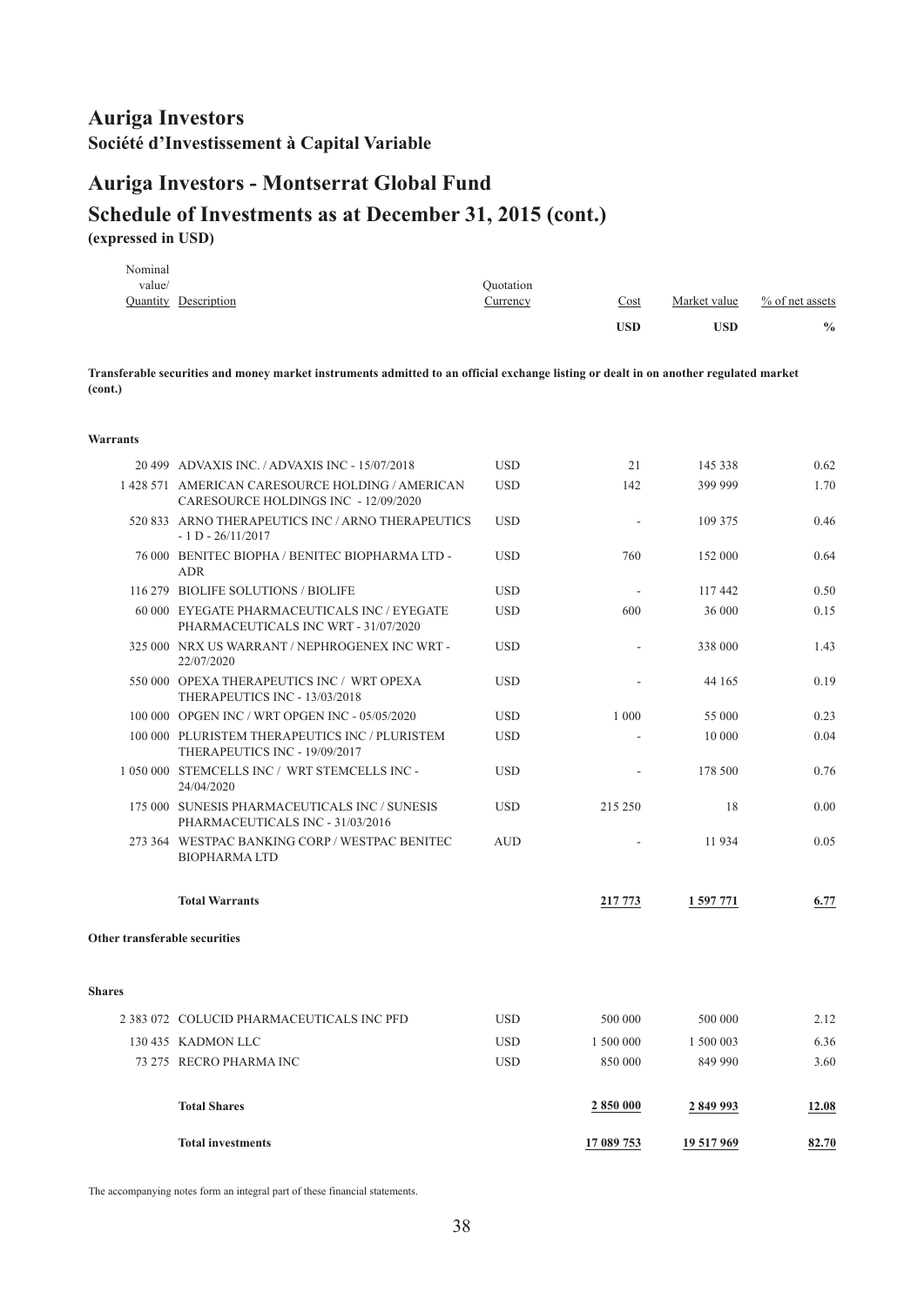# Auriga Investors

**Société d'Investissement à Capital Variable**

## Auriga Investors - Montserrat Global Fund

## Schedule of Investments as at December 31, 2015 (cont.)

**(expressed in USD)**

| Nominal value/ Quantity | Description | Quotation Currency | Cost | Market value | % of net assets |
|---|---|---|---|---|---|
| | | | USD | USD | % |
| | **Transferable securities and money market instruments admitted to an official exchange listing or dealt in on another regulated market (cont.)** | | | | |
| | **Warrants** | | | | |
| 20 499 | ADVAXIS INC. / ADVAXIS INC - 15/07/2018 | USD | 21 | 145 338 | 0.62 |
| 1 428 571 | AMERICAN CARESOURCE HOLDING / AMERICAN CARESOURCE HOLDINGS INC - 12/09/2020 | USD | 142 | 399 999 | 1.70 |
| 520 833 | ARNO THERAPEUTICS INC / ARNO THERAPEUTICS - 1 D - 26/11/2017 | USD | - | 109 375 | 0.46 |
| 76 000 | BENITEC BIOPHA / BENITEC BIOPHARMA LTD - ADR | USD | 760 | 152 000 | 0.64 |
| 116 279 | BIOLIFE SOLUTIONS / BIOLIFE | USD | - | 117 442 | 0.50 |
| 60 000 | EYEGATE PHARMACEUTICALS INC / EYEGATE PHARMACEUTICALS INC WRT - 31/07/2020 | USD | 600 | 36 000 | 0.15 |
| 325 000 | NRX US WARRANT / NEPHROGENEX INC WRT - 22/07/2020 | USD | - | 338 000 | 1.43 |
| 550 000 | OPEXA THERAPEUTICS INC / WRT OPEXA THERAPEUTICS INC - 13/03/2018 | USD | - | 44 165 | 0.19 |
| 100 000 | OPGEN INC / WRT OPGEN INC - 05/05/2020 | USD | 1 000 | 55 000 | 0.23 |
| 100 000 | PLURISTEM THERAPEUTICS INC / PLURISTEM THERAPEUTICS INC - 19/09/2017 | USD | - | 10 000 | 0.04 |
| 1 050 000 | STEMCELLS INC / WRT STEMCELLS INC - 24/04/2020 | USD | - | 178 500 | 0.76 |
| 175 000 | SUNESIS PHARMACEUTICALS INC / SUNESIS PHARMACEUTICALS INC - 31/03/2016 | USD | 215 250 | 18 | 0.00 |
| 273 364 | WESTPAC BANKING CORP / WESTPAC BENITEC BIOPHARMA LTD | AUD | - | 11 934 | 0.05 |
| | **Total Warrants** | | **217 773** | **1 597 771** | **6.77** |
| | **Other transferable securities** | | | | |
| | **Shares** | | | | |
| 2 383 072 | COLUCID PHARMACEUTICALS INC PFD | USD | 500 000 | 500 000 | 2.12 |
| 130 435 | KADMON LLC | USD | 1 500 000 | 1 500 003 | 6.36 |
| 73 275 | RECRO PHARMA INC | USD | 850 000 | 849 990 | 3.60 |
| | **Total Shares** | | **2 850 000** | **2 849 993** | **12.08** |
| | **Total investments** | | **17 089 753** | **19 517 969** | **82.70** |

The accompanying notes form an integral part of these financial statements.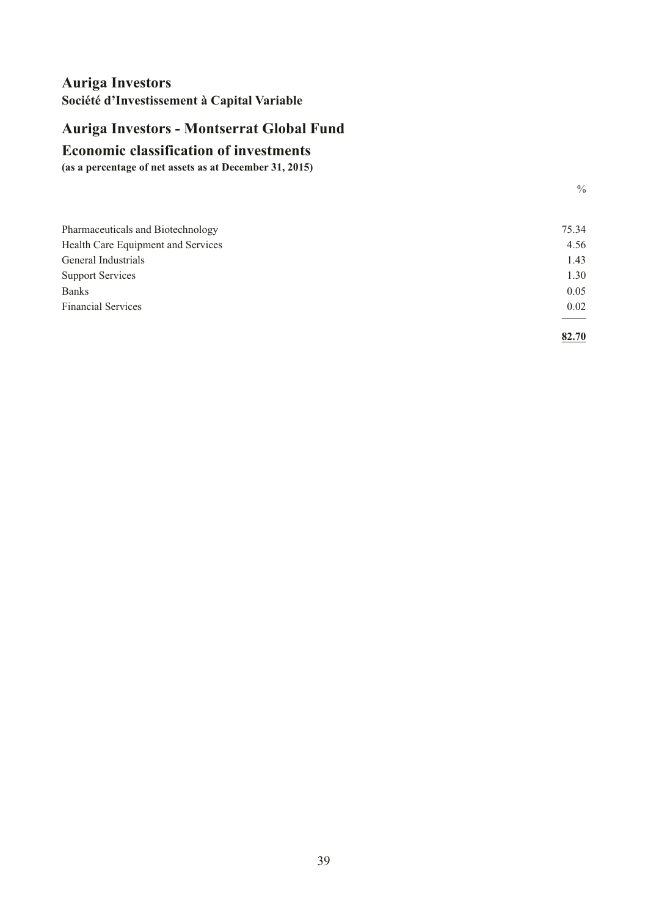# Auriga Investors

**Société d'Investissement à Capital Variable**

## Auriga Investors - Montserrat Global Fund

## Economic classification of investments

**(as a percentage of net assets as at December 31, 2015)**

| | % |
|---|---|
| Pharmaceuticals and Biotechnology | 75.34 |
| Health Care Equipment and Services | 4.56 |
| General Industrials | 1.43 |
| Support Services | 1.30 |
| Banks | 0.05 |
| Financial Services | 0.02 |
| | **82.70** |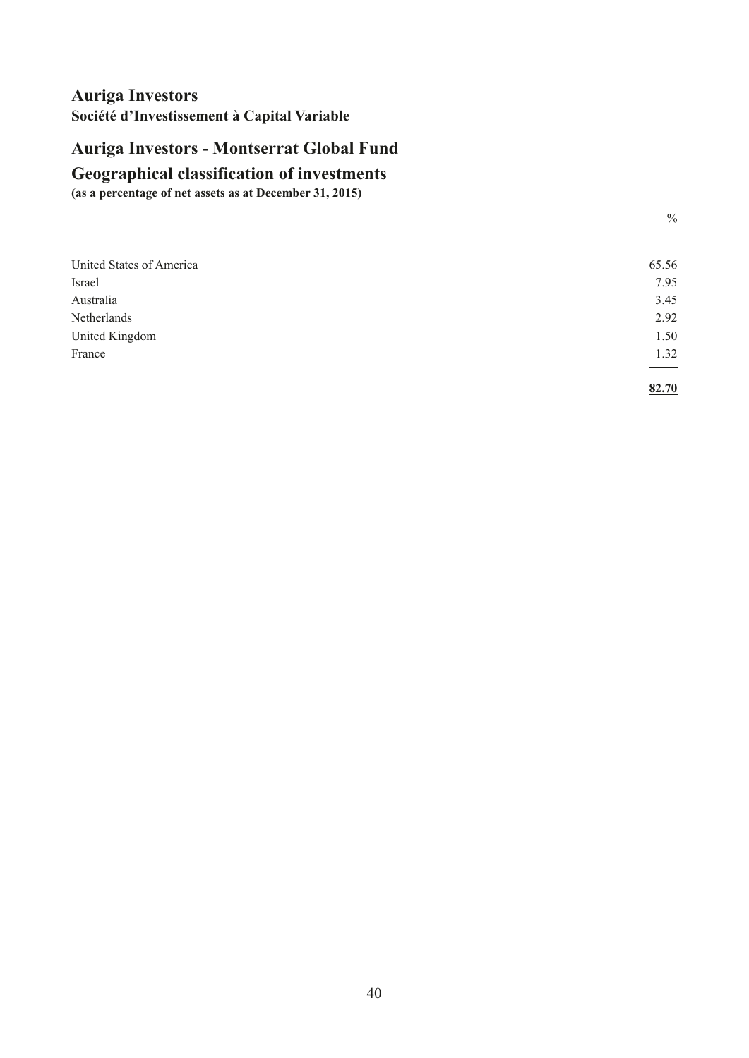# Auriga Investors

**Société d'Investissement à Capital Variable**

## Auriga Investors - Montserrat Global Fund

## Geographical classification of investments

**(as a percentage of net assets as at December 31, 2015)**

| | % |
|---|---|
| United States of America | 65.56 |
| Israel | 7.95 |
| Australia | 3.45 |
| Netherlands | 2.92 |
| United Kingdom | 1.50 |
| France | 1.32 |
| | **82.70** |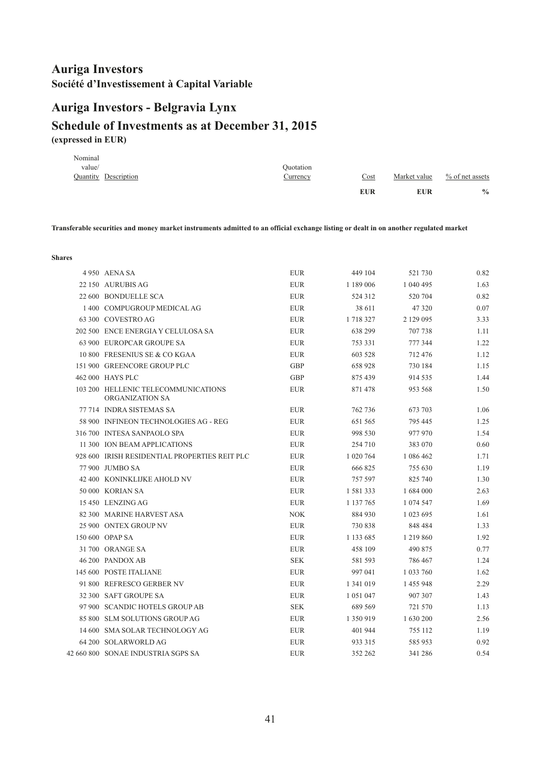# Auriga Investors

**Société d'Investissement à Capital Variable**

## Auriga Investors - Belgravia Lynx

## Schedule of Investments as at December 31, 2015

**(expressed in EUR)**

| Nominal value/ Quantity | Description | Quotation Currency | Cost | Market value | % of net assets |
|---|---|---|---|---|---|
| | | | EUR | EUR | % |

**Transferable securities and money market instruments admitted to an official exchange listing or dealt in on another regulated market**

**Shares**

| Nominal value/ Quantity | Description | Quotation Currency | Cost | Market value | % of net assets |
|---|---|---|---|---|---|
| 4 950 | AENA SA | EUR | 449 104 | 521 730 | 0.82 |
| 22 150 | AURUBIS AG | EUR | 1 189 006 | 1 040 495 | 1.63 |
| 22 600 | BONDUELLE SCA | EUR | 524 312 | 520 704 | 0.82 |
| 1 400 | COMPUGROUP MEDICAL AG | EUR | 38 611 | 47 320 | 0.07 |
| 63 300 | COVESTRO AG | EUR | 1 718 327 | 2 129 095 | 3.33 |
| 202 500 | ENCE ENERGIA Y CELULOSA SA | EUR | 638 299 | 707 738 | 1.11 |
| 63 900 | EUROPCAR GROUPE SA | EUR | 753 331 | 777 344 | 1.22 |
| 10 800 | FRESENIUS SE & CO KGAA | EUR | 603 528 | 712 476 | 1.12 |
| 151 900 | GREENCORE GROUP PLC | GBP | 658 928 | 730 184 | 1.15 |
| 462 000 | HAYS PLC | GBP | 875 439 | 914 535 | 1.44 |
| 103 200 | HELLENIC TELECOMMUNICATIONS ORGANIZATION SA | EUR | 871 478 | 953 568 | 1.50 |
| 77 714 | INDRA SISTEMAS SA | EUR | 762 736 | 673 703 | 1.06 |
| 58 900 | INFINEON TECHNOLOGIES AG - REG | EUR | 651 565 | 795 445 | 1.25 |
| 316 700 | INTESA SANPAOLO SPA | EUR | 998 530 | 977 970 | 1.54 |
| 11 300 | ION BEAM APPLICATIONS | EUR | 254 710 | 383 070 | 0.60 |
| 928 600 | IRISH RESIDENTIAL PROPERTIES REIT PLC | EUR | 1 020 764 | 1 086 462 | 1.71 |
| 77 900 | JUMBO SA | EUR | 666 825 | 755 630 | 1.19 |
| 42 400 | KONINKLIJKE AHOLD NV | EUR | 757 597 | 825 740 | 1.30 |
| 50 000 | KORIAN SA | EUR | 1 581 333 | 1 684 000 | 2.63 |
| 15 450 | LENZING AG | EUR | 1 137 765 | 1 074 547 | 1.69 |
| 82 300 | MARINE HARVEST ASA | NOK | 884 930 | 1 023 695 | 1.61 |
| 25 900 | ONTEX GROUP NV | EUR | 730 838 | 848 484 | 1.33 |
| 150 600 | OPAP SA | EUR | 1 133 685 | 1 219 860 | 1.92 |
| 31 700 | ORANGE SA | EUR | 458 109 | 490 875 | 0.77 |
| 46 200 | PANDOX AB | SEK | 581 593 | 786 467 | 1.24 |
| 145 600 | POSTE ITALIANE | EUR | 997 041 | 1 033 760 | 1.62 |
| 91 800 | REFRESCO GERBER NV | EUR | 1 341 019 | 1 455 948 | 2.29 |
| 32 300 | SAFT GROUPE SA | EUR | 1 051 047 | 907 307 | 1.43 |
| 97 900 | SCANDIC HOTELS GROUP AB | SEK | 689 569 | 721 570 | 1.13 |
| 85 800 | SLM SOLUTIONS GROUP AG | EUR | 1 350 919 | 1 630 200 | 2.56 |
| 14 600 | SMA SOLAR TECHNOLOGY AG | EUR | 401 944 | 755 112 | 1.19 |
| 64 200 | SOLARWORLD AG | EUR | 933 315 | 585 953 | 0.92 |
| 42 660 800 | SONAE INDUSTRIA SGPS SA | EUR | 352 262 | 341 286 | 0.54 |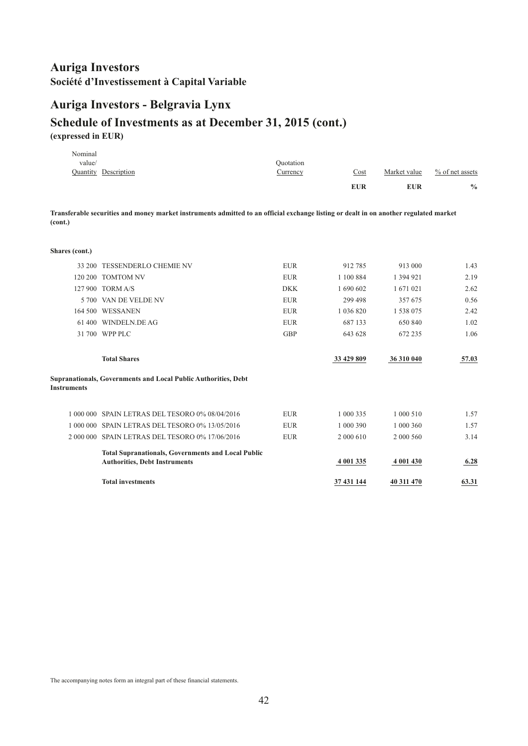# Auriga Investors

**Société d'Investissement à Capital Variable**

# Auriga Investors - Belgravia Lynx

## Schedule of Investments as at December 31, 2015 (cont.)

**(expressed in EUR)**

| Nominal value/ Quantity | Description | Quotation Currency | Cost | Market value | % of net assets |
|---|---|---|---|---|---|
| | | | **EUR** | **EUR** | **%** |
| | **Transferable securities and money market instruments admitted to an official exchange listing or dealt in on another regulated market (cont.)** | | | | |
| | **Shares (cont.)** | | | | |
| 33 200 | TESSENDERLO CHEMIE NV | EUR | 912 785 | 913 000 | 1.43 |
| 120 200 | TOMTOM NV | EUR | 1 100 884 | 1 394 921 | 2.19 |
| 127 900 | TORM A/S | DKK | 1 690 602 | 1 671 021 | 2.62 |
| 5 700 | VAN DE VELDE NV | EUR | 299 498 | 357 675 | 0.56 |
| 164 500 | WESSANEN | EUR | 1 036 820 | 1 538 075 | 2.42 |
| 61 400 | WINDELN.DE AG | EUR | 687 133 | 650 840 | 1.02 |
| 31 700 | WPP PLC | GBP | 643 628 | 672 235 | 1.06 |
| | **Total Shares** | | **33 429 809** | **36 310 040** | **57.03** |
| | **Supranationals, Governments and Local Public Authorities, Debt Instruments** | | | | |
| 1 000 000 | SPAIN LETRAS DEL TESORO 0% 08/04/2016 | EUR | 1 000 335 | 1 000 510 | 1.57 |
| 1 000 000 | SPAIN LETRAS DEL TESORO 0% 13/05/2016 | EUR | 1 000 390 | 1 000 360 | 1.57 |
| 2 000 000 | SPAIN LETRAS DEL TESORO 0% 17/06/2016 | EUR | 2 000 610 | 2 000 560 | 3.14 |
| | **Total Supranationals, Governments and Local Public Authorities, Debt Instruments** | | **4 001 335** | **4 001 430** | **6.28** |
| | **Total investments** | | **37 431 144** | **40 311 470** | **63.31** |

The accompanying notes form an integral part of these financial statements.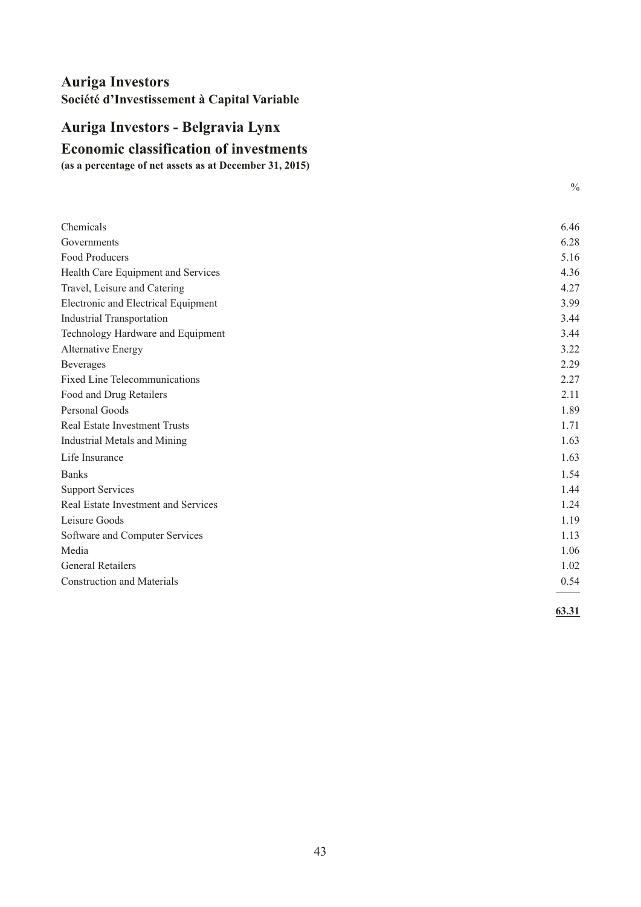# Auriga Investors

**Société d'Investissement à Capital Variable**

## Auriga Investors - Belgravia Lynx

## Economic classification of investments

**(as a percentage of net assets as at December 31, 2015)**

| | % |
|---|---|
| Chemicals | 6.46 |
| Governments | 6.28 |
| Food Producers | 5.16 |
| Health Care Equipment and Services | 4.36 |
| Travel, Leisure and Catering | 4.27 |
| Electronic and Electrical Equipment | 3.99 |
| Industrial Transportation | 3.44 |
| Technology Hardware and Equipment | 3.44 |
| Alternative Energy | 3.22 |
| Beverages | 2.29 |
| Fixed Line Telecommunications | 2.27 |
| Food and Drug Retailers | 2.11 |
| Personal Goods | 1.89 |
| Real Estate Investment Trusts | 1.71 |
| Industrial Metals and Mining | 1.63 |
| Life Insurance | 1.63 |
| Banks | 1.54 |
| Support Services | 1.44 |
| Real Estate Investment and Services | 1.24 |
| Leisure Goods | 1.19 |
| Software and Computer Services | 1.13 |
| Media | 1.06 |
| General Retailers | 1.02 |
| Construction and Materials | 0.54 |
| | **63.31** |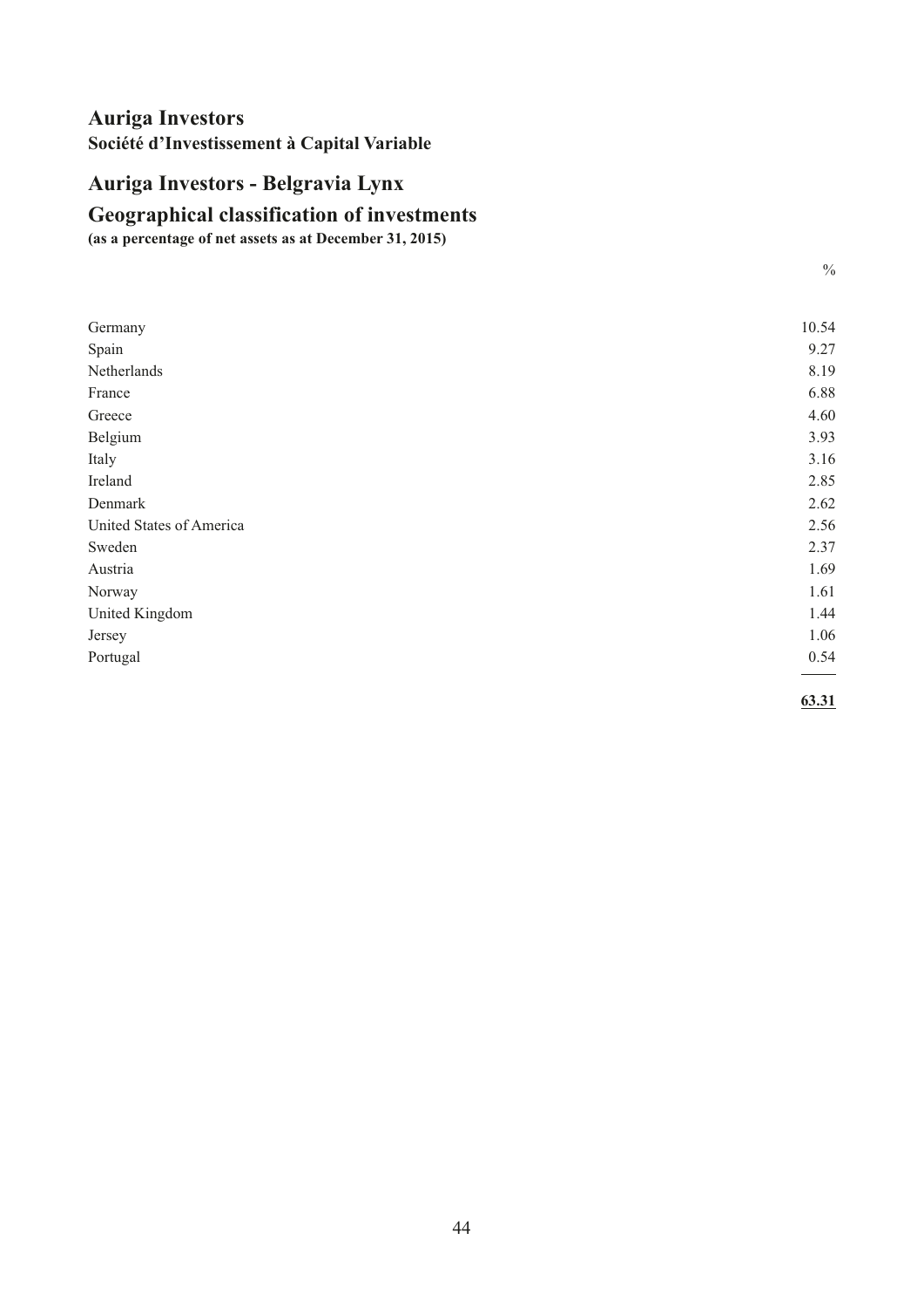# Auriga Investors

**Société d'Investissement à Capital Variable**

## Auriga Investors - Belgravia Lynx

## Geographical classification of investments

**(as a percentage of net assets as at December 31, 2015)**

| | % |
|---|---|
| Germany | 10.54 |
| Spain | 9.27 |
| Netherlands | 8.19 |
| France | 6.88 |
| Greece | 4.60 |
| Belgium | 3.93 |
| Italy | 3.16 |
| Ireland | 2.85 |
| Denmark | 2.62 |
| United States of America | 2.56 |
| Sweden | 2.37 |
| Austria | 1.69 |
| Norway | 1.61 |
| United Kingdom | 1.44 |
| Jersey | 1.06 |
| Portugal | 0.54 |
| | **63.31** |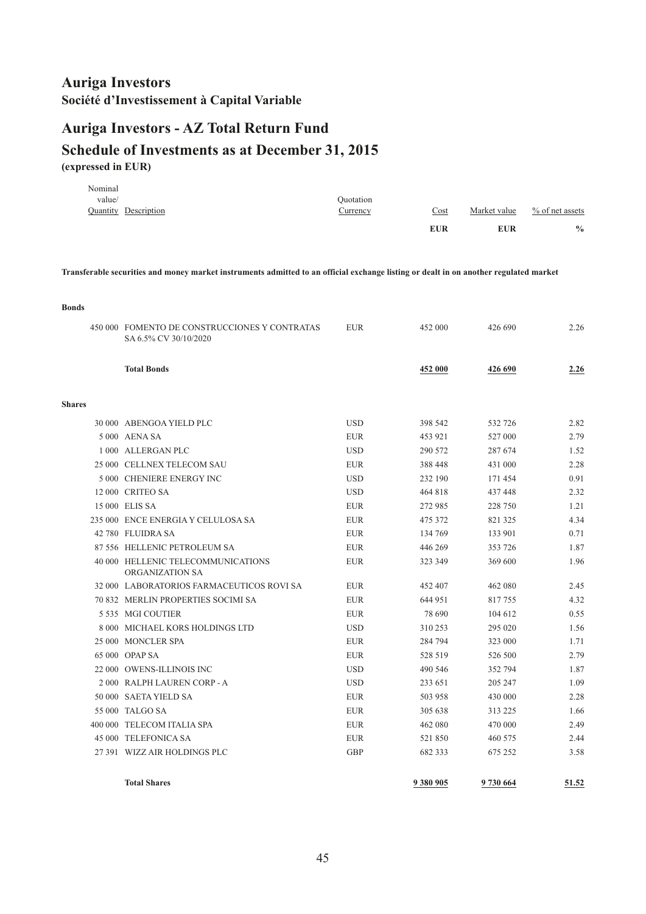# Auriga Investors

**Société d'Investissement à Capital Variable**

## Auriga Investors - AZ Total Return Fund

## Schedule of Investments as at December 31, 2015

**(expressed in EUR)**

| Nominal value/ Quantity | Description | Quotation Currency | Cost | Market value | % of net assets |
|---|---|---|---|---|---|
| | | | **EUR** | **EUR** | **%** |
| | **Transferable securities and money market instruments admitted to an official exchange listing or dealt in on another regulated market** | | | | |
| | **Bonds** | | | | |
| 450 000 | FOMENTO DE CONSTRUCCIONES Y CONTRATAS SA 6.5% CV 30/10/2020 | EUR | 452 000 | 426 690 | 2.26 |
| | **Total Bonds** | | **452 000** | **426 690** | **2.26** |
| | **Shares** | | | | |
| 30 000 | ABENGOA YIELD PLC | USD | 398 542 | 532 726 | 2.82 |
| 5 000 | AENA SA | EUR | 453 921 | 527 000 | 2.79 |
| 1 000 | ALLERGAN PLC | USD | 290 572 | 287 674 | 1.52 |
| 25 000 | CELLNEX TELECOM SAU | EUR | 388 448 | 431 000 | 2.28 |
| 5 000 | CHENIERE ENERGY INC | USD | 232 190 | 171 454 | 0.91 |
| 12 000 | CRITEO SA | USD | 464 818 | 437 448 | 2.32 |
| 15 000 | ELIS SA | EUR | 272 985 | 228 750 | 1.21 |
| 235 000 | ENCE ENERGIA Y CELULOSA SA | EUR | 475 372 | 821 325 | 4.34 |
| 42 780 | FLUIDRA SA | EUR | 134 769 | 133 901 | 0.71 |
| 87 556 | HELLENIC PETROLEUM SA | EUR | 446 269 | 353 726 | 1.87 |
| 40 000 | HELLENIC TELECOMMUNICATIONS ORGANIZATION SA | EUR | 323 349 | 369 600 | 1.96 |
| 32 000 | LABORATORIOS FARMACEUTICOS ROVI SA | EUR | 452 407 | 462 080 | 2.45 |
| 70 832 | MERLIN PROPERTIES SOCIMI SA | EUR | 644 951 | 817 755 | 4.32 |
| 5 535 | MGI COUTIER | EUR | 78 690 | 104 612 | 0.55 |
| 8 000 | MICHAEL KORS HOLDINGS LTD | USD | 310 253 | 295 020 | 1.56 |
| 25 000 | MONCLER SPA | EUR | 284 794 | 323 000 | 1.71 |
| 65 000 | OPAP SA | EUR | 528 519 | 526 500 | 2.79 |
| 22 000 | OWENS-ILLINOIS INC | USD | 490 546 | 352 794 | 1.87 |
| 2 000 | RALPH LAUREN CORP - A | USD | 233 651 | 205 247 | 1.09 |
| 50 000 | SAETA YIELD SA | EUR | 503 958 | 430 000 | 2.28 |
| 55 000 | TALGO SA | EUR | 305 638 | 313 225 | 1.66 |
| 400 000 | TELECOM ITALIA SPA | EUR | 462 080 | 470 000 | 2.49 |
| 45 000 | TELEFONICA SA | EUR | 521 850 | 460 575 | 2.44 |
| 27 391 | WIZZ AIR HOLDINGS PLC | GBP | 682 333 | 675 252 | 3.58 |
| | **Total Shares** | | **9 380 905** | **9 730 664** | **51.52** |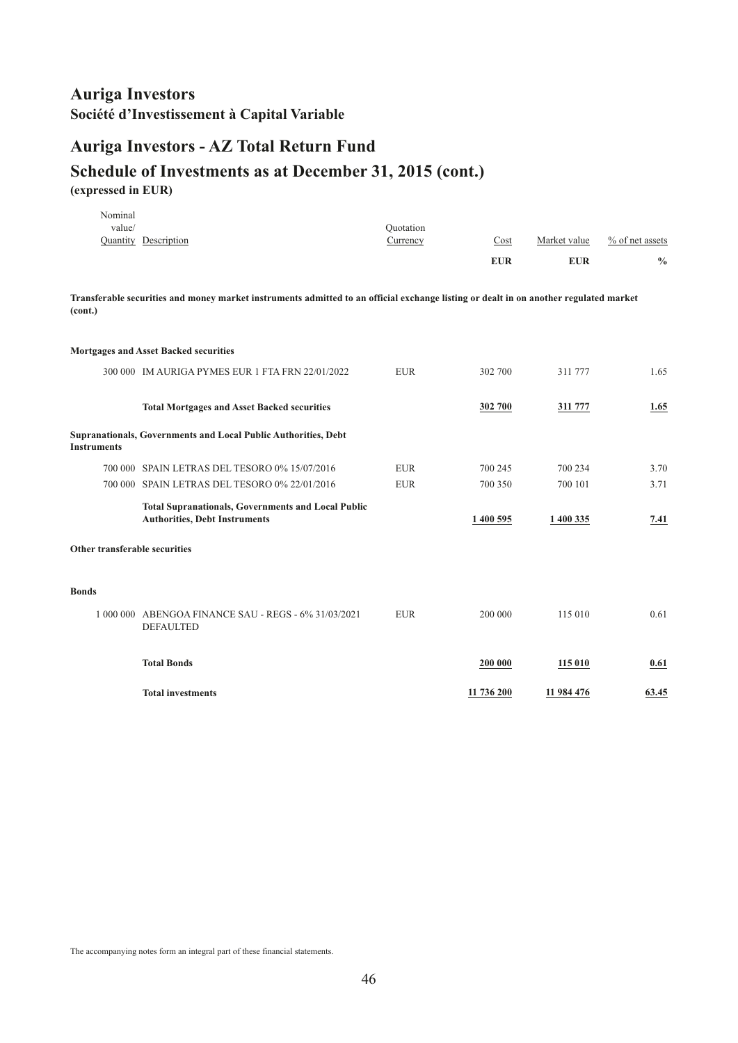# Auriga Investors

**Société d'Investissement à Capital Variable**

## Auriga Investors - AZ Total Return Fund

## Schedule of Investments as at December 31, 2015 (cont.)

**(expressed in EUR)**

| Nominal value/ Quantity | Description | Quotation Currency | Cost EUR | Market value EUR | % of net assets % |
|---|---|---|---|---|---|
| **Transferable securities and money market instruments admitted to an official exchange listing or dealt in on another regulated market (cont.)** | | | | | |
| **Mortgages and Asset Backed securities** | | | | | |
| 300 000 | IM AURIGA PYMES EUR 1 FTA FRN 22/01/2022 | EUR | 302 700 | 311 777 | 1.65 |
| | **Total Mortgages and Asset Backed securities** | | **302 700** | **311 777** | **1.65** |
| **Supranationals, Governments and Local Public Authorities, Debt Instruments** | | | | | |
| 700 000 | SPAIN LETRAS DEL TESORO 0% 15/07/2016 | EUR | 700 245 | 700 234 | 3.70 |
| 700 000 | SPAIN LETRAS DEL TESORO 0% 22/01/2016 | EUR | 700 350 | 700 101 | 3.71 |
| | **Total Supranationals, Governments and Local Public Authorities, Debt Instruments** | | **1 400 595** | **1 400 335** | **7.41** |
| **Other transferable securities** | | | | | |
| **Bonds** | | | | | |
| 1 000 000 | ABENGOA FINANCE SAU - REGS - 6% 31/03/2021 DEFAULTED | EUR | 200 000 | 115 010 | 0.61 |
| | **Total Bonds** | | **200 000** | **115 010** | **0.61** |
| | **Total investments** | | **11 736 200** | **11 984 476** | **63.45** |

The accompanying notes form an integral part of these financial statements.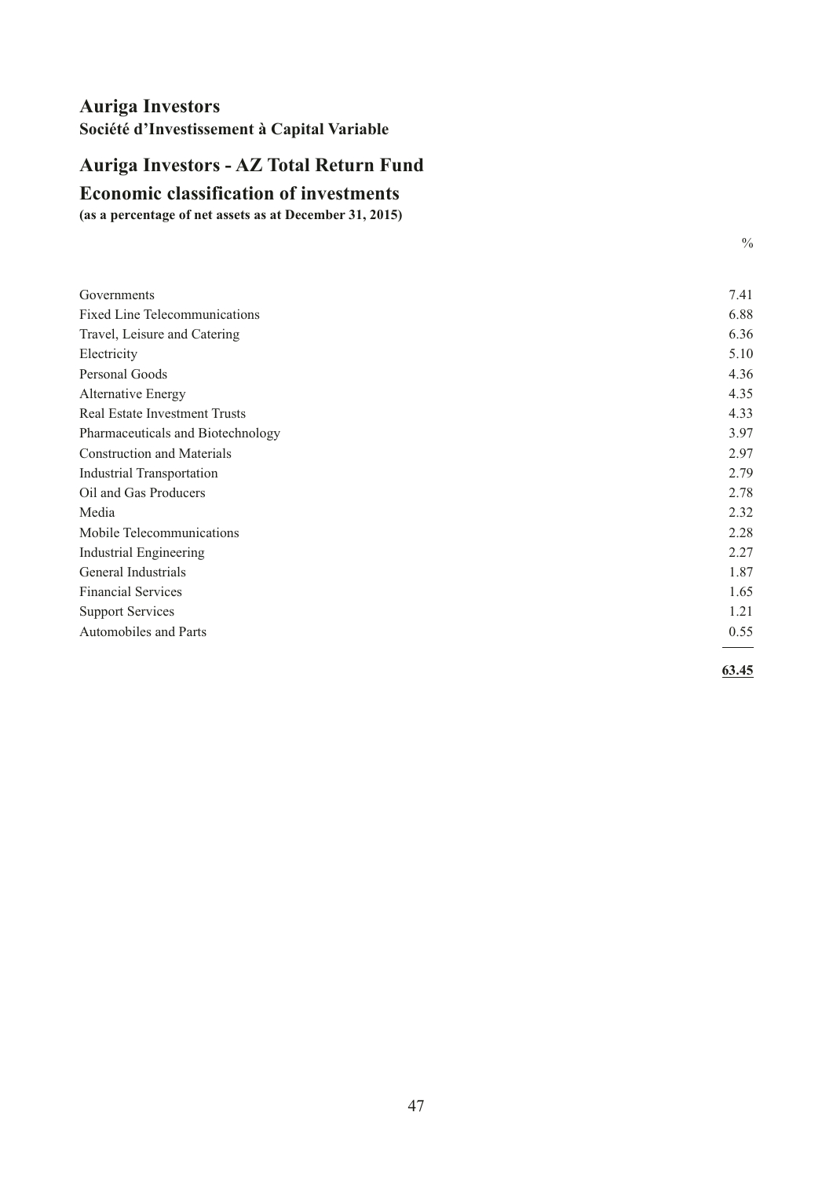# Auriga Investors

**Société d'Investissement à Capital Variable**

## Auriga Investors - AZ Total Return Fund

## Economic classification of investments

**(as a percentage of net assets as at December 31, 2015)**

| | % |
|---|---|
| Governments | 7.41 |
| Fixed Line Telecommunications | 6.88 |
| Travel, Leisure and Catering | 6.36 |
| Electricity | 5.10 |
| Personal Goods | 4.36 |
| Alternative Energy | 4.35 |
| Real Estate Investment Trusts | 4.33 |
| Pharmaceuticals and Biotechnology | 3.97 |
| Construction and Materials | 2.97 |
| Industrial Transportation | 2.79 |
| Oil and Gas Producers | 2.78 |
| Media | 2.32 |
| Mobile Telecommunications | 2.28 |
| Industrial Engineering | 2.27 |
| General Industrials | 1.87 |
| Financial Services | 1.65 |
| Support Services | 1.21 |
| Automobiles and Parts | 0.55 |
| | **63.45** |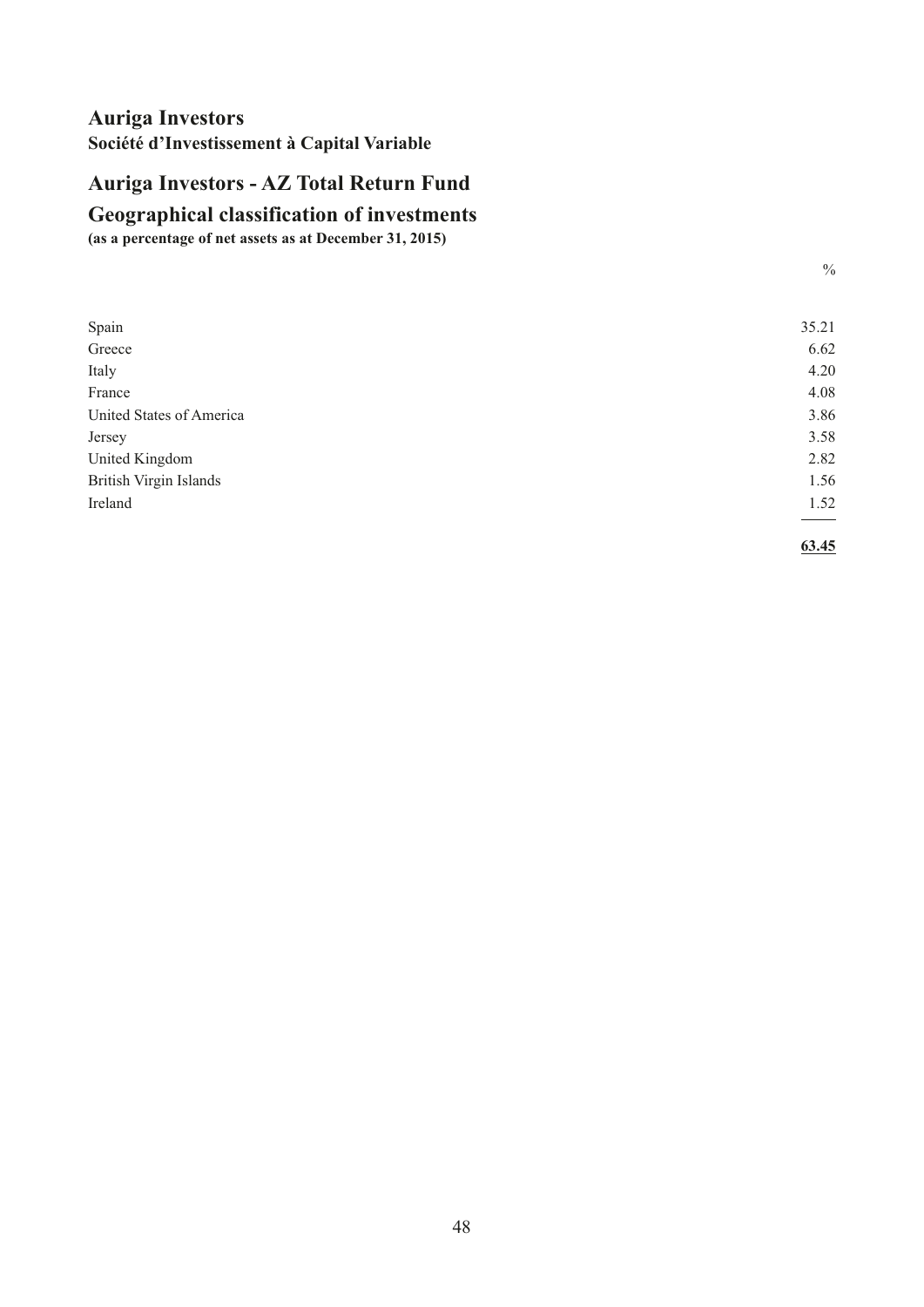# Auriga Investors

**Société d'Investissement à Capital Variable**

## Auriga Investors - AZ Total Return Fund

## Geographical classification of investments

**(as a percentage of net assets as at December 31, 2015)**

| | % |
|---|---|
| Spain | 35.21 |
| Greece | 6.62 |
| Italy | 4.20 |
| France | 4.08 |
| United States of America | 3.86 |
| Jersey | 3.58 |
| United Kingdom | 2.82 |
| British Virgin Islands | 1.56 |
| Ireland | 1.52 |
| | **63.45** |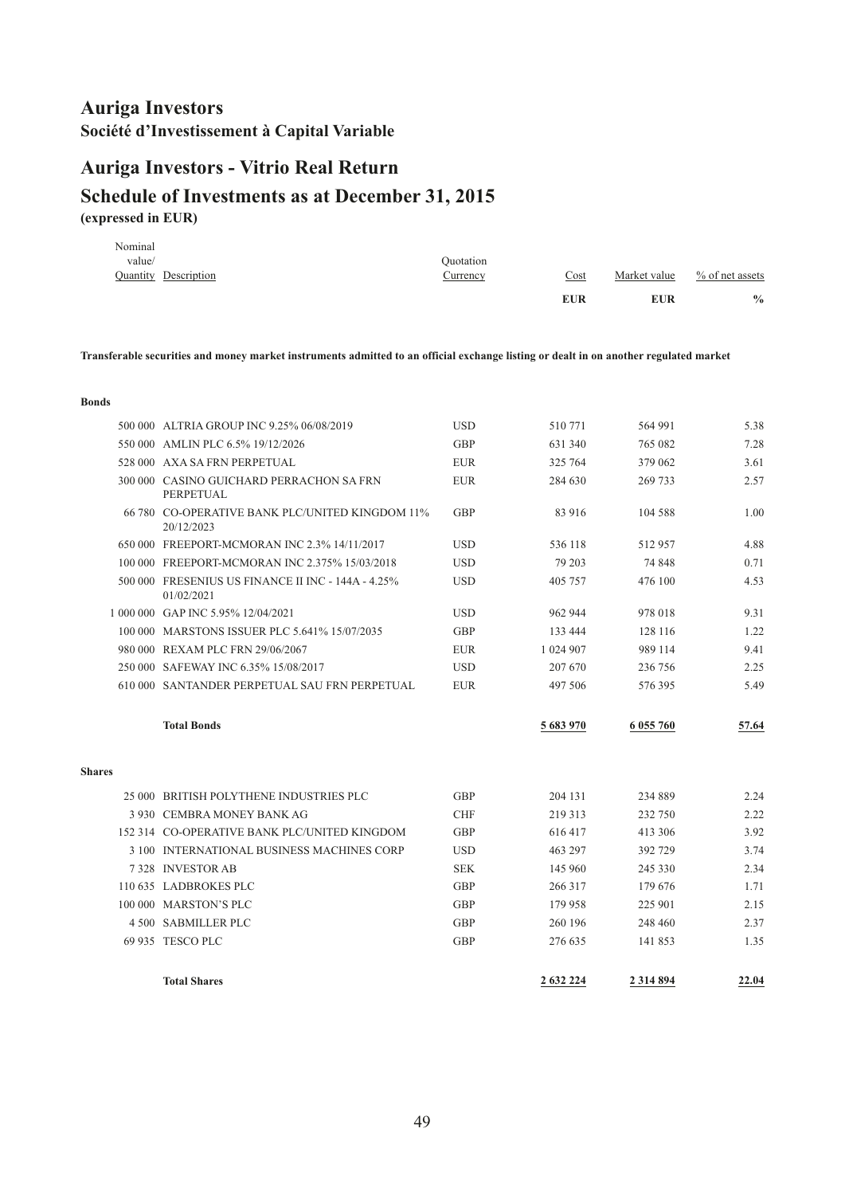# Auriga Investors

**Société d'Investissement à Capital Variable**

## Auriga Investors - Vitrio Real Return

## Schedule of Investments as at December 31, 2015

**(expressed in EUR)**

| Nominal value/ Quantity | Description | Quotation Currency | Cost | Market value | % of net assets |
|---|---|---|---|---|---|
| | | | **EUR** | **EUR** | **%** |
| | **Transferable securities and money market instruments admitted to an official exchange listing or dealt in on another regulated market** | | | | |
| | **Bonds** | | | | |
| 500 000 | ALTRIA GROUP INC 9.25% 06/08/2019 | USD | 510 771 | 564 991 | 5.38 |
| 550 000 | AMLIN PLC 6.5% 19/12/2026 | GBP | 631 340 | 765 082 | 7.28 |
| 528 000 | AXA SA FRN PERPETUAL | EUR | 325 764 | 379 062 | 3.61 |
| 300 000 | CASINO GUICHARD PERRACHON SA FRN PERPETUAL | EUR | 284 630 | 269 733 | 2.57 |
| 66 780 | CO-OPERATIVE BANK PLC/UNITED KINGDOM 11% 20/12/2023 | GBP | 83 916 | 104 588 | 1.00 |
| 650 000 | FREEPORT-MCMORAN INC 2.3% 14/11/2017 | USD | 536 118 | 512 957 | 4.88 |
| 100 000 | FREEPORT-MCMORAN INC 2.375% 15/03/2018 | USD | 79 203 | 74 848 | 0.71 |
| 500 000 | FRESENIUS US FINANCE II INC - 144A - 4.25% 01/02/2021 | USD | 405 757 | 476 100 | 4.53 |
| 1 000 000 | GAP INC 5.95% 12/04/2021 | USD | 962 944 | 978 018 | 9.31 |
| 100 000 | MARSTONS ISSUER PLC 5.641% 15/07/2035 | GBP | 133 444 | 128 116 | 1.22 |
| 980 000 | REXAM PLC FRN 29/06/2067 | EUR | 1 024 907 | 989 114 | 9.41 |
| 250 000 | SAFEWAY INC 6.35% 15/08/2017 | USD | 207 670 | 236 756 | 2.25 |
| 610 000 | SANTANDER PERPETUAL SAU FRN PERPETUAL | EUR | 497 506 | 576 395 | 5.49 |
| | **Total Bonds** | | 5 683 970 | 6 055 760 | 57.64 |
| | **Shares** | | | | |
| 25 000 | BRITISH POLYTHENE INDUSTRIES PLC | GBP | 204 131 | 234 889 | 2.24 |
| 3 930 | CEMBRA MONEY BANK AG | CHF | 219 313 | 232 750 | 2.22 |
| 152 314 | CO-OPERATIVE BANK PLC/UNITED KINGDOM | GBP | 616 417 | 413 306 | 3.92 |
| 3 100 | INTERNATIONAL BUSINESS MACHINES CORP | USD | 463 297 | 392 729 | 3.74 |
| 7 328 | INVESTOR AB | SEK | 145 960 | 245 330 | 2.34 |
| 110 635 | LADBROKES PLC | GBP | 266 317 | 179 676 | 1.71 |
| 100 000 | MARSTON'S PLC | GBP | 179 958 | 225 901 | 2.15 |
| 4 500 | SABMILLER PLC | GBP | 260 196 | 248 460 | 2.37 |
| 69 935 | TESCO PLC | GBP | 276 635 | 141 853 | 1.35 |
| | **Total Shares** | | 2 632 224 | 2 314 894 | 22.04 |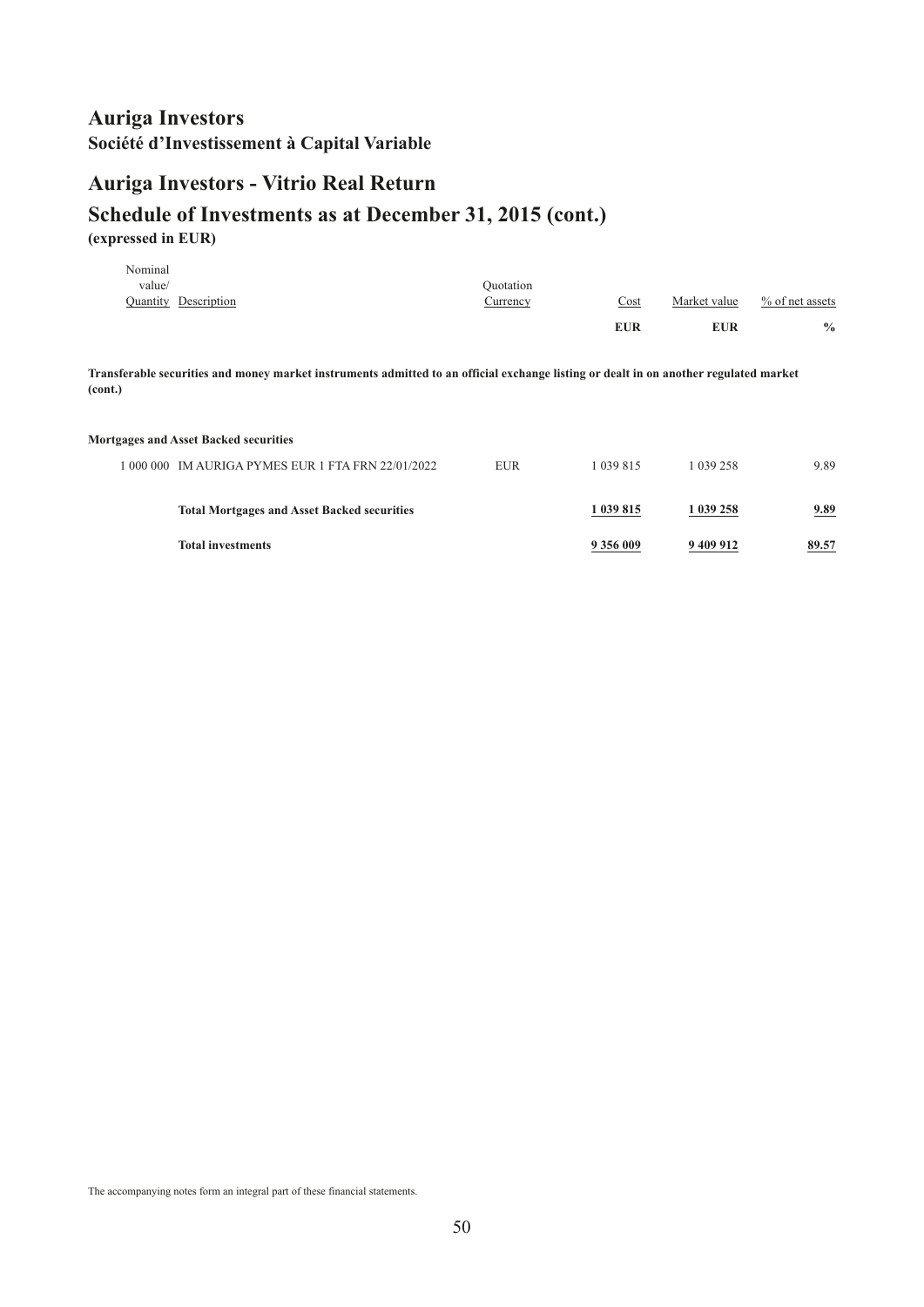# Auriga Investors

**Société d'Investissement à Capital Variable**

## Auriga Investors - Vitrio Real Return

## Schedule of Investments as at December 31, 2015 (cont.)

**(expressed in EUR)**

| Nominal value/ Quantity | Description | Quotation Currency | Cost | Market value | % of net assets |
|---|---|---|---|---|---|
| | | | **EUR** | **EUR** | **%** |
| | **Transferable securities and money market instruments admitted to an official exchange listing or dealt in on another regulated market (cont.)** | | | | |
| | **Mortgages and Asset Backed securities** | | | | |
| 1 000 000 | IM AURIGA PYMES EUR 1 FTA FRN 22/01/2022 | EUR | 1 039 815 | 1 039 258 | 9.89 |
| | **Total Mortgages and Asset Backed securities** | | **1 039 815** | **1 039 258** | **9.89** |
| | **Total investments** | | **9 356 009** | **9 409 912** | **89.57** |

The accompanying notes form an integral part of these financial statements.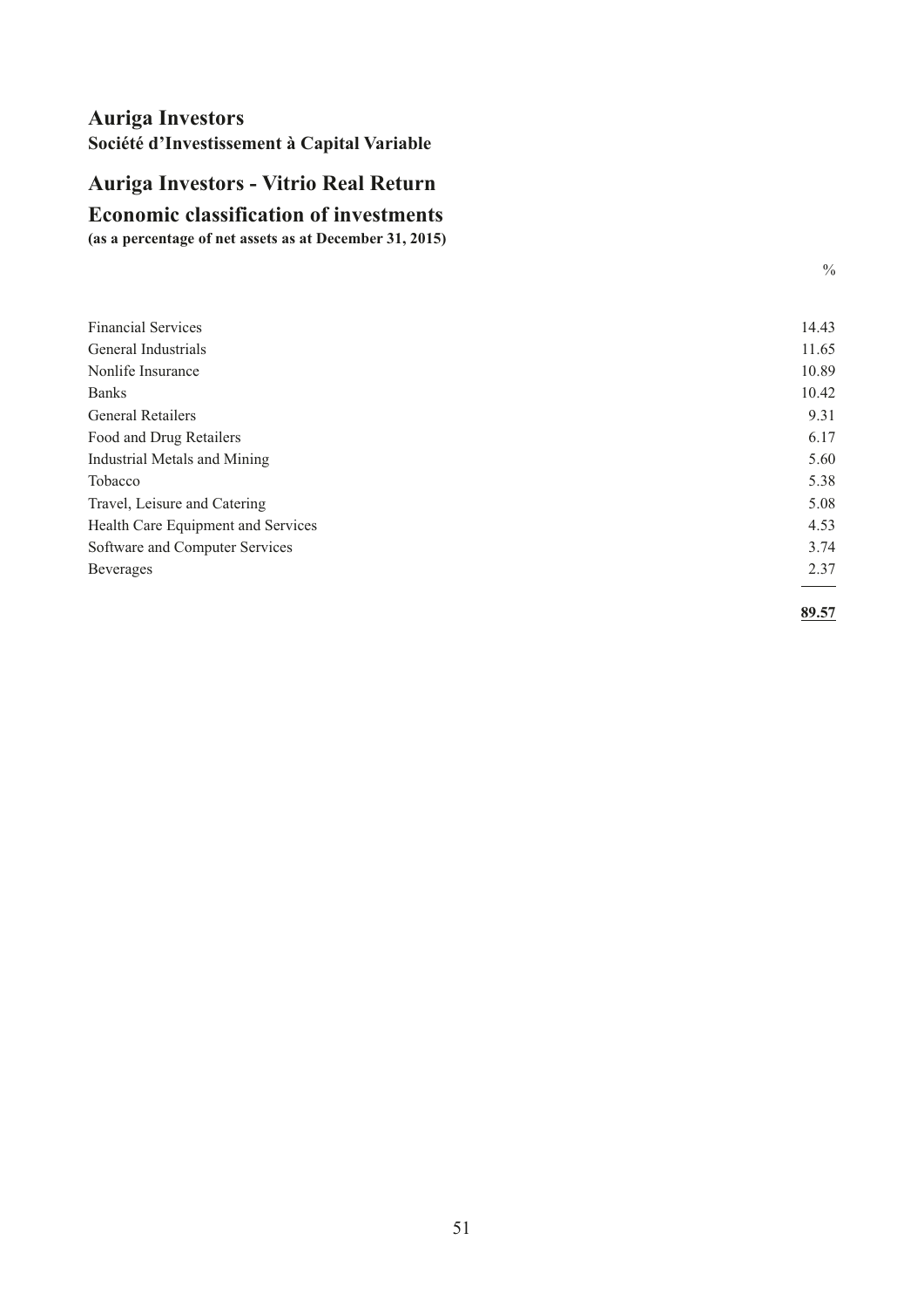# Auriga Investors

**Société d'Investissement à Capital Variable**

## Auriga Investors - Vitrio Real Return

## Economic classification of investments

**(as a percentage of net assets as at December 31, 2015)**

| | % |
|---|---|
| Financial Services | 14.43 |
| General Industrials | 11.65 |
| Nonlife Insurance | 10.89 |
| Banks | 10.42 |
| General Retailers | 9.31 |
| Food and Drug Retailers | 6.17 |
| Industrial Metals and Mining | 5.60 |
| Tobacco | 5.38 |
| Travel, Leisure and Catering | 5.08 |
| Health Care Equipment and Services | 4.53 |
| Software and Computer Services | 3.74 |
| Beverages | 2.37 |
| | **89.57** |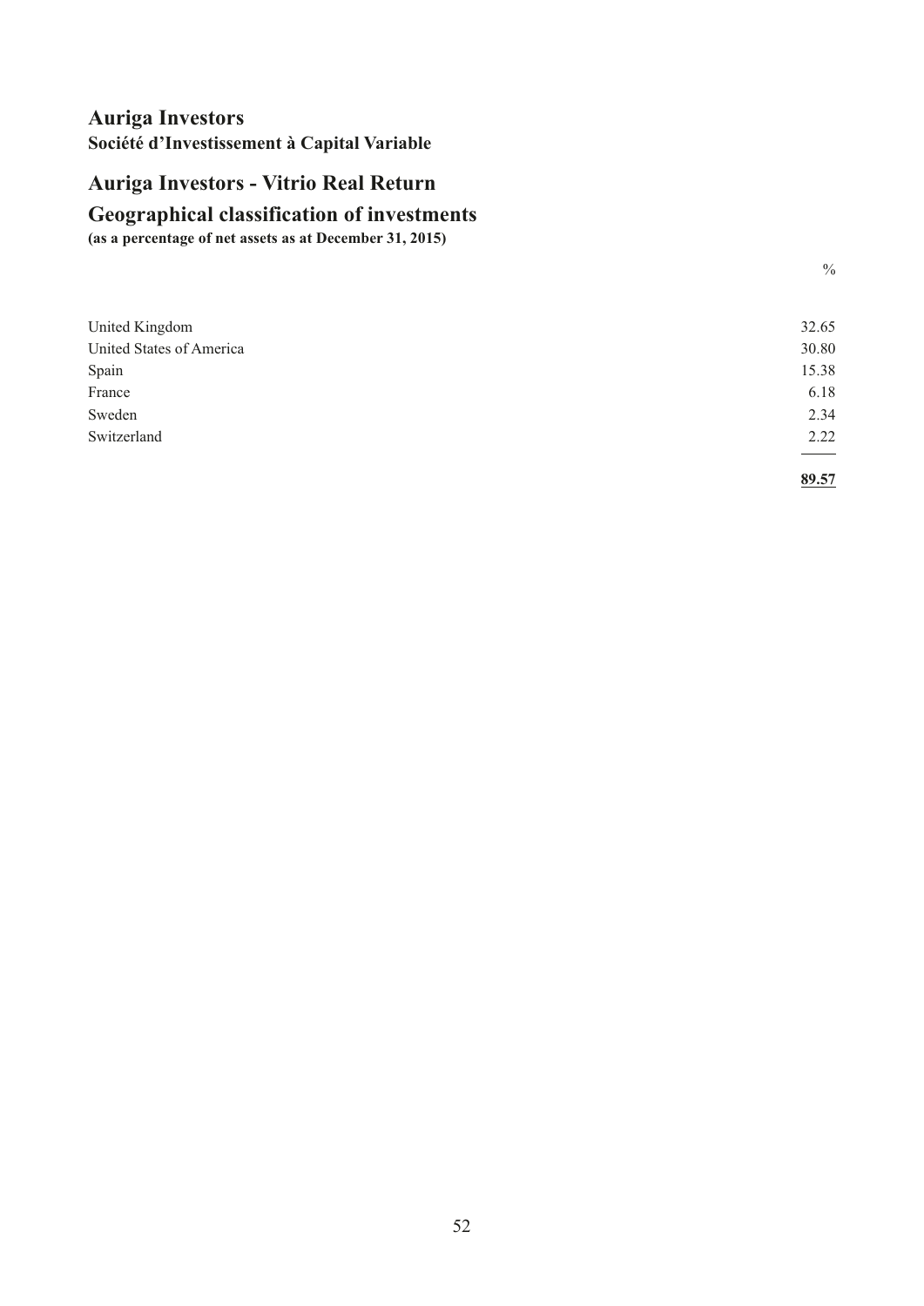# Auriga Investors

**Société d'Investissement à Capital Variable**

## Auriga Investors - Vitrio Real Return

## Geographical classification of investments

**(as a percentage of net assets as at December 31, 2015)**

| | % |
|---|---|
| United Kingdom | 32.65 |
| United States of America | 30.80 |
| Spain | 15.38 |
| France | 6.18 |
| Sweden | 2.34 |
| Switzerland | 2.22 |
| | **89.57** |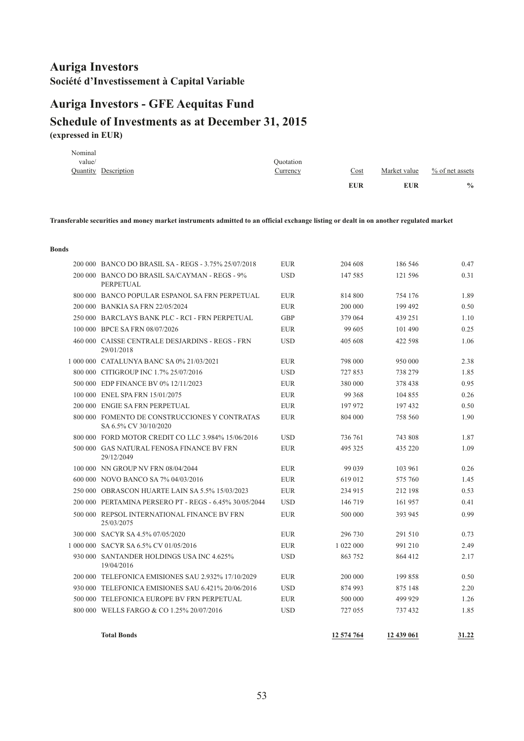# Auriga Investors

**Société d'Investissement à Capital Variable**

# Auriga Investors - GFE Aequitas Fund

## Schedule of Investments as at December 31, 2015

**(expressed in EUR)**

| Nominal value/ Quantity | Description | Quotation Currency | Cost | Market value | % of net assets |
|---|---|---|---|---|---|
| | | | **EUR** | **EUR** | **%** |
| | **Transferable securities and money market instruments admitted to an official exchange listing or dealt in on another regulated market** | | | | |
| | **Bonds** | | | | |
| 200 000 | BANCO DO BRASIL SA - REGS - 3.75% 25/07/2018 | EUR | 204 608 | 186 546 | 0.47 |
| 200 000 | BANCO DO BRASIL SA/CAYMAN - REGS - 9% PERPETUAL | USD | 147 585 | 121 596 | 0.31 |
| 800 000 | BANCO POPULAR ESPANOL SA FRN PERPETUAL | EUR | 814 800 | 754 176 | 1.89 |
| 200 000 | BANKIA SA FRN 22/05/2024 | EUR | 200 000 | 199 492 | 0.50 |
| 250 000 | BARCLAYS BANK PLC - RCI - FRN PERPETUAL | GBP | 379 064 | 439 251 | 1.10 |
| 100 000 | BPCE SA FRN 08/07/2026 | EUR | 99 605 | 101 490 | 0.25 |
| 460 000 | CAISSE CENTRALE DESJARDINS - REGS - FRN 29/01/2018 | USD | 405 608 | 422 598 | 1.06 |
| 1 000 000 | CATALUNYA BANC SA 0% 21/03/2021 | EUR | 798 000 | 950 000 | 2.38 |
| 800 000 | CITIGROUP INC 1.7% 25/07/2016 | USD | 727 853 | 738 279 | 1.85 |
| 500 000 | EDP FINANCE BV 0% 12/11/2023 | EUR | 380 000 | 378 438 | 0.95 |
| 100 000 | ENEL SPA FRN 15/01/2075 | EUR | 99 368 | 104 855 | 0.26 |
| 200 000 | ENGIE SA FRN PERPETUAL | EUR | 197 972 | 197 432 | 0.50 |
| 800 000 | FOMENTO DE CONSTRUCCIONES Y CONTRATAS SA 6.5% CV 30/10/2020 | EUR | 804 000 | 758 560 | 1.90 |
| 800 000 | FORD MOTOR CREDIT CO LLC 3.984% 15/06/2016 | USD | 736 761 | 743 808 | 1.87 |
| 500 000 | GAS NATURAL FENOSA FINANCE BV FRN 29/12/2049 | EUR | 495 325 | 435 220 | 1.09 |
| 100 000 | NN GROUP NV FRN 08/04/2044 | EUR | 99 039 | 103 961 | 0.26 |
| 600 000 | NOVO BANCO SA 7% 04/03/2016 | EUR | 619 012 | 575 760 | 1.45 |
| 250 000 | OBRASCON HUARTE LAIN SA 5.5% 15/03/2023 | EUR | 234 915 | 212 198 | 0.53 |
| 200 000 | PERTAMINA PERSERO PT - REGS - 6.45% 30/05/2044 | USD | 146 719 | 161 957 | 0.41 |
| 500 000 | REPSOL INTERNATIONAL FINANCE BV FRN 25/03/2075 | EUR | 500 000 | 393 945 | 0.99 |
| 300 000 | SACYR SA 4.5% 07/05/2020 | EUR | 296 730 | 291 510 | 0.73 |
| 1 000 000 | SACYR SA 6.5% CV 01/05/2016 | EUR | 1 022 000 | 991 210 | 2.49 |
| 930 000 | SANTANDER HOLDINGS USA INC 4.625% 19/04/2016 | USD | 863 752 | 864 412 | 2.17 |
| 200 000 | TELEFONICA EMISIONES SAU 2.932% 17/10/2029 | EUR | 200 000 | 199 858 | 0.50 |
| 930 000 | TELEFONICA EMISIONES SAU 6.421% 20/06/2016 | USD | 874 993 | 875 148 | 2.20 |
| 500 000 | TELEFONICA EUROPE BV FRN PERPETUAL | EUR | 500 000 | 499 929 | 1.26 |
| 800 000 | WELLS FARGO & CO 1.25% 20/07/2016 | USD | 727 055 | 737 432 | 1.85 |
| | **Total Bonds** | | **12 574 764** | **12 439 061** | **31.22** |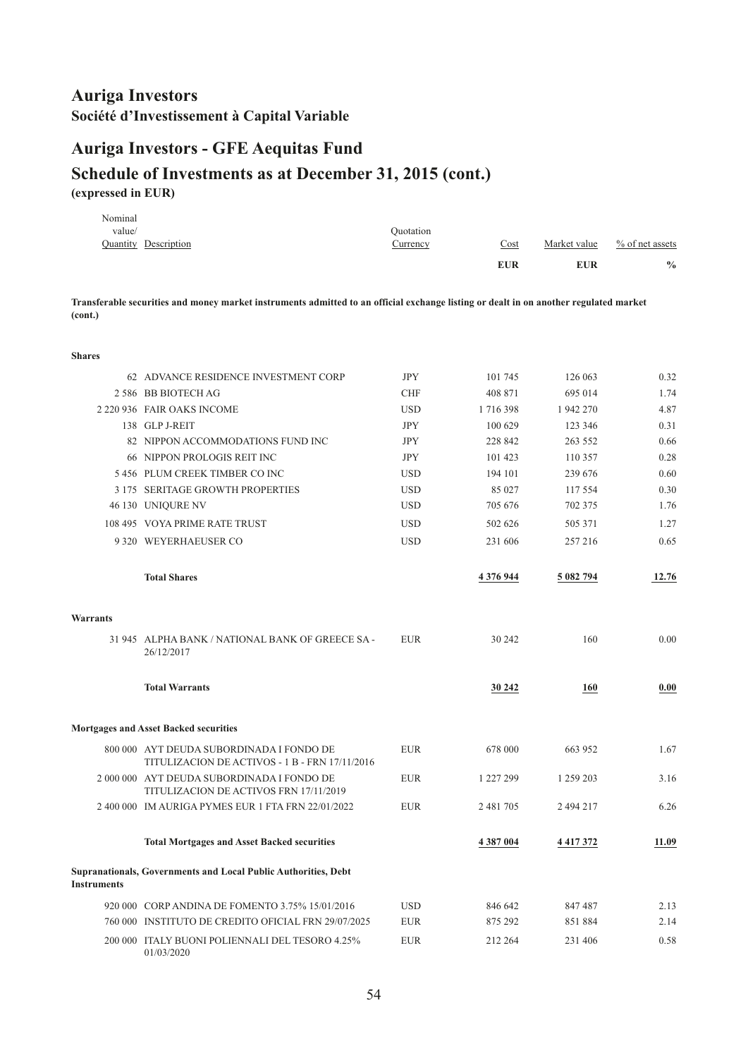# Auriga Investors

**Société d'Investissement à Capital Variable**

## Auriga Investors - GFE Aequitas Fund

## Schedule of Investments as at December 31, 2015 (cont.)

**(expressed in EUR)**

| Nominal value/ Quantity | Description | Quotation Currency | Cost EUR | Market value EUR | % of net assets % |
|---|---|---|---|---|---|
| | **Transferable securities and money market instruments admitted to an official exchange listing or dealt in on another regulated market (cont.)** | | | | |
| | **Shares** | | | | |
| 62 | ADVANCE RESIDENCE INVESTMENT CORP | JPY | 101 745 | 126 063 | 0.32 |
| 2 586 | BB BIOTECH AG | CHF | 408 871 | 695 014 | 1.74 |
| 2 220 936 | FAIR OAKS INCOME | USD | 1 716 398 | 1 942 270 | 4.87 |
| 138 | GLP J-REIT | JPY | 100 629 | 123 346 | 0.31 |
| 82 | NIPPON ACCOMMODATIONS FUND INC | JPY | 228 842 | 263 552 | 0.66 |
| 66 | NIPPON PROLOGIS REIT INC | JPY | 101 423 | 110 357 | 0.28 |
| 5 456 | PLUM CREEK TIMBER CO INC | USD | 194 101 | 239 676 | 0.60 |
| 3 175 | SERITAGE GROWTH PROPERTIES | USD | 85 027 | 117 554 | 0.30 |
| 46 130 | UNIQURE NV | USD | 705 676 | 702 375 | 1.76 |
| 108 495 | VOYA PRIME RATE TRUST | USD | 502 626 | 505 371 | 1.27 |
| 9 320 | WEYERHAEUSER CO | USD | 231 606 | 257 216 | 0.65 |
| | **Total Shares** | | **4 376 944** | **5 082 794** | **12.76** |
| | **Warrants** | | | | |
| 31 945 | ALPHA BANK / NATIONAL BANK OF GREECE SA - 26/12/2017 | EUR | 30 242 | 160 | 0.00 |
| | **Total Warrants** | | **30 242** | **160** | **0.00** |
| | **Mortgages and Asset Backed securities** | | | | |
| 800 000 | AYT DEUDA SUBORDINADA I FONDO DE TITULIZACION DE ACTIVOS - 1 B - FRN 17/11/2016 | EUR | 678 000 | 663 952 | 1.67 |
| 2 000 000 | AYT DEUDA SUBORDINADA I FONDO DE TITULIZACION DE ACTIVOS FRN 17/11/2019 | EUR | 1 227 299 | 1 259 203 | 3.16 |
| 2 400 000 | IM AURIGA PYMES EUR 1 FTA FRN 22/01/2022 | EUR | 2 481 705 | 2 494 217 | 6.26 |
| | **Total Mortgages and Asset Backed securities** | | **4 387 004** | **4 417 372** | **11.09** |
| | **Supranationals, Governments and Local Public Authorities, Debt Instruments** | | | | |
| 920 000 | CORP ANDINA DE FOMENTO 3.75% 15/01/2016 | USD | 846 642 | 847 487 | 2.13 |
| 760 000 | INSTITUTO DE CREDITO OFICIAL FRN 29/07/2025 | EUR | 875 292 | 851 884 | 2.14 |
| 200 000 | ITALY BUONI POLIENNALI DEL TESORO 4.25% 01/03/2020 | EUR | 212 264 | 231 406 | 0.58 |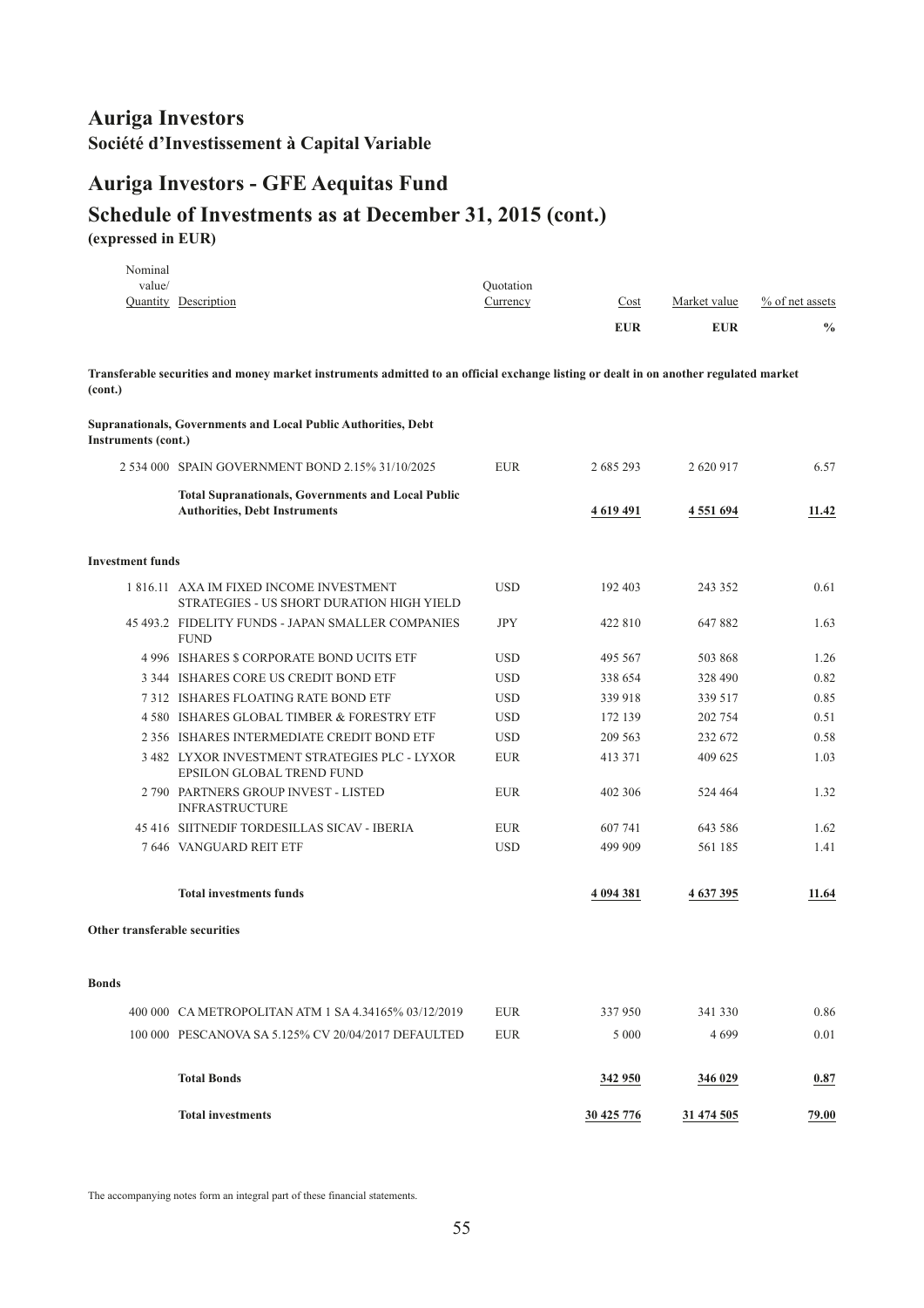# Auriga Investors

**Société d'Investissement à Capital Variable**

## Auriga Investors - GFE Aequitas Fund

## Schedule of Investments as at December 31, 2015 (cont.)

**(expressed in EUR)**

| Nominal value/ Quantity | Description | Quotation Currency | Cost | Market value | % of net assets |
|---|---|---|---|---|---|
| | | | **EUR** | **EUR** | **%** |
| **Transferable securities and money market instruments admitted to an official exchange listing or dealt in on another regulated market (cont.)** | | | | | |
| **Supranationals, Governments and Local Public Authorities, Debt Instruments (cont.)** | | | | | |
| 2 534 000 | SPAIN GOVERNMENT BOND 2.15% 31/10/2025 | EUR | 2 685 293 | 2 620 917 | 6.57 |
| | **Total Supranationals, Governments and Local Public Authorities, Debt Instruments** | | **4 619 491** | **4 551 694** | **11.42** |
| **Investment funds** | | | | | |
| 1 816.11 | AXA IM FIXED INCOME INVESTMENT STRATEGIES - US SHORT DURATION HIGH YIELD | USD | 192 403 | 243 352 | 0.61 |
| 45 493.2 | FIDELITY FUNDS - JAPAN SMALLER COMPANIES FUND | JPY | 422 810 | 647 882 | 1.63 |
| 4 996 | ISHARES $ CORPORATE BOND UCITS ETF | USD | 495 567 | 503 868 | 1.26 |
| 3 344 | ISHARES CORE US CREDIT BOND ETF | USD | 338 654 | 328 490 | 0.82 |
| 7 312 | ISHARES FLOATING RATE BOND ETF | USD | 339 918 | 339 517 | 0.85 |
| 4 580 | ISHARES GLOBAL TIMBER & FORESTRY ETF | USD | 172 139 | 202 754 | 0.51 |
| 2 356 | ISHARES INTERMEDIATE CREDIT BOND ETF | USD | 209 563 | 232 672 | 0.58 |
| 3 482 | LYXOR INVESTMENT STRATEGIES PLC - LYXOR EPSILON GLOBAL TREND FUND | EUR | 413 371 | 409 625 | 1.03 |
| 2 790 | PARTNERS GROUP INVEST - LISTED INFRASTRUCTURE | EUR | 402 306 | 524 464 | 1.32 |
| 45 416 | SIITNEDIF TORDESILLAS SICAV - IBERIA | EUR | 607 741 | 643 586 | 1.62 |
| 7 646 | VANGUARD REIT ETF | USD | 499 909 | 561 185 | 1.41 |
| | **Total investments funds** | | **4 094 381** | **4 637 395** | **11.64** |
| **Other transferable securities** | | | | | |
| **Bonds** | | | | | |
| 400 000 | CA METROPOLITAN ATM 1 SA 4.34165% 03/12/2019 | EUR | 337 950 | 341 330 | 0.86 |
| 100 000 | PESCANOVA SA 5.125% CV 20/04/2017 DEFAULTED | EUR | 5 000 | 4 699 | 0.01 |
| | **Total Bonds** | | **342 950** | **346 029** | **0.87** |
| | **Total investments** | | **30 425 776** | **31 474 505** | **79.00** |

The accompanying notes form an integral part of these financial statements.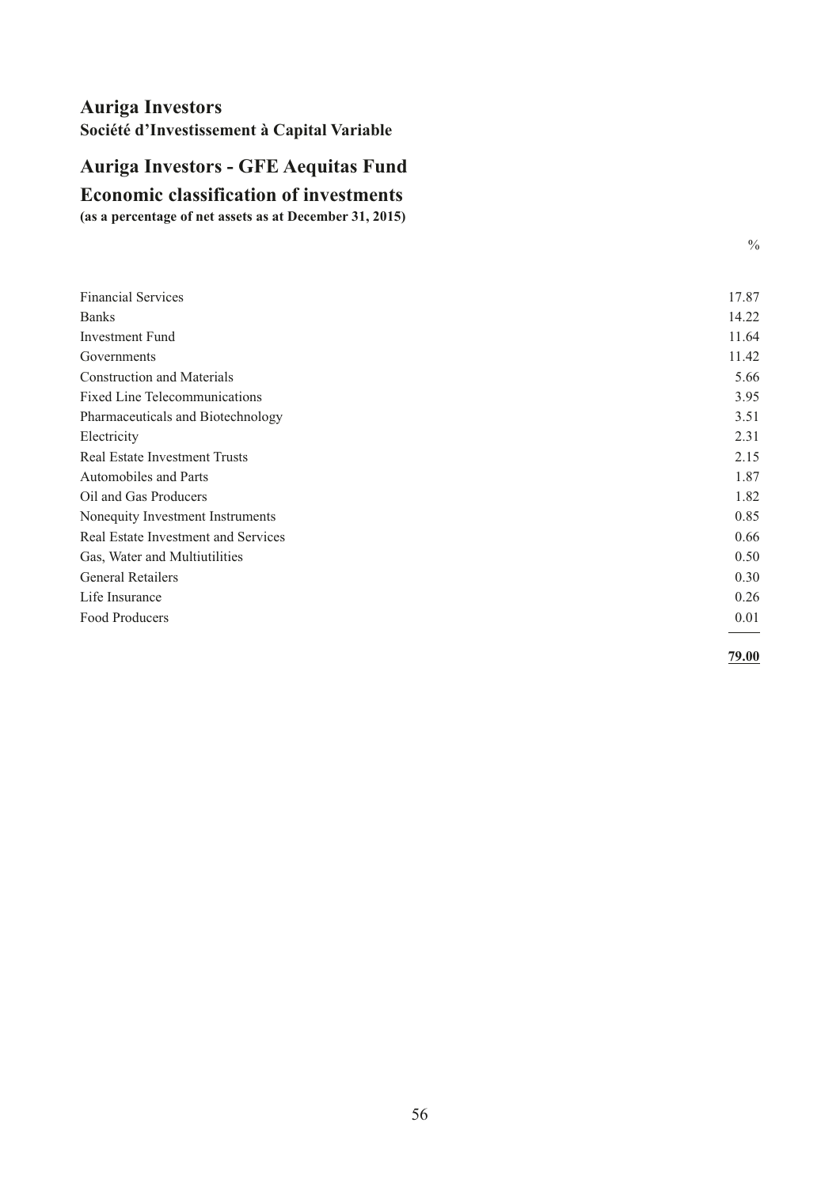# Auriga Investors

**Société d'Investissement à Capital Variable**

## Auriga Investors - GFE Aequitas Fund

## Economic classification of investments

**(as a percentage of net assets as at December 31, 2015)**

| | % |
|---|---:|
| Financial Services | 17.87 |
| Banks | 14.22 |
| Investment Fund | 11.64 |
| Governments | 11.42 |
| Construction and Materials | 5.66 |
| Fixed Line Telecommunications | 3.95 |
| Pharmaceuticals and Biotechnology | 3.51 |
| Electricity | 2.31 |
| Real Estate Investment Trusts | 2.15 |
| Automobiles and Parts | 1.87 |
| Oil and Gas Producers | 1.82 |
| Nonequity Investment Instruments | 0.85 |
| Real Estate Investment and Services | 0.66 |
| Gas, Water and Multiutilities | 0.50 |
| General Retailers | 0.30 |
| Life Insurance | 0.26 |
| Food Producers | 0.01 |
| | **79.00** |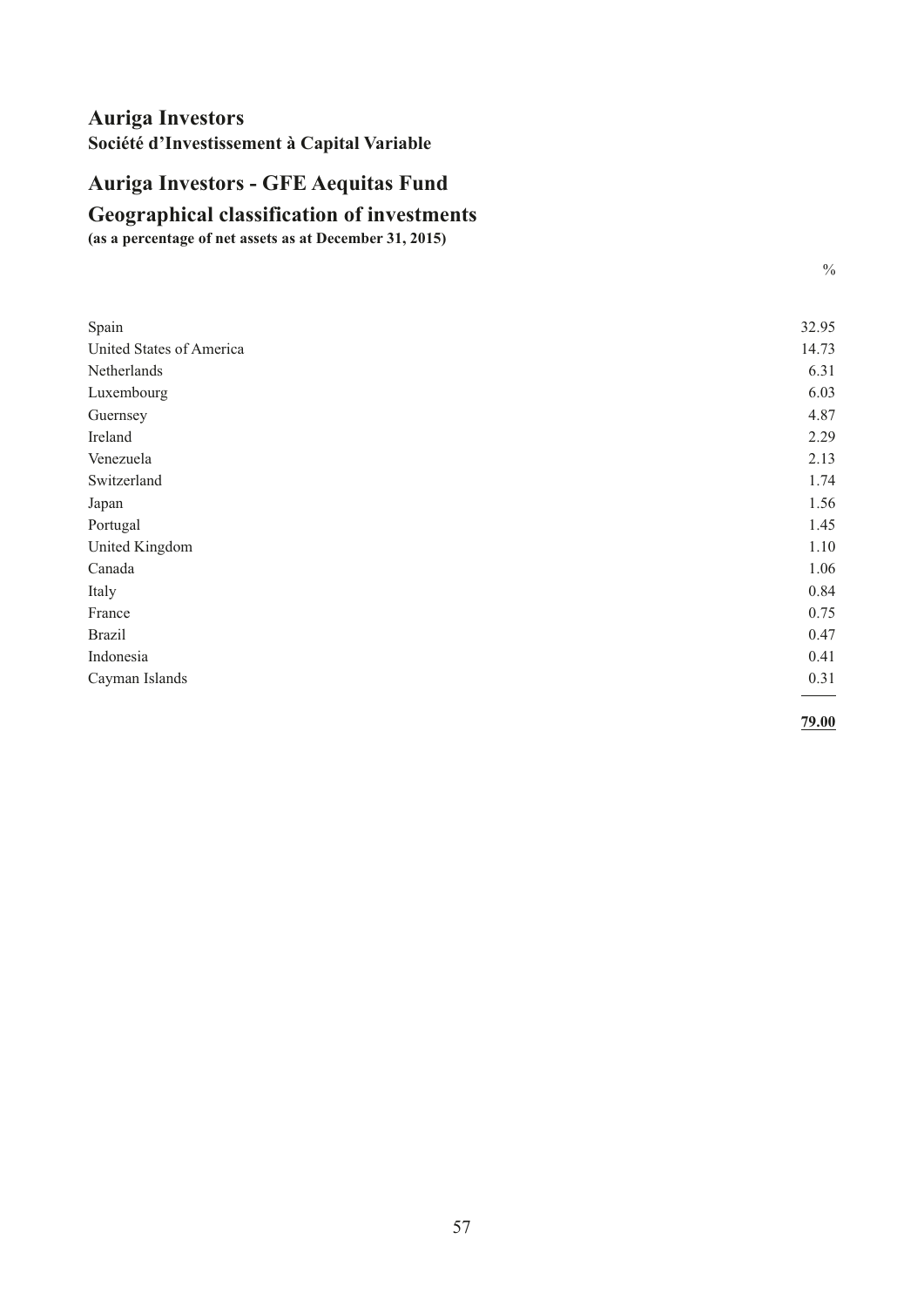# Auriga Investors

**Société d'Investissement à Capital Variable**

## Auriga Investors - GFE Aequitas Fund

## Geographical classification of investments

**(as a percentage of net assets as at December 31, 2015)**

| | % |
|---|---|
| Spain | 32.95 |
| United States of America | 14.73 |
| Netherlands | 6.31 |
| Luxembourg | 6.03 |
| Guernsey | 4.87 |
| Ireland | 2.29 |
| Venezuela | 2.13 |
| Switzerland | 1.74 |
| Japan | 1.56 |
| Portugal | 1.45 |
| United Kingdom | 1.10 |
| Canada | 1.06 |
| Italy | 0.84 |
| France | 0.75 |
| Brazil | 0.47 |
| Indonesia | 0.41 |
| Cayman Islands | 0.31 |
| | **79.00** |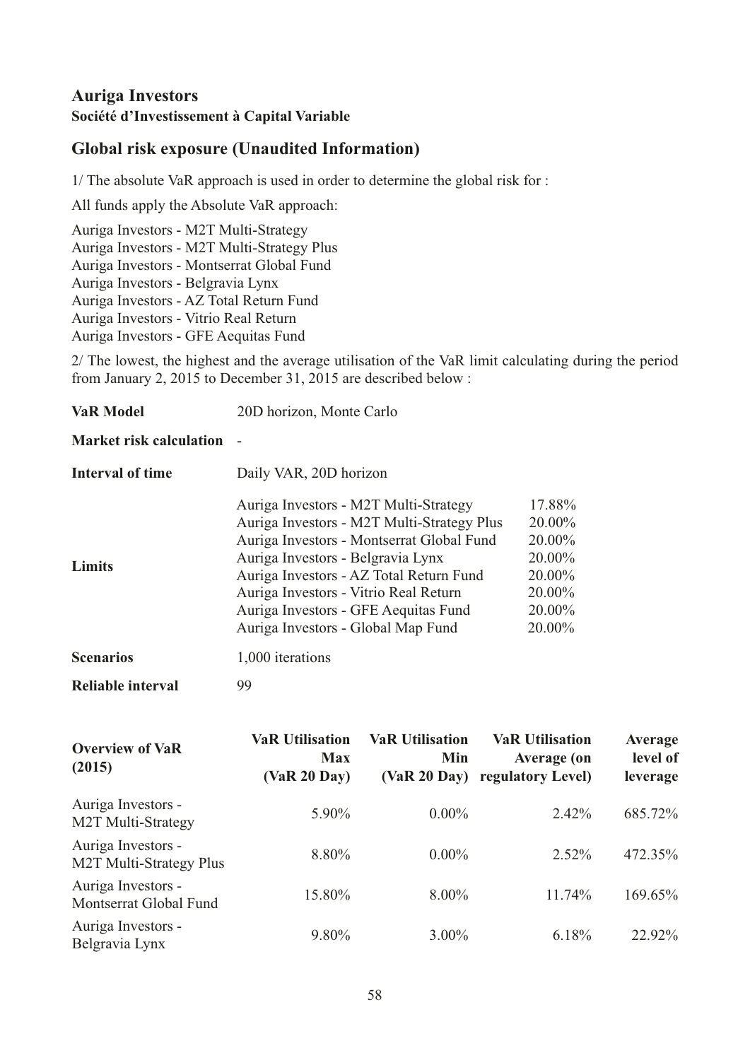# Auriga Investors

**Société d'Investissement à Capital Variable**

## Global risk exposure (Unaudited Information)

1/ The absolute VaR approach is used in order to determine the global risk for :

All funds apply the Absolute VaR approach:

Auriga Investors - M2T Multi-Strategy
Auriga Investors - M2T Multi-Strategy Plus
Auriga Investors - Montserrat Global Fund
Auriga Investors - Belgravia Lynx
Auriga Investors - AZ Total Return Fund
Auriga Investors - Vitrio Real Return
Auriga Investors - GFE Aequitas Fund

2/ The lowest, the highest and the average utilisation of the VaR limit calculating during the period from January 2, 2015 to December 31, 2015 are described below :

| | | |
|---|---|---|
| **VaR Model** | 20D horizon, Monte Carlo | |
| **Market risk calculation** | - | |
| **Interval of time** | Daily VAR, 20D horizon | |
| **Limits** | Auriga Investors - M2T Multi-Strategy | 17.88% |
| | Auriga Investors - M2T Multi-Strategy Plus | 20.00% |
| | Auriga Investors - Montserrat Global Fund | 20.00% |
| | Auriga Investors - Belgravia Lynx | 20.00% |
| | Auriga Investors - AZ Total Return Fund | 20.00% |
| | Auriga Investors - Vitrio Real Return | 20.00% |
| | Auriga Investors - GFE Aequitas Fund | 20.00% |
| | Auriga Investors - Global Map Fund | 20.00% |
| **Scenarios** | 1,000 iterations | |
| **Reliable interval** | 99 | |

| Overview of VaR (2015) | VaR Utilisation Max (VaR 20 Day) | VaR Utilisation Min (VaR 20 Day) | VaR Utilisation Average (on regulatory Level) | Average level of leverage |
|---|---|---|---|---|
| Auriga Investors - M2T Multi-Strategy | 5.90% | 0.00% | 2.42% | 685.72% |
| Auriga Investors - M2T Multi-Strategy Plus | 8.80% | 0.00% | 2.52% | 472.35% |
| Auriga Investors - Montserrat Global Fund | 15.80% | 8.00% | 11.74% | 169.65% |
| Auriga Investors - Belgravia Lynx | 9.80% | 3.00% | 6.18% | 22.92% |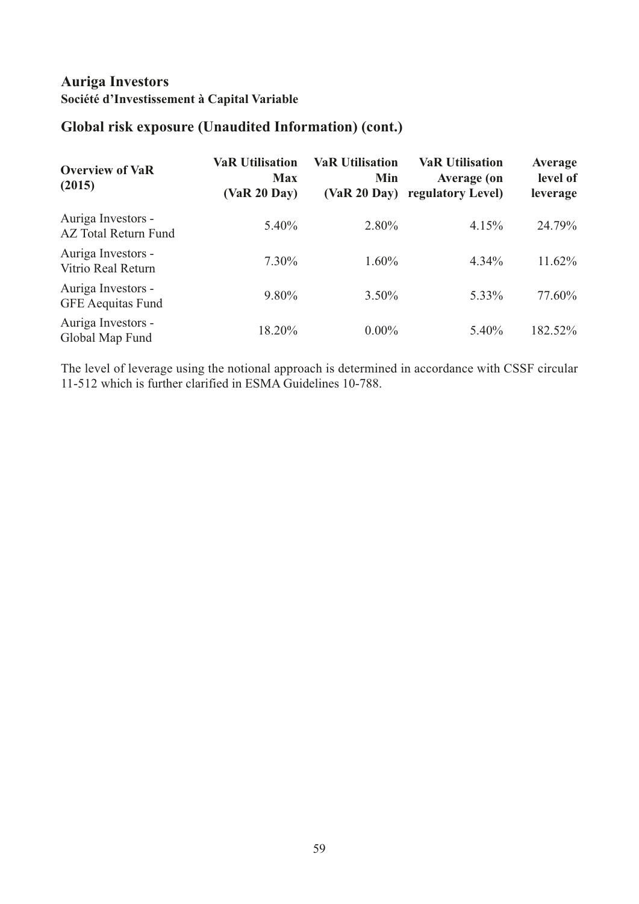## Auriga Investors
**Société d'Investissement à Capital Variable**

## Global risk exposure (Unaudited Information) (cont.)

| Overview of VaR (2015) | VaR Utilisation Max (VaR 20 Day) | VaR Utilisation Min (VaR 20 Day) | VaR Utilisation Average (on regulatory Level) | Average level of leverage |
|---|---|---|---|---|
| Auriga Investors - AZ Total Return Fund | 5.40% | 2.80% | 4.15% | 24.79% |
| Auriga Investors - Vitrio Real Return | 7.30% | 1.60% | 4.34% | 11.62% |
| Auriga Investors - GFE Aequitas Fund | 9.80% | 3.50% | 5.33% | 77.60% |
| Auriga Investors - Global Map Fund | 18.20% | 0.00% | 5.40% | 182.52% |

The level of leverage using the notional approach is determined in accordance with CSSF circular 11-512 which is further clarified in ESMA Guidelines 10-788.